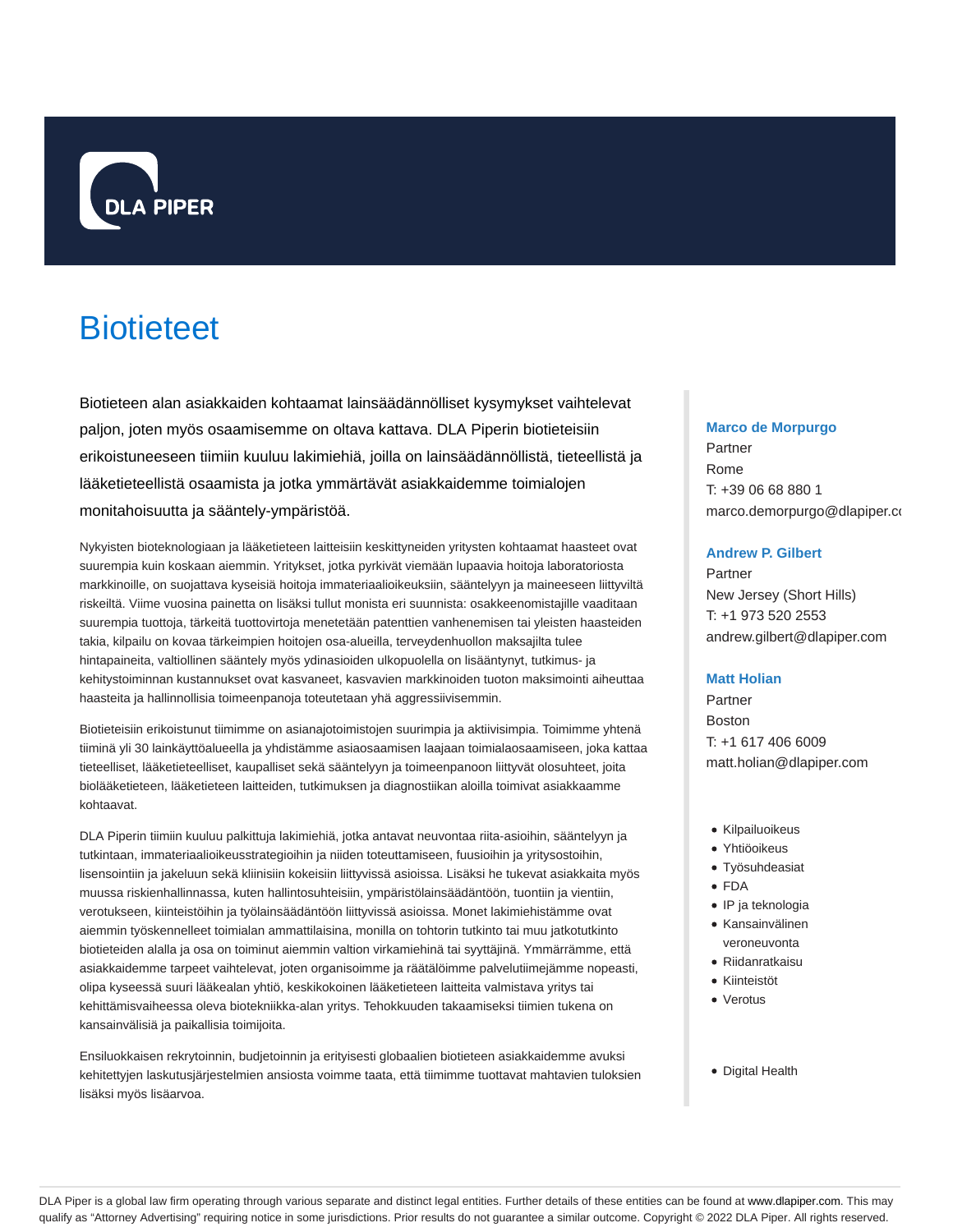# Biotieteet

Biotieteen alan asiakkaiden kohtaamat lainsäädännölliset kysymykset vaihtelevat paljon, joten myös osaamisemme on oltava kattava. DLA Piperin biotieteisiin erikoistuneeseen tiimiin kuuluu lakimiehiä, joilla on lainsäädännöllistä, tieteellistä ja lääketieteellistä osaamista ja jotka ymmärtävät asiakkaidemme toimialojen monitahoisuutta ja sääntely-ympäristöä.

Nykyisten bioteknologiaan ja lääketieteen laitteisiin keskittyneiden yritysten kohtaamat haasteet ovat suurempia kuin koskaan aiemmin. Yritykset, jotka pyrkivät viemään lupaavia hoitoja laboratoriosta markkinoille, on suojattava kyseisiä hoitoja immateriaalioikeuksiin, sääntelyyn ja maineeseen liittyviltä riskeiltä. Viime vuosina painetta on lisäksi tullut monista eri suunnista: osakkeenomistajille vaaditaan suurempia tuottoja, tärkeitä tuottovirtoja menetetään patenttien vanhenemisen tai yleisten haasteiden takia, kilpailu on kovaa tärkeimpien hoitojen osa-alueilla, terveydenhuollon maksajilta tulee hintapaineita, valtiollinen sääntely myös ydinasioiden ulkopuolella on lisääntynyt, tutkimus- ja kehitystoiminnan kustannukset ovat kasvaneet, kasvavien markkinoiden tuoton maksimointi aiheuttaa haasteita ja hallinnollisia toimeenpanoja toteutetaan yhä aggressiivisemmin.

Biotieteisiin erikoistunut tiimimme on asianajotoimistojen suurimpia ja aktiivisimpia. Toimimme yhtenä tiiminä yli 30 lainkäyttöalueella ja yhdistämme asiaosaamisen laajaan toimialaosaamiseen, joka kattaa tieteelliset, lääketieteelliset, kaupalliset sekä sääntelyyn ja toimeenpanoon liittyvät olosuhteet, joita biolääketieteen, lääketieteen laitteiden, tutkimuksen ja diagnostiikan aloilla toimivat asiakkaamme kohtaavat.

DLA Piperin tiimiin kuuluu palkittuja lakimiehiä, jotka antavat neuvontaa riita-asioihin, sääntelyyn ja tutkintaan, immateriaalioikeusstrategioihin ja niiden toteuttamiseen, fuusioihin ja yritysostoihin, lisensointiin ja jakeluun sekä kliinisiin kokeisiin liittyvissä asioissa. Lisäksi he tukevat asiakkaita myös muussa riskienhallinnassa, kuten hallintosuhteisiin, ympäristölainsäädäntöön, tuontiin ja vientiin, verotukseen, kiinteistöihin ja työlainsäädäntöön liittyvissä asioissa. Monet lakimiehistämme ovat aiemmin työskennelleet toimialan ammattilaisina, monilla on tohtorin tutkinto tai muu jatkotutkinto biotieteiden alalla ja osa on toiminut aiemmin valtion virkamiehinä tai syyttäjinä. Ymmärrämme, että asiakkaidemme tarpeet vaihtelevat, joten organisoimme ja räätälöimme palvelutiimejämme nopeasti, olipa kyseessä suuri lääkealan yhtiö, keskikokoinen lääketieteen laitteita valmistava yritys tai kehittämisvaiheessa oleva biotekniikka-alan yritys. Tehokkuuden takaamiseksi tiimien tukena on kansainvälisiä ja paikallisia toimijoita.

Ensiluokkaisen rekrytoinnin, budjetoinnin ja erityisesti globaalien biotieteen asiakkaidemme avuksi kehitettyjen laskutusjärjestelmien ansiosta voimme taata, että tiimimme tuottavat mahtavien tuloksien lisäksi myös lisäarvoa.

**Marco de Morpurgo**
Partner
Rome
T: +39 06 68 880 1
marco.demorpurgo@dlapiper.co

**Andrew P. Gilbert**
Partner
New Jersey (Short Hills)
T: +1 973 520 2553
andrew.gilbert@dlapiper.com

**Matt Holian**
Partner
Boston
T: +1 617 406 6009
matt.holian@dlapiper.com

- Kilpailuoikeus
- Yhtiöoikeus
- Työsuhdeasiat
- FDA
- IP ja teknologia
- Kansainvälinen veroneuvonta
- Riidanratkaisu
- Kiinteistöt
- Verotus

- Digital Health

DLA Piper is a global law firm operating through various separate and distinct legal entities. Further details of these entities can be found at www.dlapiper.com. This may qualify as "Attorney Advertising" requiring notice in some jurisdictions. Prior results do not guarantee a similar outcome. Copyright © 2022 DLA Piper. All rights reserved.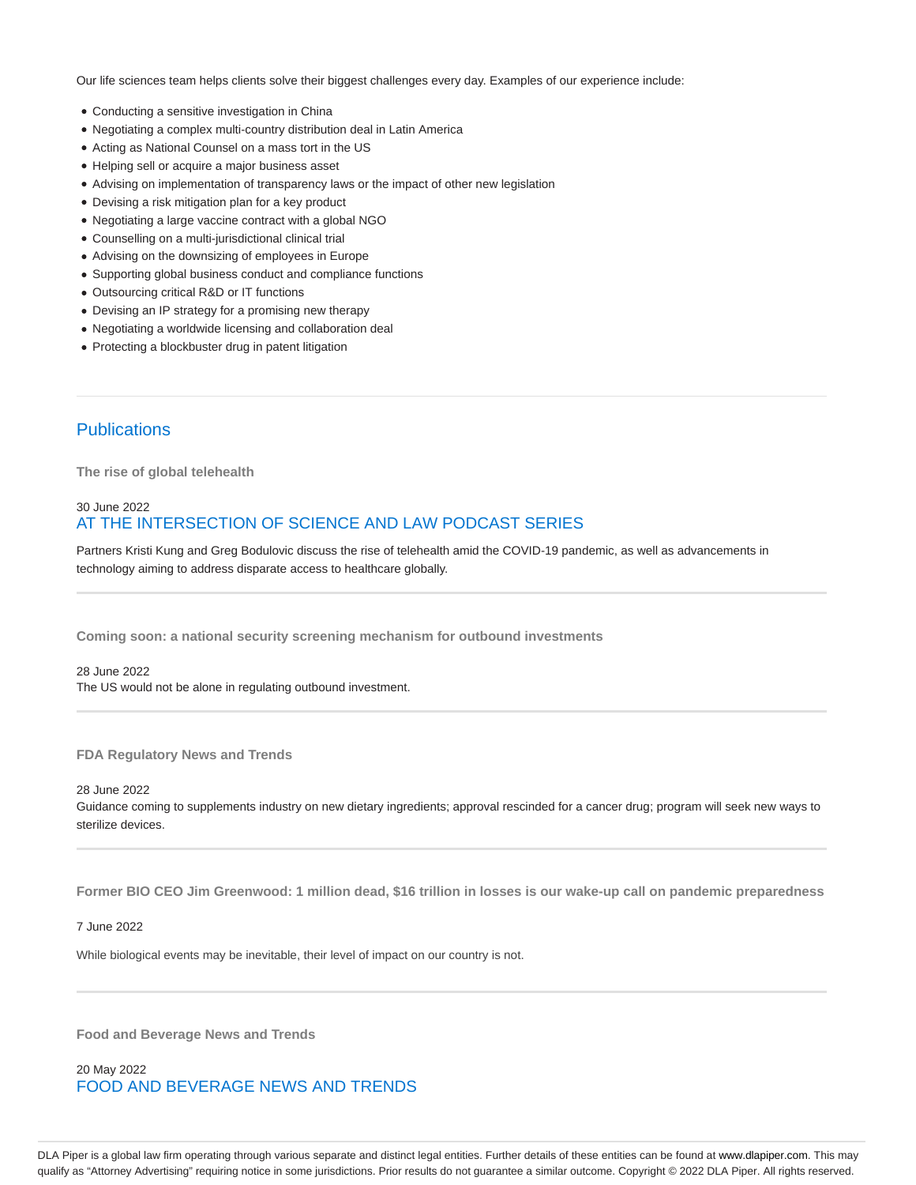Our life sciences team helps clients solve their biggest challenges every day. Examples of our experience include:

- Conducting a sensitive investigation in China
- Negotiating a complex multi-country distribution deal in Latin America
- Acting as National Counsel on a mass tort in the US
- Helping sell or acquire a major business asset
- Advising on implementation of transparency laws or the impact of other new legislation
- Devising a risk mitigation plan for a key product
- Negotiating a large vaccine contract with a global NGO
- Counselling on a multi-jurisdictional clinical trial
- Advising on the downsizing of employees in Europe
- Supporting global business conduct and compliance functions
- Outsourcing critical R&D or IT functions
- Devising an IP strategy for a promising new therapy
- Negotiating a worldwide licensing and collaboration deal
- Protecting a blockbuster drug in patent litigation

## Publications

**The rise of global telehealth**

30 June 2022

AT THE INTERSECTION OF SCIENCE AND LAW PODCAST SERIES

Partners Kristi Kung and Greg Bodulovic discuss the rise of telehealth amid the COVID-19 pandemic, as well as advancements in technology aiming to address disparate access to healthcare globally.

**Coming soon: a national security screening mechanism for outbound investments**

28 June 2022

The US would not be alone in regulating outbound investment.

**FDA Regulatory News and Trends**

28 June 2022

Guidance coming to supplements industry on new dietary ingredients; approval rescinded for a cancer drug; program will seek new ways to sterilize devices.

**Former BIO CEO Jim Greenwood: 1 million dead, $16 trillion in losses is our wake-up call on pandemic preparedness**

7 June 2022

While biological events may be inevitable, their level of impact on our country is not.

**Food and Beverage News and Trends**

20 May 2022

FOOD AND BEVERAGE NEWS AND TRENDS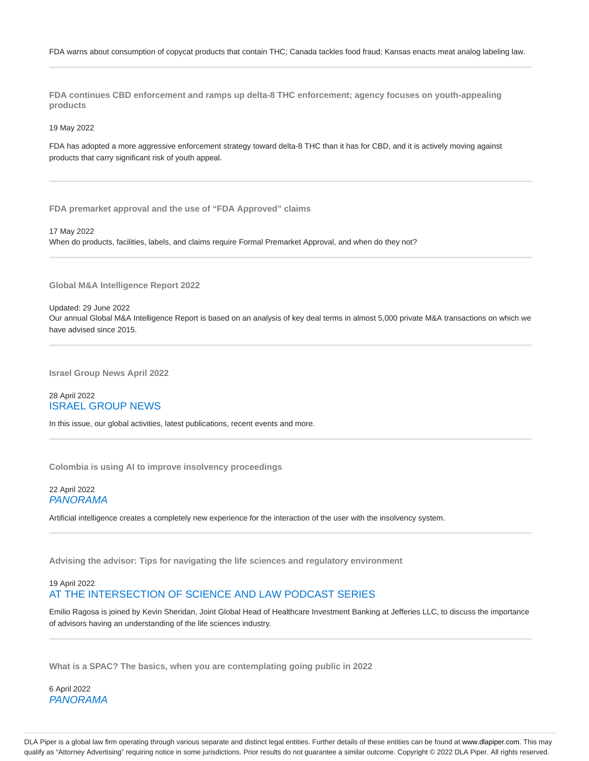FDA warns about consumption of copycat products that contain THC; Canada tackles food fraud; Kansas enacts meat analog labeling law.

---

### FDA continues CBD enforcement and ramps up delta-8 THC enforcement; agency focuses on youth-appealing products

19 May 2022

FDA has adopted a more aggressive enforcement strategy toward delta-8 THC than it has for CBD, and it is actively moving against products that carry significant risk of youth appeal.

---

### FDA premarket approval and the use of "FDA Approved" claims

17 May 2022

When do products, facilities, labels, and claims require Formal Premarket Approval, and when do they not?

---

### Global M&A Intelligence Report 2022

Updated: 29 June 2022

Our annual Global M&A Intelligence Report is based on an analysis of key deal terms in almost 5,000 private M&A transactions on which we have advised since 2015.

---

### Israel Group News April 2022

28 April 2022

ISRAEL GROUP NEWS

In this issue, our global activities, latest publications, recent events and more.

---

### Colombia is using AI to improve insolvency proceedings

22 April 2022

*PANORAMA*

Artificial intelligence creates a completely new experience for the interaction of the user with the insolvency system.

---

### Advising the advisor: Tips for navigating the life sciences and regulatory environment

19 April 2022

AT THE INTERSECTION OF SCIENCE AND LAW PODCAST SERIES

Emilio Ragosa is joined by Kevin Sheridan, Joint Global Head of Healthcare Investment Banking at Jefferies LLC, to discuss the importance of advisors having an understanding of the life sciences industry.

---

### What is a SPAC? The basics, when you are contemplating going public in 2022

6 April 2022

*PANORAMA*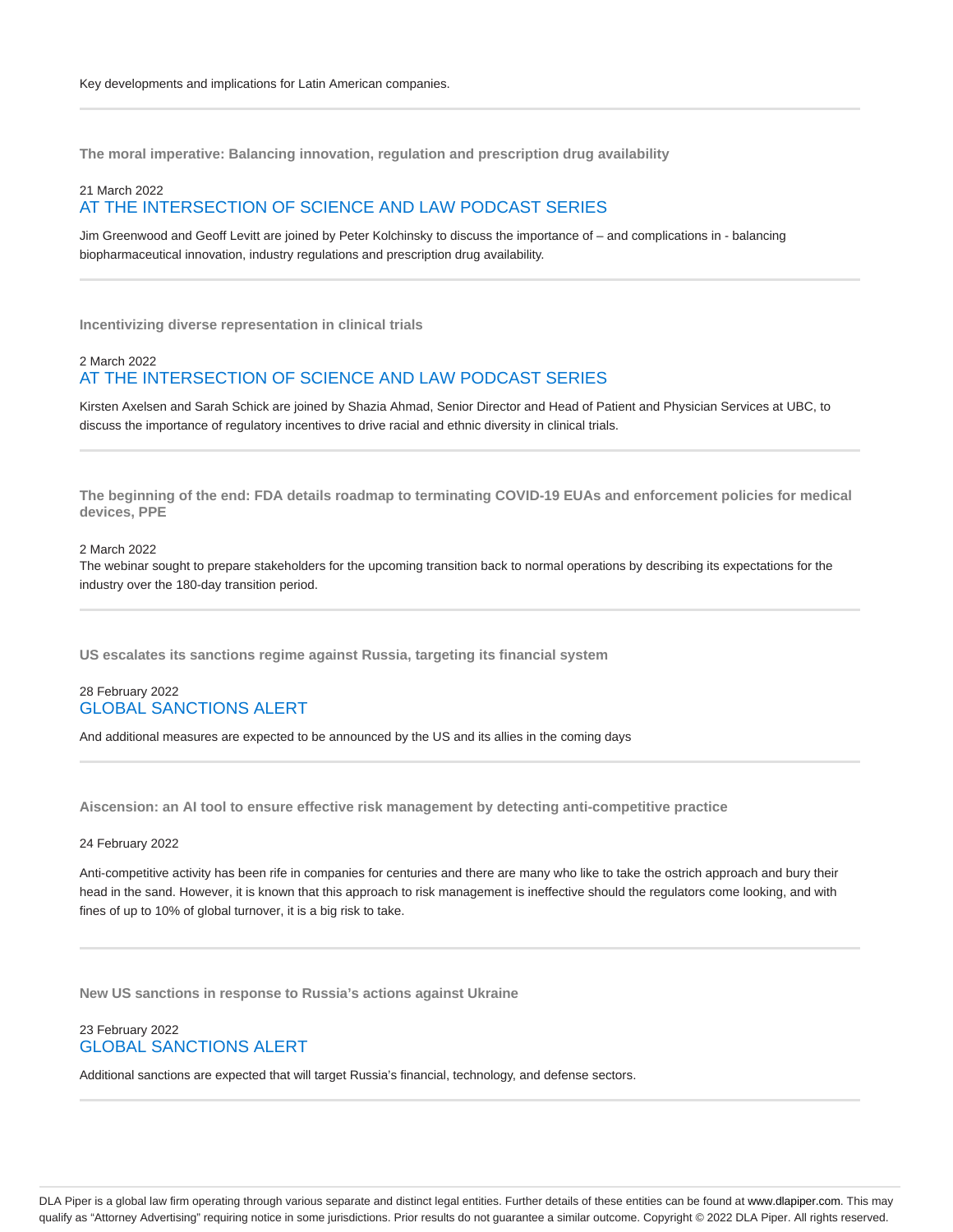Key developments and implications for Latin American companies.

---

**The moral imperative: Balancing innovation, regulation and prescription drug availability**

21 March 2022

AT THE INTERSECTION OF SCIENCE AND LAW PODCAST SERIES

Jim Greenwood and Geoff Levitt are joined by Peter Kolchinsky to discuss the importance of – and complications in - balancing biopharmaceutical innovation, industry regulations and prescription drug availability.

---

**Incentivizing diverse representation in clinical trials**

2 March 2022

AT THE INTERSECTION OF SCIENCE AND LAW PODCAST SERIES

Kirsten Axelsen and Sarah Schick are joined by Shazia Ahmad, Senior Director and Head of Patient and Physician Services at UBC, to discuss the importance of regulatory incentives to drive racial and ethnic diversity in clinical trials.

---

**The beginning of the end: FDA details roadmap to terminating COVID-19 EUAs and enforcement policies for medical devices, PPE**

2 March 2022

The webinar sought to prepare stakeholders for the upcoming transition back to normal operations by describing its expectations for the industry over the 180-day transition period.

---

**US escalates its sanctions regime against Russia, targeting its financial system**

28 February 2022

GLOBAL SANCTIONS ALERT

And additional measures are expected to be announced by the US and its allies in the coming days

---

**Aiscension: an AI tool to ensure effective risk management by detecting anti-competitive practice**

24 February 2022

Anti-competitive activity has been rife in companies for centuries and there are many who like to take the ostrich approach and bury their head in the sand. However, it is known that this approach to risk management is ineffective should the regulators come looking, and with fines of up to 10% of global turnover, it is a big risk to take.

---

**New US sanctions in response to Russia's actions against Ukraine**

23 February 2022

GLOBAL SANCTIONS ALERT

Additional sanctions are expected that will target Russia's financial, technology, and defense sectors.

---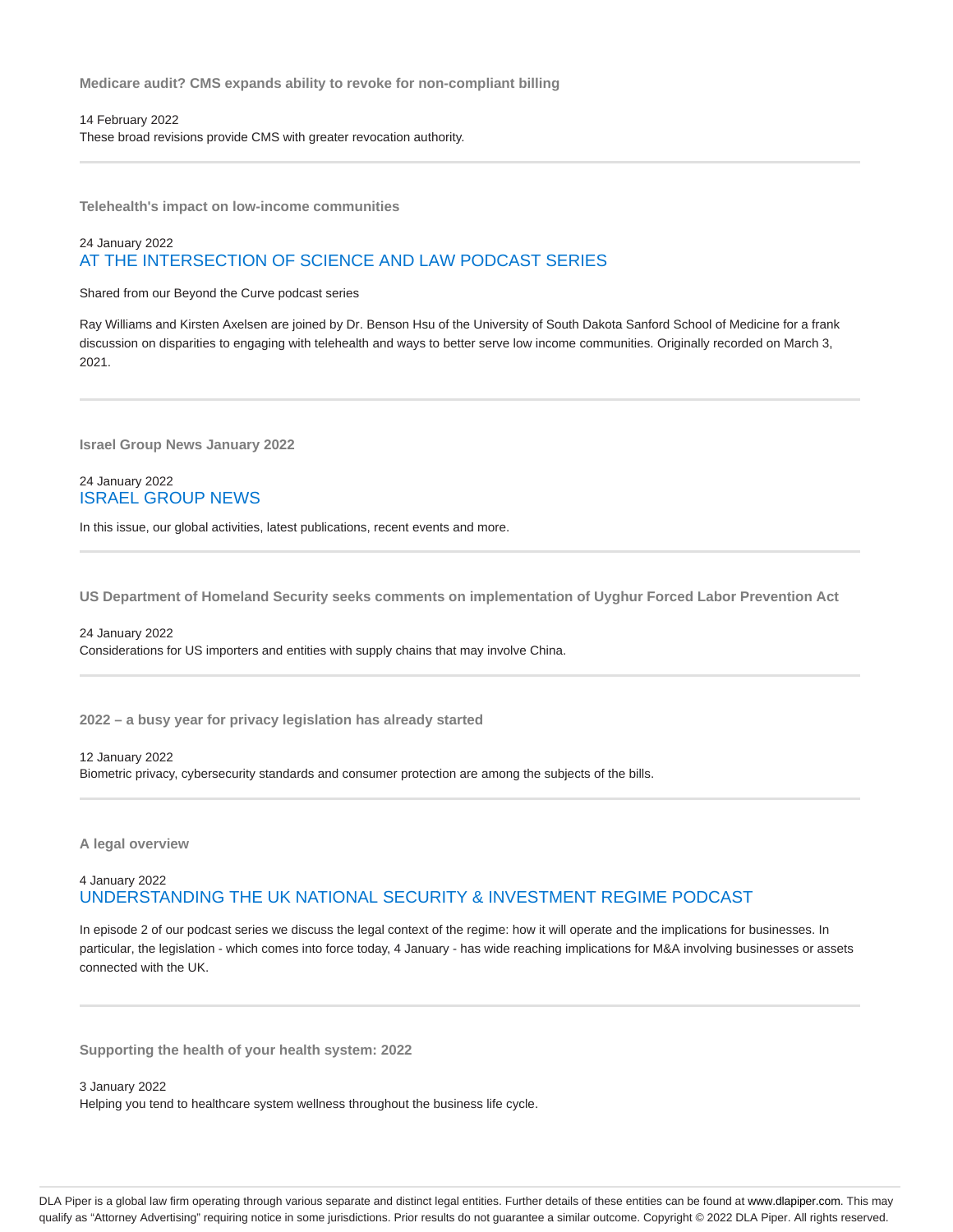### Medicare audit? CMS expands ability to revoke for non-compliant billing

14 February 2022

These broad revisions provide CMS with greater revocation authority.

---

### Telehealth's impact on low-income communities

24 January 2022

AT THE INTERSECTION OF SCIENCE AND LAW PODCAST SERIES

Shared from our Beyond the Curve podcast series

Ray Williams and Kirsten Axelsen are joined by Dr. Benson Hsu of the University of South Dakota Sanford School of Medicine for a frank discussion on disparities to engaging with telehealth and ways to better serve low income communities. Originally recorded on March 3, 2021.

---

### Israel Group News January 2022

24 January 2022

ISRAEL GROUP NEWS

In this issue, our global activities, latest publications, recent events and more.

---

### US Department of Homeland Security seeks comments on implementation of Uyghur Forced Labor Prevention Act

24 January 2022

Considerations for US importers and entities with supply chains that may involve China.

---

### 2022 – a busy year for privacy legislation has already started

12 January 2022

Biometric privacy, cybersecurity standards and consumer protection are among the subjects of the bills.

---

### A legal overview

4 January 2022

UNDERSTANDING THE UK NATIONAL SECURITY & INVESTMENT REGIME PODCAST

In episode 2 of our podcast series we discuss the legal context of the regime: how it will operate and the implications for businesses. In particular, the legislation - which comes into force today, 4 January - has wide reaching implications for M&A involving businesses or assets connected with the UK.

---

### Supporting the health of your health system: 2022

3 January 2022

Helping you tend to healthcare system wellness throughout the business life cycle.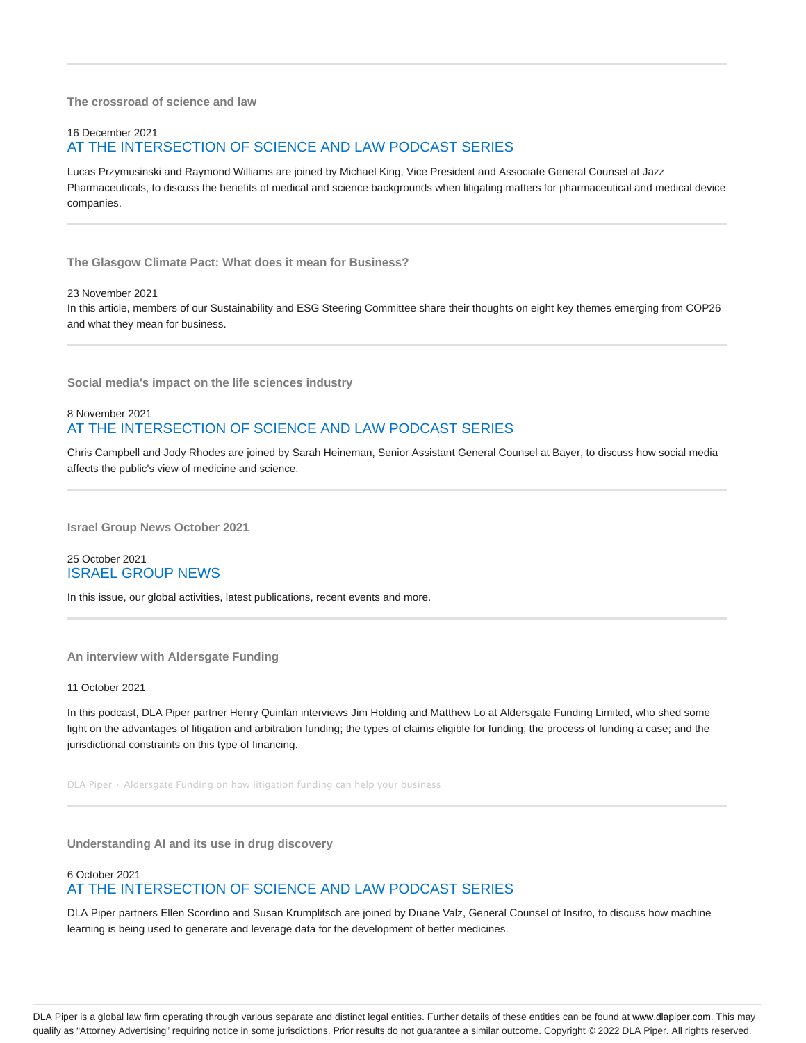---

### The crossroad of science and law

16 December 2021
AT THE INTERSECTION OF SCIENCE AND LAW PODCAST SERIES

Lucas Przymusinski and Raymond Williams are joined by Michael King, Vice President and Associate General Counsel at Jazz Pharmaceuticals, to discuss the benefits of medical and science backgrounds when litigating matters for pharmaceutical and medical device companies.

---

### The Glasgow Climate Pact: What does it mean for Business?

23 November 2021
In this article, members of our Sustainability and ESG Steering Committee share their thoughts on eight key themes emerging from COP26 and what they mean for business.

---

### Social media's impact on the life sciences industry

8 November 2021
AT THE INTERSECTION OF SCIENCE AND LAW PODCAST SERIES

Chris Campbell and Jody Rhodes are joined by Sarah Heineman, Senior Assistant General Counsel at Bayer, to discuss how social media affects the public's view of medicine and science.

---

### Israel Group News October 2021

25 October 2021
ISRAEL GROUP NEWS

In this issue, our global activities, latest publications, recent events and more.

---

### An interview with Aldersgate Funding

11 October 2021

In this podcast, DLA Piper partner Henry Quinlan interviews Jim Holding and Matthew Lo at Aldersgate Funding Limited, who shed some light on the advantages of litigation and arbitration funding; the types of claims eligible for funding; the process of funding a case; and the jurisdictional constraints on this type of financing.

DLA Piper · Aldersgate Funding on how litigation funding can help your business

---

### Understanding AI and its use in drug discovery

6 October 2021
AT THE INTERSECTION OF SCIENCE AND LAW PODCAST SERIES

DLA Piper partners Ellen Scordino and Susan Krumplitsch are joined by Duane Valz, General Counsel of Insitro, to discuss how machine learning is being used to generate and leverage data for the development of better medicines.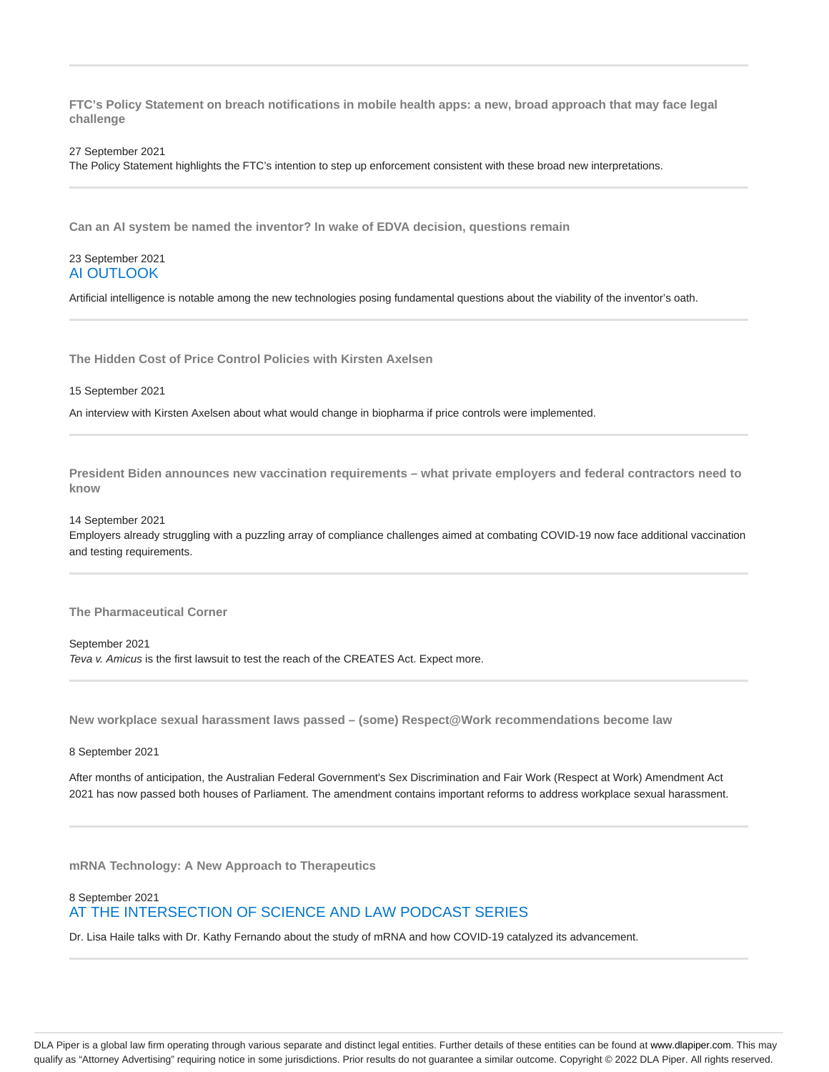---

**FTC's Policy Statement on breach notifications in mobile health apps: a new, broad approach that may face legal challenge**

27 September 2021

The Policy Statement highlights the FTC's intention to step up enforcement consistent with these broad new interpretations.

---

**Can an AI system be named the inventor? In wake of EDVA decision, questions remain**

23 September 2021

AI OUTLOOK

Artificial intelligence is notable among the new technologies posing fundamental questions about the viability of the inventor's oath.

---

**The Hidden Cost of Price Control Policies with Kirsten Axelsen**

15 September 2021

An interview with Kirsten Axelsen about what would change in biopharma if price controls were implemented.

---

**President Biden announces new vaccination requirements – what private employers and federal contractors need to know**

14 September 2021

Employers already struggling with a puzzling array of compliance challenges aimed at combating COVID-19 now face additional vaccination and testing requirements.

---

**The Pharmaceutical Corner**

September 2021

*Teva v. Amicus* is the first lawsuit to test the reach of the CREATES Act. Expect more.

---

**New workplace sexual harassment laws passed – (some) Respect@Work recommendations become law**

8 September 2021

After months of anticipation, the Australian Federal Government's Sex Discrimination and Fair Work (Respect at Work) Amendment Act 2021 has now passed both houses of Parliament. The amendment contains important reforms to address workplace sexual harassment.

---

**mRNA Technology: A New Approach to Therapeutics**

8 September 2021

AT THE INTERSECTION OF SCIENCE AND LAW PODCAST SERIES

Dr. Lisa Haile talks with Dr. Kathy Fernando about the study of mRNA and how COVID-19 catalyzed its advancement.

---

DLA Piper is a global law firm operating through various separate and distinct legal entities. Further details of these entities can be found at www.dlapiper.com. This may qualify as "Attorney Advertising" requiring notice in some jurisdictions. Prior results do not guarantee a similar outcome. Copyright © 2022 DLA Piper. All rights reserved.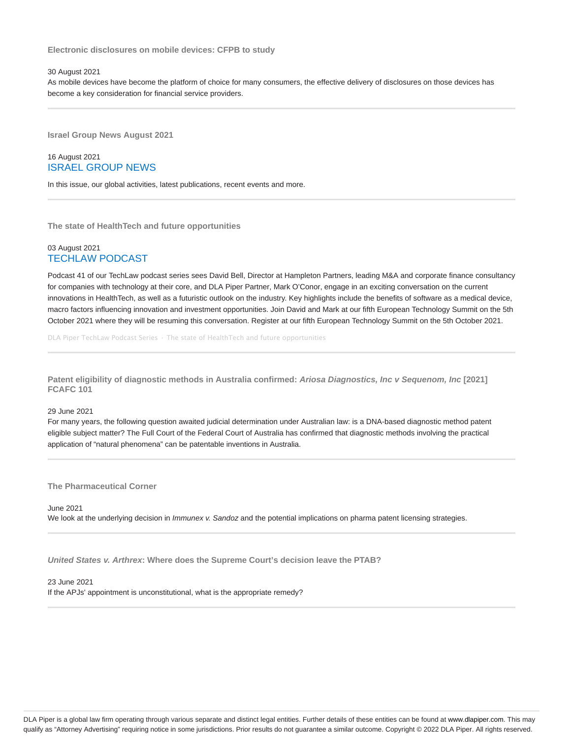### Electronic disclosures on mobile devices: CFPB to study

30 August 2021

As mobile devices have become the platform of choice for many consumers, the effective delivery of disclosures on those devices has become a key consideration for financial service providers.

---

### Israel Group News August 2021

16 August 2021

ISRAEL GROUP NEWS

In this issue, our global activities, latest publications, recent events and more.

---

### The state of HealthTech and future opportunities

03 August 2021

TECHLAW PODCAST

Podcast 41 of our TechLaw podcast series sees David Bell, Director at Hampleton Partners, leading M&A and corporate finance consultancy for companies with technology at their core, and DLA Piper Partner, Mark O'Conor, engage in an exciting conversation on the current innovations in HealthTech, as well as a futuristic outlook on the industry. Key highlights include the benefits of software as a medical device, macro factors influencing innovation and investment opportunities. Join David and Mark at our fifth European Technology Summit on the 5th October 2021 where they will be resuming this conversation. Register at our fifth European Technology Summit on the 5th October 2021.

DLA Piper TechLaw Podcast Series · The state of HealthTech and future opportunities

---

### Patent eligibility of diagnostic methods in Australia confirmed: *Ariosa Diagnostics, Inc v Sequenom, Inc* [2021] FCAFC 101

29 June 2021

For many years, the following question awaited judicial determination under Australian law: is a DNA-based diagnostic method patent eligible subject matter? The Full Court of the Federal Court of Australia has confirmed that diagnostic methods involving the practical application of "natural phenomena" can be patentable inventions in Australia.

---

### The Pharmaceutical Corner

June 2021

We look at the underlying decision in *Immunex v. Sandoz* and the potential implications on pharma patent licensing strategies.

---

### *United States v. Arthrex*: Where does the Supreme Court's decision leave the PTAB?

23 June 2021

If the APJs' appointment is unconstitutional, what is the appropriate remedy?

---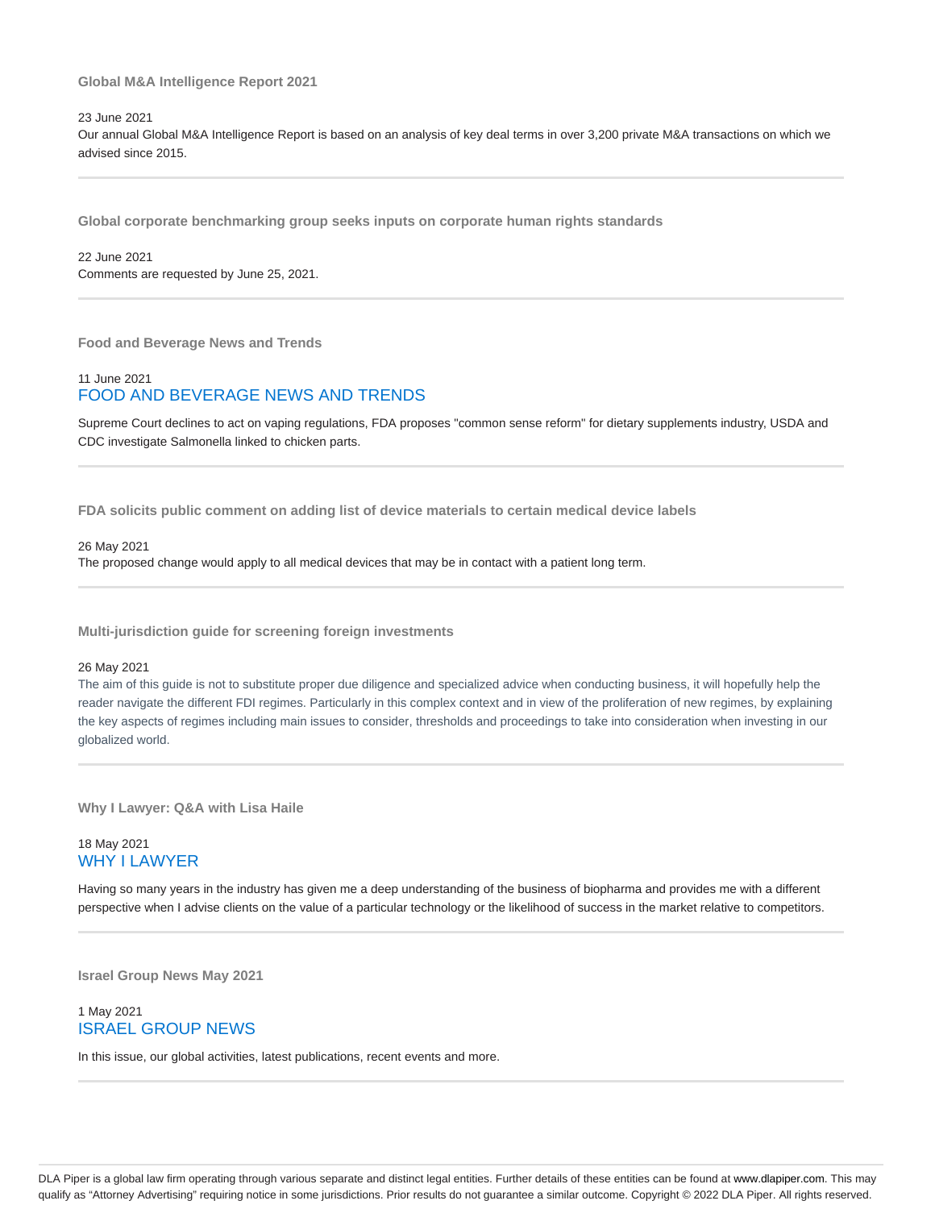### Global M&A Intelligence Report 2021

23 June 2021

Our annual Global M&A Intelligence Report is based on an analysis of key deal terms in over 3,200 private M&A transactions on which we advised since 2015.

---

### Global corporate benchmarking group seeks inputs on corporate human rights standards

22 June 2021

Comments are requested by June 25, 2021.

---

### Food and Beverage News and Trends

11 June 2021

FOOD AND BEVERAGE NEWS AND TRENDS

Supreme Court declines to act on vaping regulations, FDA proposes "common sense reform" for dietary supplements industry, USDA and CDC investigate Salmonella linked to chicken parts.

---

### FDA solicits public comment on adding list of device materials to certain medical device labels

26 May 2021

The proposed change would apply to all medical devices that may be in contact with a patient long term.

---

### Multi-jurisdiction guide for screening foreign investments

26 May 2021

The aim of this guide is not to substitute proper due diligence and specialized advice when conducting business, it will hopefully help the reader navigate the different FDI regimes. Particularly in this complex context and in view of the proliferation of new regimes, by explaining the key aspects of regimes including main issues to consider, thresholds and proceedings to take into consideration when investing in our globalized world.

---

### Why I Lawyer: Q&A with Lisa Haile

18 May 2021

WHY I LAWYER

Having so many years in the industry has given me a deep understanding of the business of biopharma and provides me with a different perspective when I advise clients on the value of a particular technology or the likelihood of success in the market relative to competitors.

---

### Israel Group News May 2021

1 May 2021

ISRAEL GROUP NEWS

In this issue, our global activities, latest publications, recent events and more.

---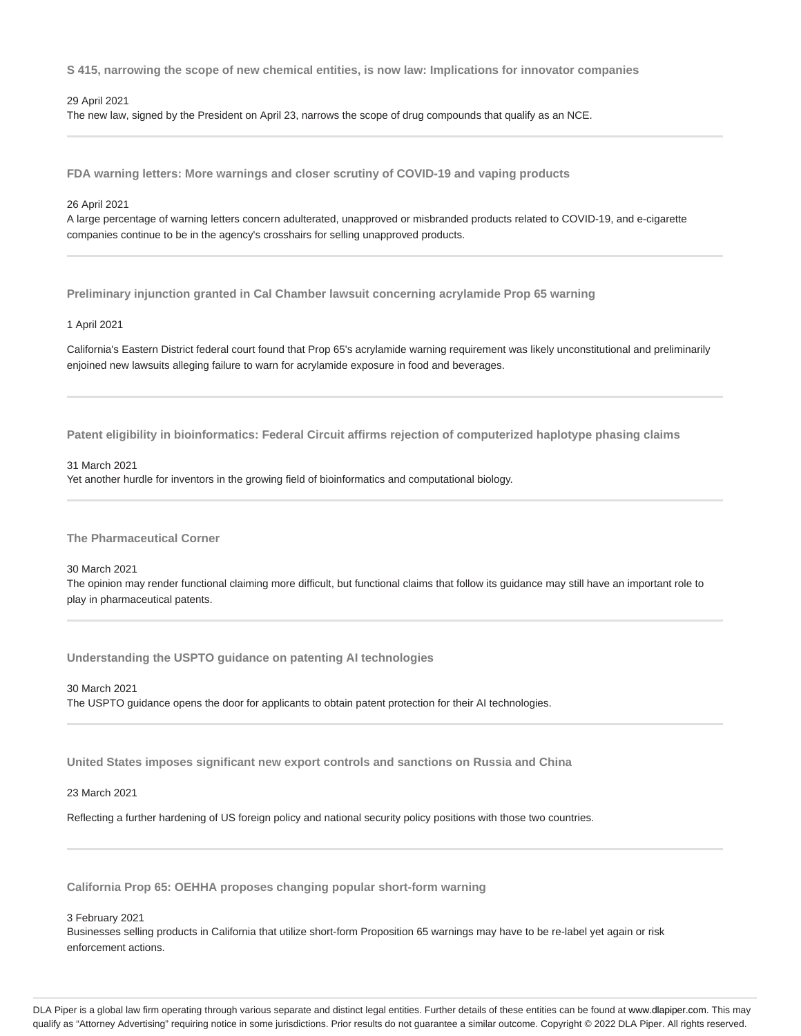### S 415, narrowing the scope of new chemical entities, is now law: Implications for innovator companies

29 April 2021

The new law, signed by the President on April 23, narrows the scope of drug compounds that qualify as an NCE.

---

### FDA warning letters: More warnings and closer scrutiny of COVID-19 and vaping products

26 April 2021

A large percentage of warning letters concern adulterated, unapproved or misbranded products related to COVID-19, and e-cigarette companies continue to be in the agency's crosshairs for selling unapproved products.

---

### Preliminary injunction granted in Cal Chamber lawsuit concerning acrylamide Prop 65 warning

1 April 2021

California's Eastern District federal court found that Prop 65's acrylamide warning requirement was likely unconstitutional and preliminarily enjoined new lawsuits alleging failure to warn for acrylamide exposure in food and beverages.

---

### Patent eligibility in bioinformatics: Federal Circuit affirms rejection of computerized haplotype phasing claims

31 March 2021

Yet another hurdle for inventors in the growing field of bioinformatics and computational biology.

---

### The Pharmaceutical Corner

30 March 2021

The opinion may render functional claiming more difficult, but functional claims that follow its guidance may still have an important role to play in pharmaceutical patents.

---

### Understanding the USPTO guidance on patenting AI technologies

30 March 2021

The USPTO guidance opens the door for applicants to obtain patent protection for their AI technologies.

---

### United States imposes significant new export controls and sanctions on Russia and China

23 March 2021

Reflecting a further hardening of US foreign policy and national security policy positions with those two countries.

---

### California Prop 65: OEHHA proposes changing popular short-form warning

3 February 2021

Businesses selling products in California that utilize short-form Proposition 65 warnings may have to be re-label yet again or risk enforcement actions.

DLA Piper is a global law firm operating through various separate and distinct legal entities. Further details of these entities can be found at www.dlapiper.com. This may qualify as "Attorney Advertising" requiring notice in some jurisdictions. Prior results do not guarantee a similar outcome. Copyright © 2022 DLA Piper. All rights reserved.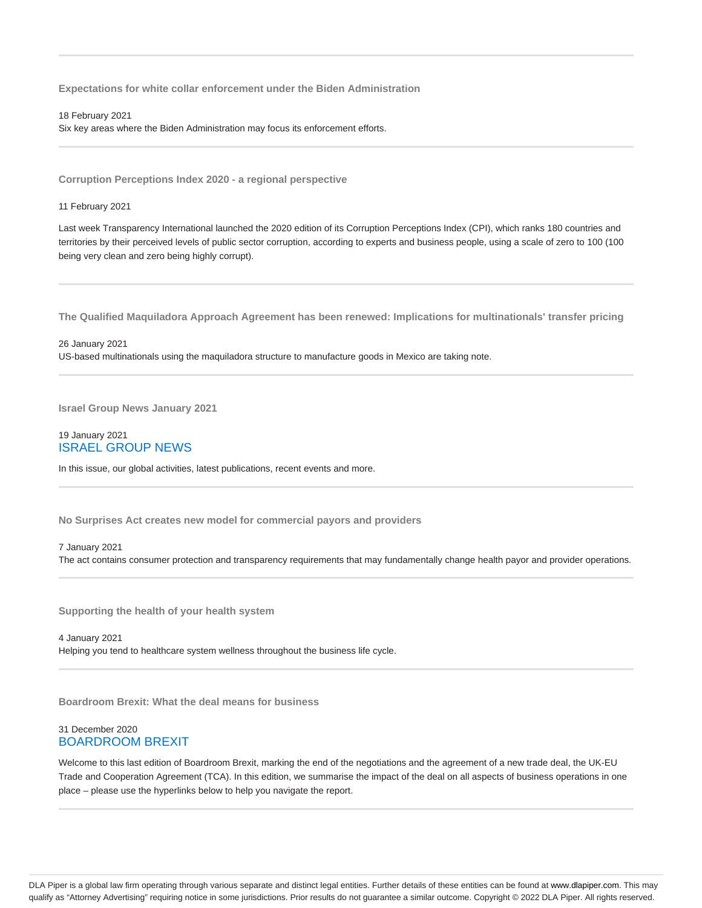### Expectations for white collar enforcement under the Biden Administration

18 February 2021

Six key areas where the Biden Administration may focus its enforcement efforts.

---

### Corruption Perceptions Index 2020 - a regional perspective

11 February 2021

Last week Transparency International launched the 2020 edition of its Corruption Perceptions Index (CPI), which ranks 180 countries and territories by their perceived levels of public sector corruption, according to experts and business people, using a scale of zero to 100 (100 being very clean and zero being highly corrupt).

---

### The Qualified Maquiladora Approach Agreement has been renewed: Implications for multinationals' transfer pricing

26 January 2021

US-based multinationals using the maquiladora structure to manufacture goods in Mexico are taking note.

---

### Israel Group News January 2021

19 January 2021

ISRAEL GROUP NEWS

In this issue, our global activities, latest publications, recent events and more.

---

### No Surprises Act creates new model for commercial payors and providers

7 January 2021

The act contains consumer protection and transparency requirements that may fundamentally change health payor and provider operations.

---

### Supporting the health of your health system

4 January 2021

Helping you tend to healthcare system wellness throughout the business life cycle.

---

### Boardroom Brexit: What the deal means for business

31 December 2020

BOARDROOM BREXIT

Welcome to this last edition of Boardroom Brexit, marking the end of the negotiations and the agreement of a new trade deal, the UK-EU Trade and Cooperation Agreement (TCA). In this edition, we summarise the impact of the deal on all aspects of business operations in one place – please use the hyperlinks below to help you navigate the report.

---

DLA Piper is a global law firm operating through various separate and distinct legal entities. Further details of these entities can be found at www.dlapiper.com. This may qualify as "Attorney Advertising" requiring notice in some jurisdictions. Prior results do not guarantee a similar outcome. Copyright © 2022 DLA Piper. All rights reserved.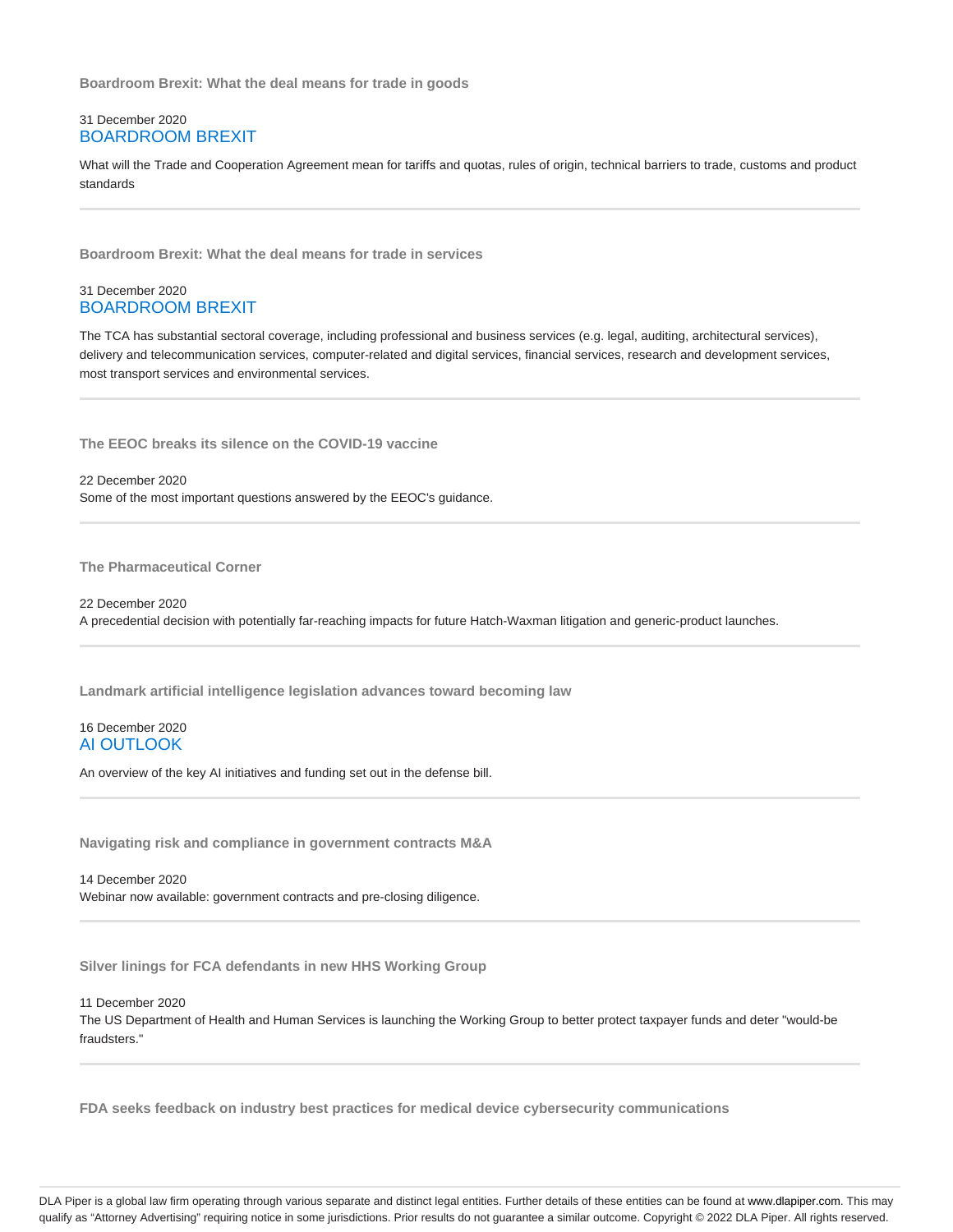**Boardroom Brexit: What the deal means for trade in goods**

31 December 2020
BOARDROOM BREXIT

What will the Trade and Cooperation Agreement mean for tariffs and quotas, rules of origin, technical barriers to trade, customs and product standards

---

**Boardroom Brexit: What the deal means for trade in services**

31 December 2020
BOARDROOM BREXIT

The TCA has substantial sectoral coverage, including professional and business services (e.g. legal, auditing, architectural services), delivery and telecommunication services, computer-related and digital services, financial services, research and development services, most transport services and environmental services.

---

**The EEOC breaks its silence on the COVID-19 vaccine**

22 December 2020
Some of the most important questions answered by the EEOC's guidance.

---

**The Pharmaceutical Corner**

22 December 2020
A precedential decision with potentially far-reaching impacts for future Hatch-Waxman litigation and generic-product launches.

---

**Landmark artificial intelligence legislation advances toward becoming law**

16 December 2020
AI OUTLOOK

An overview of the key AI initiatives and funding set out in the defense bill.

---

**Navigating risk and compliance in government contracts M&A**

14 December 2020
Webinar now available: government contracts and pre-closing diligence.

---

**Silver linings for FCA defendants in new HHS Working Group**

11 December 2020
The US Department of Health and Human Services is launching the Working Group to better protect taxpayer funds and deter "would-be fraudsters."

---

**FDA seeks feedback on industry best practices for medical device cybersecurity communications**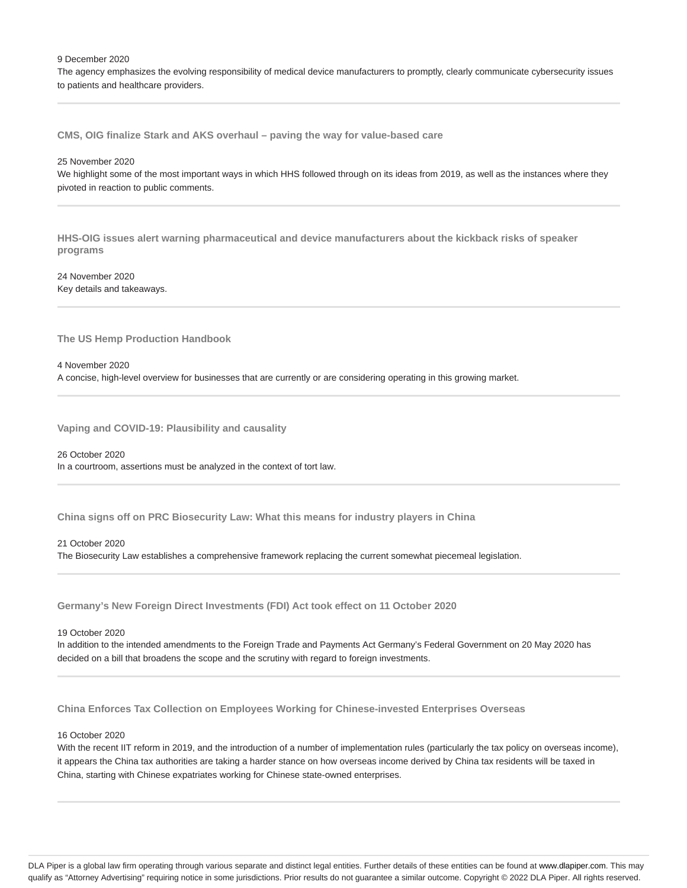9 December 2020
The agency emphasizes the evolving responsibility of medical device manufacturers to promptly, clearly communicate cybersecurity issues to patients and healthcare providers.

---

### CMS, OIG finalize Stark and AKS overhaul – paving the way for value-based care

25 November 2020
We highlight some of the most important ways in which HHS followed through on its ideas from 2019, as well as the instances where they pivoted in reaction to public comments.

---

### HHS-OIG issues alert warning pharmaceutical and device manufacturers about the kickback risks of speaker programs

24 November 2020
Key details and takeaways.

---

### The US Hemp Production Handbook

4 November 2020
A concise, high-level overview for businesses that are currently or are considering operating in this growing market.

---

### Vaping and COVID-19: Plausibility and causality

26 October 2020
In a courtroom, assertions must be analyzed in the context of tort law.

---

### China signs off on PRC Biosecurity Law: What this means for industry players in China

21 October 2020
The Biosecurity Law establishes a comprehensive framework replacing the current somewhat piecemeal legislation.

---

### Germany's New Foreign Direct Investments (FDI) Act took effect on 11 October 2020

19 October 2020
In addition to the intended amendments to the Foreign Trade and Payments Act Germany's Federal Government on 20 May 2020 has decided on a bill that broadens the scope and the scrutiny with regard to foreign investments.

---

### China Enforces Tax Collection on Employees Working for Chinese-invested Enterprises Overseas

16 October 2020
With the recent IIT reform in 2019, and the introduction of a number of implementation rules (particularly the tax policy on overseas income), it appears the China tax authorities are taking a harder stance on how overseas income derived by China tax residents will be taxed in China, starting with Chinese expatriates working for Chinese state-owned enterprises.

---

DLA Piper is a global law firm operating through various separate and distinct legal entities. Further details of these entities can be found at www.dlapiper.com. This may qualify as "Attorney Advertising" requiring notice in some jurisdictions. Prior results do not guarantee a similar outcome. Copyright © 2022 DLA Piper. All rights reserved.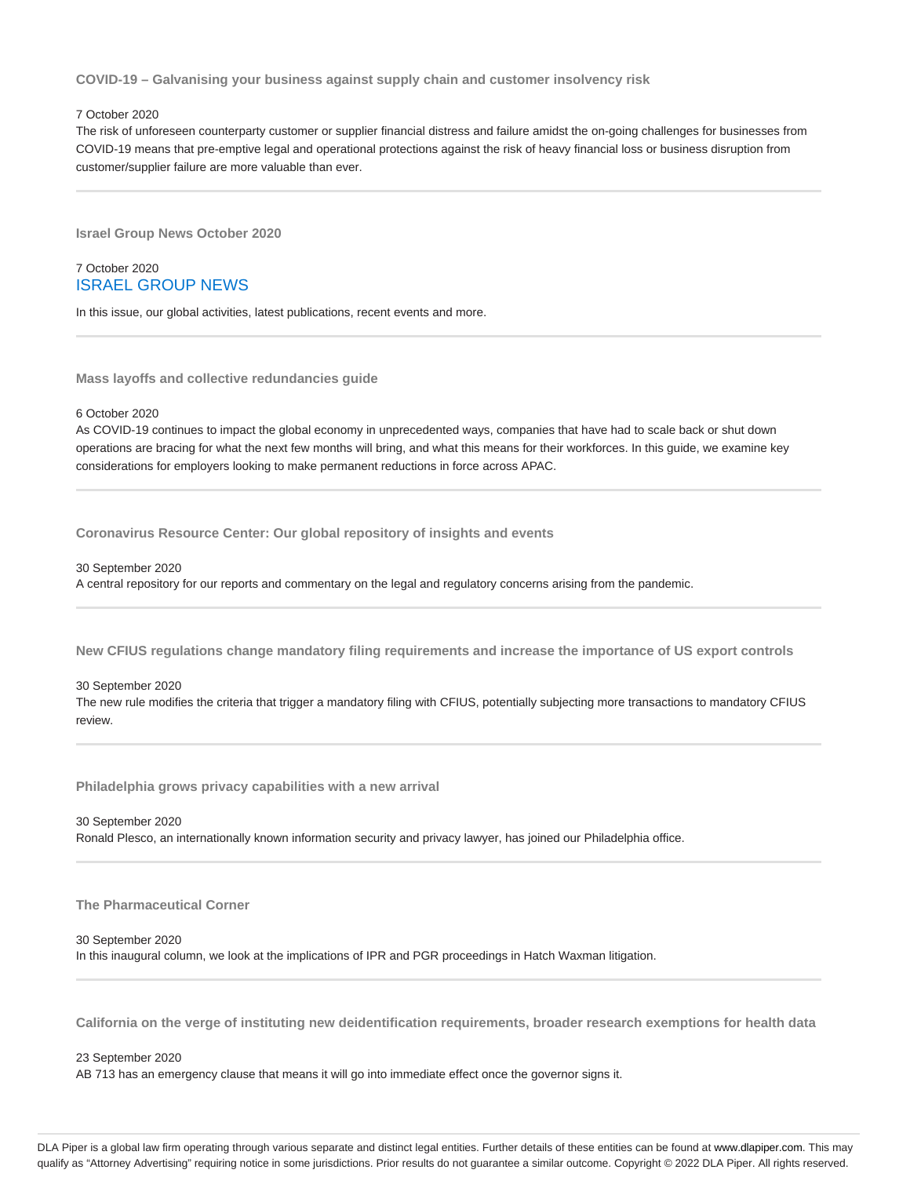### COVID-19 – Galvanising your business against supply chain and customer insolvency risk

7 October 2020

The risk of unforeseen counterparty customer or supplier financial distress and failure amidst the on-going challenges for businesses from COVID-19 means that pre-emptive legal and operational protections against the risk of heavy financial loss or business disruption from customer/supplier failure are more valuable than ever.

---

### Israel Group News October 2020

7 October 2020

ISRAEL GROUP NEWS

In this issue, our global activities, latest publications, recent events and more.

---

### Mass layoffs and collective redundancies guide

6 October 2020

As COVID-19 continues to impact the global economy in unprecedented ways, companies that have had to scale back or shut down operations are bracing for what the next few months will bring, and what this means for their workforces. In this guide, we examine key considerations for employers looking to make permanent reductions in force across APAC.

---

### Coronavirus Resource Center: Our global repository of insights and events

30 September 2020

A central repository for our reports and commentary on the legal and regulatory concerns arising from the pandemic.

---

### New CFIUS regulations change mandatory filing requirements and increase the importance of US export controls

30 September 2020

The new rule modifies the criteria that trigger a mandatory filing with CFIUS, potentially subjecting more transactions to mandatory CFIUS review.

---

### Philadelphia grows privacy capabilities with a new arrival

30 September 2020

Ronald Plesco, an internationally known information security and privacy lawyer, has joined our Philadelphia office.

---

### The Pharmaceutical Corner

30 September 2020

In this inaugural column, we look at the implications of IPR and PGR proceedings in Hatch Waxman litigation.

---

### California on the verge of instituting new deidentification requirements, broader research exemptions for health data

23 September 2020

AB 713 has an emergency clause that means it will go into immediate effect once the governor signs it.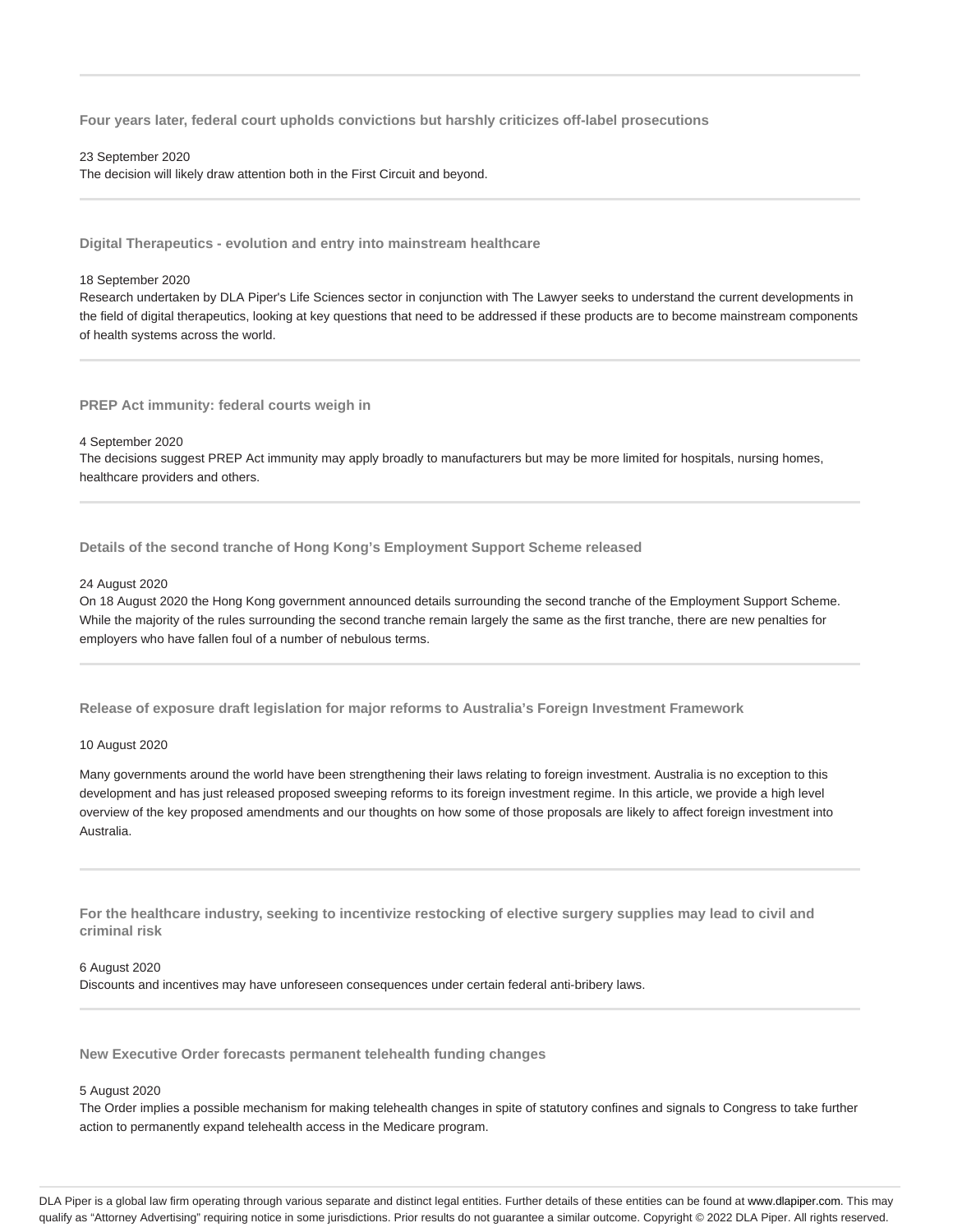### Four years later, federal court upholds convictions but harshly criticizes off-label prosecutions

23 September 2020

The decision will likely draw attention both in the First Circuit and beyond.

### Digital Therapeutics - evolution and entry into mainstream healthcare

18 September 2020

Research undertaken by DLA Piper's Life Sciences sector in conjunction with The Lawyer seeks to understand the current developments in the field of digital therapeutics, looking at key questions that need to be addressed if these products are to become mainstream components of health systems across the world.

### PREP Act immunity: federal courts weigh in

4 September 2020

The decisions suggest PREP Act immunity may apply broadly to manufacturers but may be more limited for hospitals, nursing homes, healthcare providers and others.

### Details of the second tranche of Hong Kong's Employment Support Scheme released

24 August 2020

On 18 August 2020 the Hong Kong government announced details surrounding the second tranche of the Employment Support Scheme. While the majority of the rules surrounding the second tranche remain largely the same as the first tranche, there are new penalties for employers who have fallen foul of a number of nebulous terms.

### Release of exposure draft legislation for major reforms to Australia's Foreign Investment Framework

10 August 2020

Many governments around the world have been strengthening their laws relating to foreign investment. Australia is no exception to this development and has just released proposed sweeping reforms to its foreign investment regime. In this article, we provide a high level overview of the key proposed amendments and our thoughts on how some of those proposals are likely to affect foreign investment into Australia.

### For the healthcare industry, seeking to incentivize restocking of elective surgery supplies may lead to civil and criminal risk

6 August 2020

Discounts and incentives may have unforeseen consequences under certain federal anti-bribery laws.

### New Executive Order forecasts permanent telehealth funding changes

5 August 2020

The Order implies a possible mechanism for making telehealth changes in spite of statutory confines and signals to Congress to take further action to permanently expand telehealth access in the Medicare program.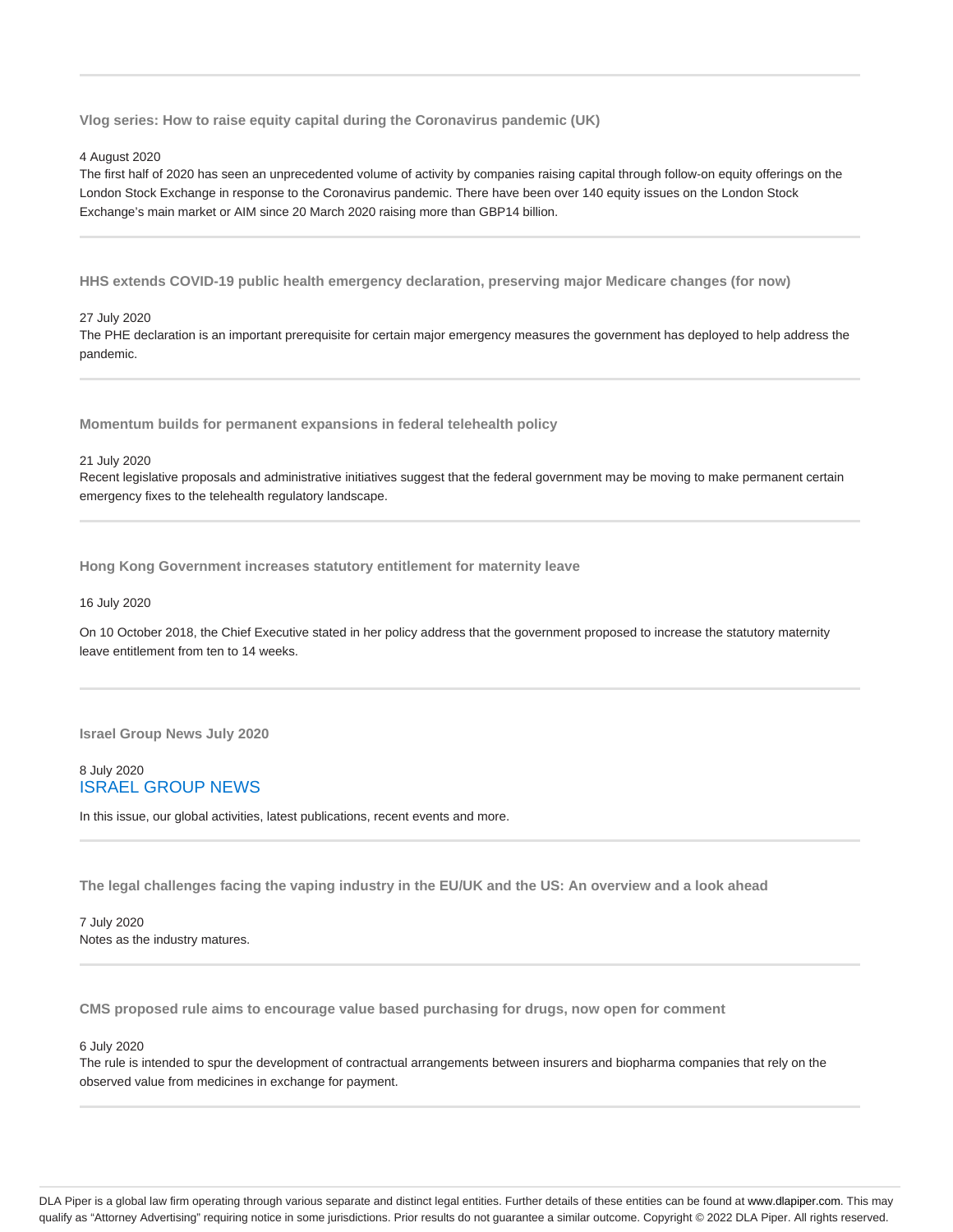### Vlog series: How to raise equity capital during the Coronavirus pandemic (UK)

4 August 2020

The first half of 2020 has seen an unprecedented volume of activity by companies raising capital through follow-on equity offerings on the London Stock Exchange in response to the Coronavirus pandemic. There have been over 140 equity issues on the London Stock Exchange's main market or AIM since 20 March 2020 raising more than GBP14 billion.

---

### HHS extends COVID-19 public health emergency declaration, preserving major Medicare changes (for now)

27 July 2020

The PHE declaration is an important prerequisite for certain major emergency measures the government has deployed to help address the pandemic.

---

### Momentum builds for permanent expansions in federal telehealth policy

21 July 2020

Recent legislative proposals and administrative initiatives suggest that the federal government may be moving to make permanent certain emergency fixes to the telehealth regulatory landscape.

---

### Hong Kong Government increases statutory entitlement for maternity leave

16 July 2020

On 10 October 2018, the Chief Executive stated in her policy address that the government proposed to increase the statutory maternity leave entitlement from ten to 14 weeks.

---

### Israel Group News July 2020

8 July 2020

ISRAEL GROUP NEWS

In this issue, our global activities, latest publications, recent events and more.

---

### The legal challenges facing the vaping industry in the EU/UK and the US: An overview and a look ahead

7 July 2020

Notes as the industry matures.

---

### CMS proposed rule aims to encourage value based purchasing for drugs, now open for comment

6 July 2020

The rule is intended to spur the development of contractual arrangements between insurers and biopharma companies that rely on the observed value from medicines in exchange for payment.

---

DLA Piper is a global law firm operating through various separate and distinct legal entities. Further details of these entities can be found at www.dlapiper.com. This may qualify as "Attorney Advertising" requiring notice in some jurisdictions. Prior results do not guarantee a similar outcome. Copyright © 2022 DLA Piper. All rights reserved.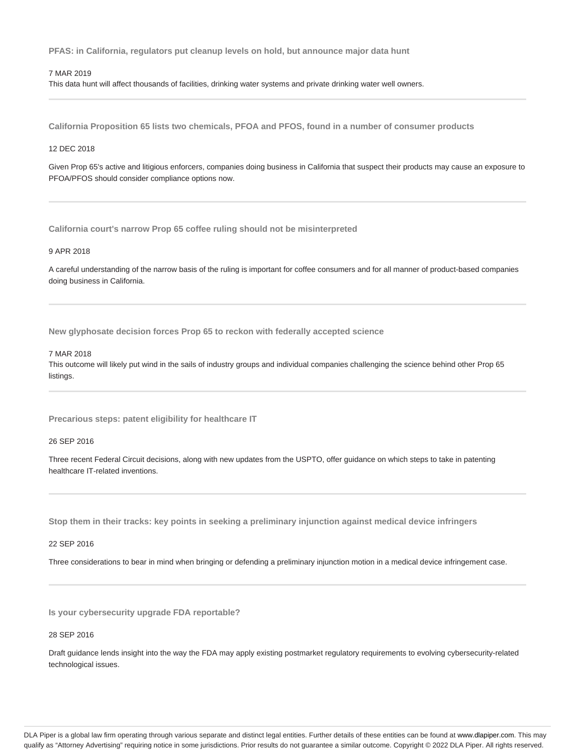**PFAS: in California, regulators put cleanup levels on hold, but announce major data hunt**

7 MAR 2019

This data hunt will affect thousands of facilities, drinking water systems and private drinking water well owners.

---

**California Proposition 65 lists two chemicals, PFOA and PFOS, found in a number of consumer products**

12 DEC 2018

Given Prop 65's active and litigious enforcers, companies doing business in California that suspect their products may cause an exposure to PFOA/PFOS should consider compliance options now.

---

**California court's narrow Prop 65 coffee ruling should not be misinterpreted**

9 APR 2018

A careful understanding of the narrow basis of the ruling is important for coffee consumers and for all manner of product-based companies doing business in California.

---

**New glyphosate decision forces Prop 65 to reckon with federally accepted science**

7 MAR 2018

This outcome will likely put wind in the sails of industry groups and individual companies challenging the science behind other Prop 65 listings.

---

**Precarious steps: patent eligibility for healthcare IT**

26 SEP 2016

Three recent Federal Circuit decisions, along with new updates from the USPTO, offer guidance on which steps to take in patenting healthcare IT-related inventions.

---

**Stop them in their tracks: key points in seeking a preliminary injunction against medical device infringers**

22 SEP 2016

Three considerations to bear in mind when bringing or defending a preliminary injunction motion in a medical device infringement case.

---

**Is your cybersecurity upgrade FDA reportable?**

28 SEP 2016

Draft guidance lends insight into the way the FDA may apply existing postmarket regulatory requirements to evolving cybersecurity-related technological issues.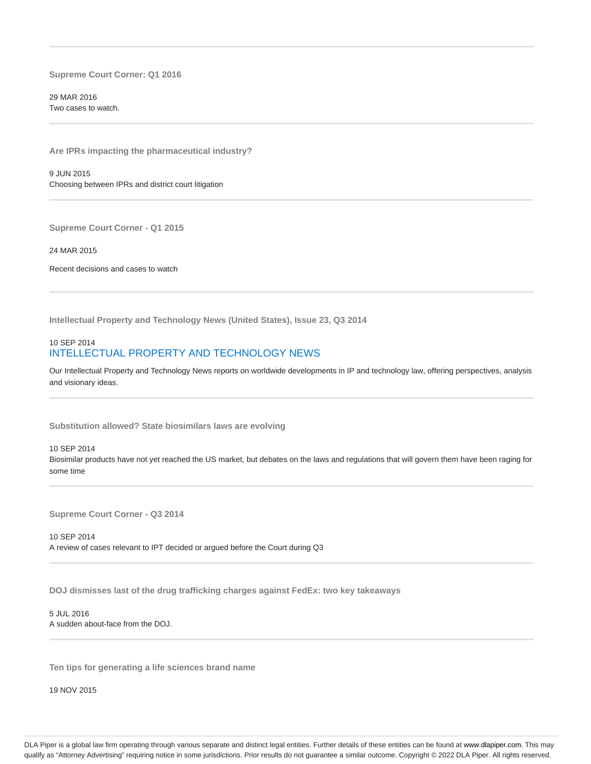**Supreme Court Corner: Q1 2016**

29 MAR 2016
Two cases to watch.

---

**Are IPRs impacting the pharmaceutical industry?**

9 JUN 2015
Choosing between IPRs and district court litigation

---

**Supreme Court Corner - Q1 2015**

24 MAR 2015

Recent decisions and cases to watch

---

**Intellectual Property and Technology News (United States), Issue 23, Q3 2014**

10 SEP 2014
INTELLECTUAL PROPERTY AND TECHNOLOGY NEWS

Our Intellectual Property and Technology News reports on worldwide developments in IP and technology law, offering perspectives, analysis and visionary ideas.

---

**Substitution allowed? State biosimilars laws are evolving**

10 SEP 2014
Biosimilar products have not yet reached the US market, but debates on the laws and regulations that will govern them have been raging for some time

---

**Supreme Court Corner - Q3 2014**

10 SEP 2014
A review of cases relevant to IPT decided or argued before the Court during Q3

---

**DOJ dismisses last of the drug trafficking charges against FedEx: two key takeaways**

5 JUL 2016
A sudden about-face from the DOJ.

---

**Ten tips for generating a life sciences brand name**

19 NOV 2015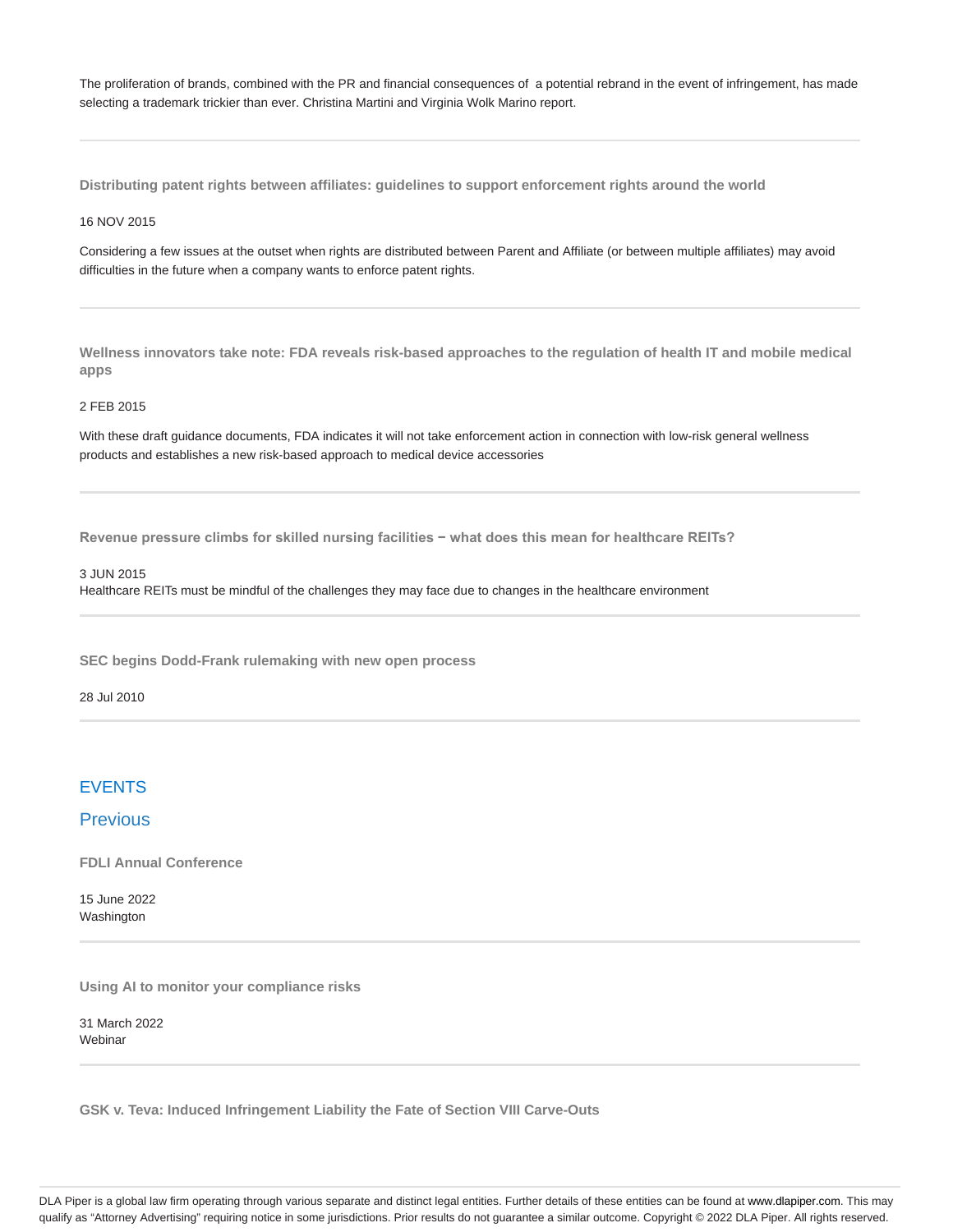The proliferation of brands, combined with the PR and financial consequences of a potential rebrand in the event of infringement, has made selecting a trademark trickier than ever. Christina Martini and Virginia Wolk Marino report.

---

**Distributing patent rights between affiliates: guidelines to support enforcement rights around the world**

16 NOV 2015

Considering a few issues at the outset when rights are distributed between Parent and Affiliate (or between multiple affiliates) may avoid difficulties in the future when a company wants to enforce patent rights.

---

**Wellness innovators take note: FDA reveals risk-based approaches to the regulation of health IT and mobile medical apps**

2 FEB 2015

With these draft guidance documents, FDA indicates it will not take enforcement action in connection with low-risk general wellness products and establishes a new risk-based approach to medical device accessories

---

**Revenue pressure climbs for skilled nursing facilities − what does this mean for healthcare REITs?**

3 JUN 2015
Healthcare REITs must be mindful of the challenges they may face due to changes in the healthcare environment

---

**SEC begins Dodd-Frank rulemaking with new open process**

28 Jul 2010

---

## EVENTS

### Previous

**FDLI Annual Conference**

15 June 2022
Washington

---

**Using AI to monitor your compliance risks**

31 March 2022
Webinar

---

**GSK v. Teva: Induced Infringement Liability the Fate of Section VIII Carve-Outs**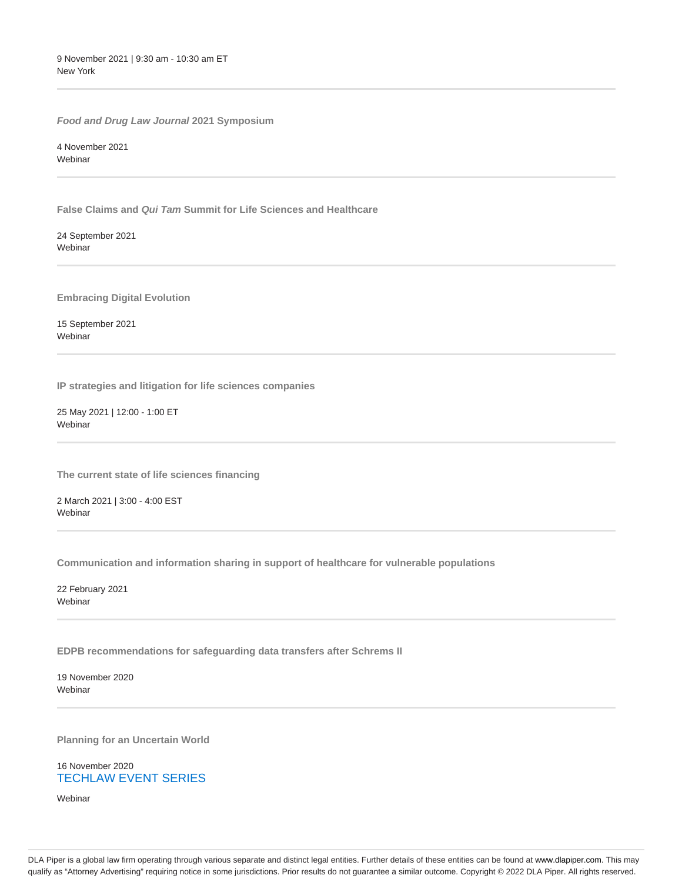9 November 2021 | 9:30 am - 10:30 am ET
New York

---

**_Food and Drug Law Journal_ 2021 Symposium**

4 November 2021
Webinar

---

**False Claims and _Qui Tam_ Summit for Life Sciences and Healthcare**

24 September 2021
Webinar

---

**Embracing Digital Evolution**

15 September 2021
Webinar

---

**IP strategies and litigation for life sciences companies**

25 May 2021 | 12:00 - 1:00 ET
Webinar

---

**The current state of life sciences financing**

2 March 2021 | 3:00 - 4:00 EST
Webinar

---

**Communication and information sharing in support of healthcare for vulnerable populations**

22 February 2021
Webinar

---

**EDPB recommendations for safeguarding data transfers after Schrems II**

19 November 2020
Webinar

---

**Planning for an Uncertain World**

16 November 2020
TECHLAW EVENT SERIES

Webinar

DLA Piper is a global law firm operating through various separate and distinct legal entities. Further details of these entities can be found at www.dlapiper.com. This may qualify as "Attorney Advertising" requiring notice in some jurisdictions. Prior results do not guarantee a similar outcome. Copyright © 2022 DLA Piper. All rights reserved.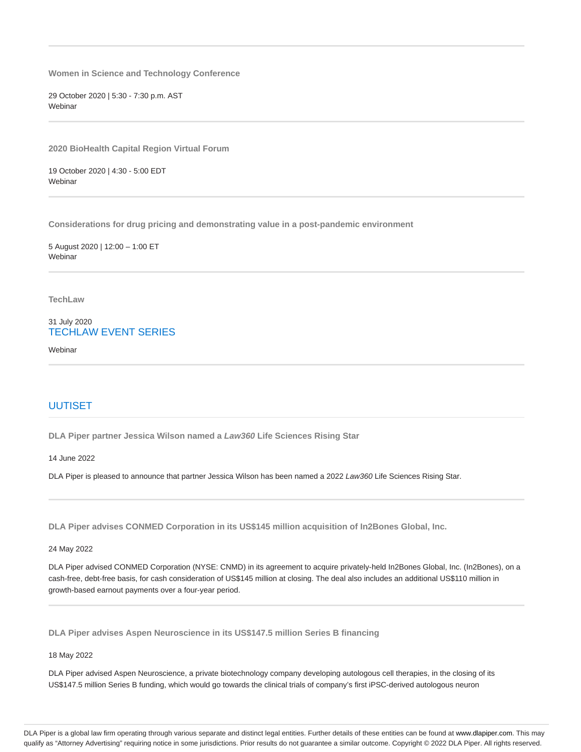**Women in Science and Technology Conference**

29 October 2020 | 5:30 - 7:30 p.m. AST
Webinar

**2020 BioHealth Capital Region Virtual Forum**

19 October 2020 | 4:30 - 5:00 EDT
Webinar

**Considerations for drug pricing and demonstrating value in a post-pandemic environment**

5 August 2020 | 12:00 – 1:00 ET
Webinar

**TechLaw**

31 July 2020
TECHLAW EVENT SERIES

Webinar

## UUTISET

**DLA Piper partner Jessica Wilson named a *Law360* Life Sciences Rising Star**

14 June 2022

DLA Piper is pleased to announce that partner Jessica Wilson has been named a 2022 *Law360* Life Sciences Rising Star.

**DLA Piper advises CONMED Corporation in its US$145 million acquisition of In2Bones Global, Inc.**

24 May 2022

DLA Piper advised CONMED Corporation (NYSE: CNMD) in its agreement to acquire privately-held In2Bones Global, Inc. (In2Bones), on a cash-free, debt-free basis, for cash consideration of US$145 million at closing. The deal also includes an additional US$110 million in growth-based earnout payments over a four-year period.

**DLA Piper advises Aspen Neuroscience in its US$147.5 million Series B financing**

18 May 2022

DLA Piper advised Aspen Neuroscience, a private biotechnology company developing autologous cell therapies, in the closing of its US$147.5 million Series B funding, which would go towards the clinical trials of company's first iPSC-derived autologous neuron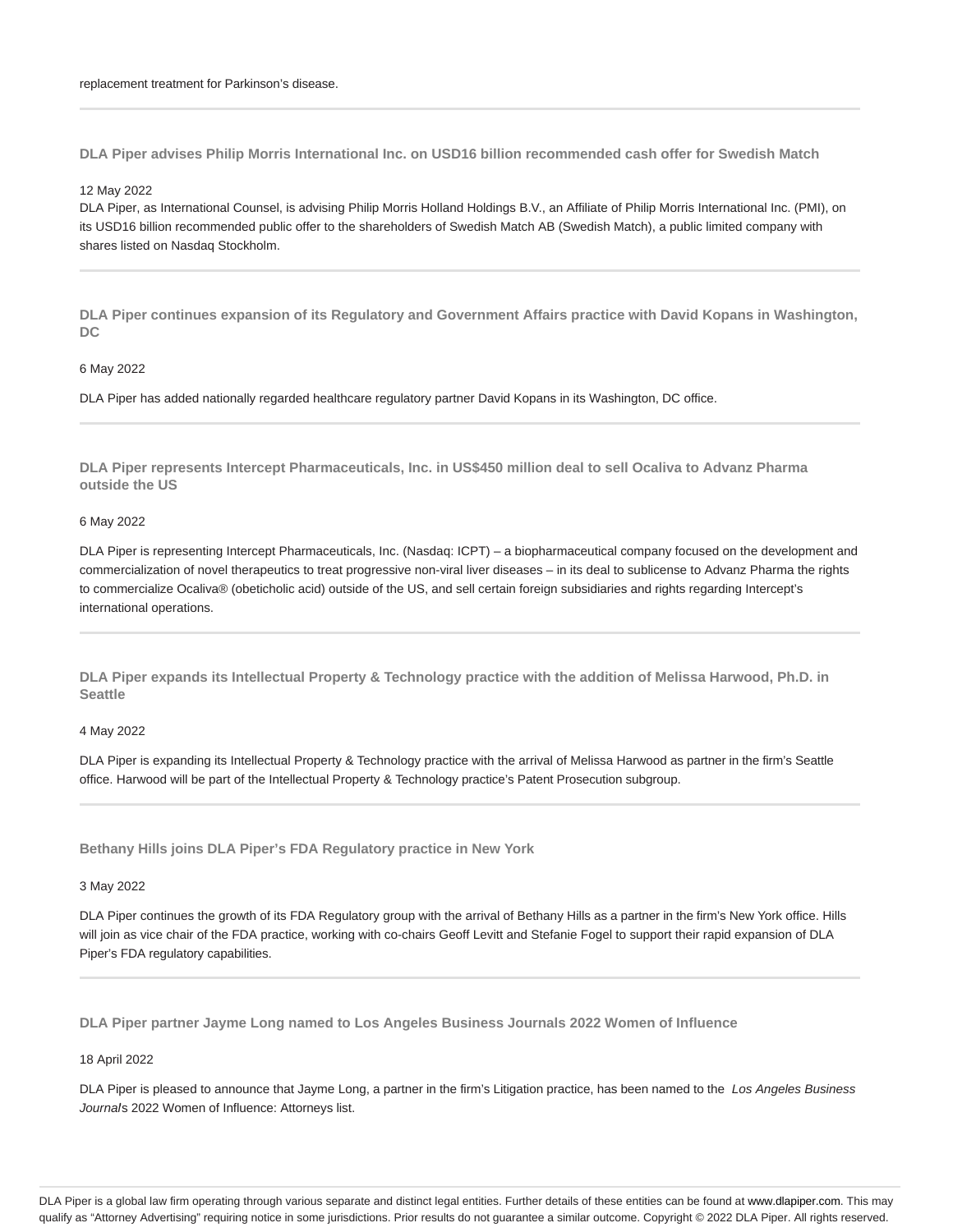replacement treatment for Parkinson's disease.

---

### DLA Piper advises Philip Morris International Inc. on USD16 billion recommended cash offer for Swedish Match

12 May 2022

DLA Piper, as International Counsel, is advising Philip Morris Holland Holdings B.V., an Affiliate of Philip Morris International Inc. (PMI), on its USD16 billion recommended public offer to the shareholders of Swedish Match AB (Swedish Match), a public limited company with shares listed on Nasdaq Stockholm.

---

### DLA Piper continues expansion of its Regulatory and Government Affairs practice with David Kopans in Washington, DC

6 May 2022

DLA Piper has added nationally regarded healthcare regulatory partner David Kopans in its Washington, DC office.

---

### DLA Piper represents Intercept Pharmaceuticals, Inc. in US$450 million deal to sell Ocaliva to Advanz Pharma outside the US

6 May 2022

DLA Piper is representing Intercept Pharmaceuticals, Inc. (Nasdaq: ICPT) – a biopharmaceutical company focused on the development and commercialization of novel therapeutics to treat progressive non-viral liver diseases – in its deal to sublicense to Advanz Pharma the rights to commercialize Ocaliva® (obeticholic acid) outside of the US, and sell certain foreign subsidiaries and rights regarding Intercept's international operations.

---

### DLA Piper expands its Intellectual Property & Technology practice with the addition of Melissa Harwood, Ph.D. in Seattle

4 May 2022

DLA Piper is expanding its Intellectual Property & Technology practice with the arrival of Melissa Harwood as partner in the firm's Seattle office. Harwood will be part of the Intellectual Property & Technology practice's Patent Prosecution subgroup.

---

### Bethany Hills joins DLA Piper's FDA Regulatory practice in New York

3 May 2022

DLA Piper continues the growth of its FDA Regulatory group with the arrival of Bethany Hills as a partner in the firm's New York office. Hills will join as vice chair of the FDA practice, working with co-chairs Geoff Levitt and Stefanie Fogel to support their rapid expansion of DLA Piper's FDA regulatory capabilities.

---

### DLA Piper partner Jayme Long named to Los Angeles Business Journals 2022 Women of Influence

18 April 2022

DLA Piper is pleased to announce that Jayme Long, a partner in the firm's Litigation practice, has been named to the *Los Angeles Business Journal*'s 2022 Women of Influence: Attorneys list.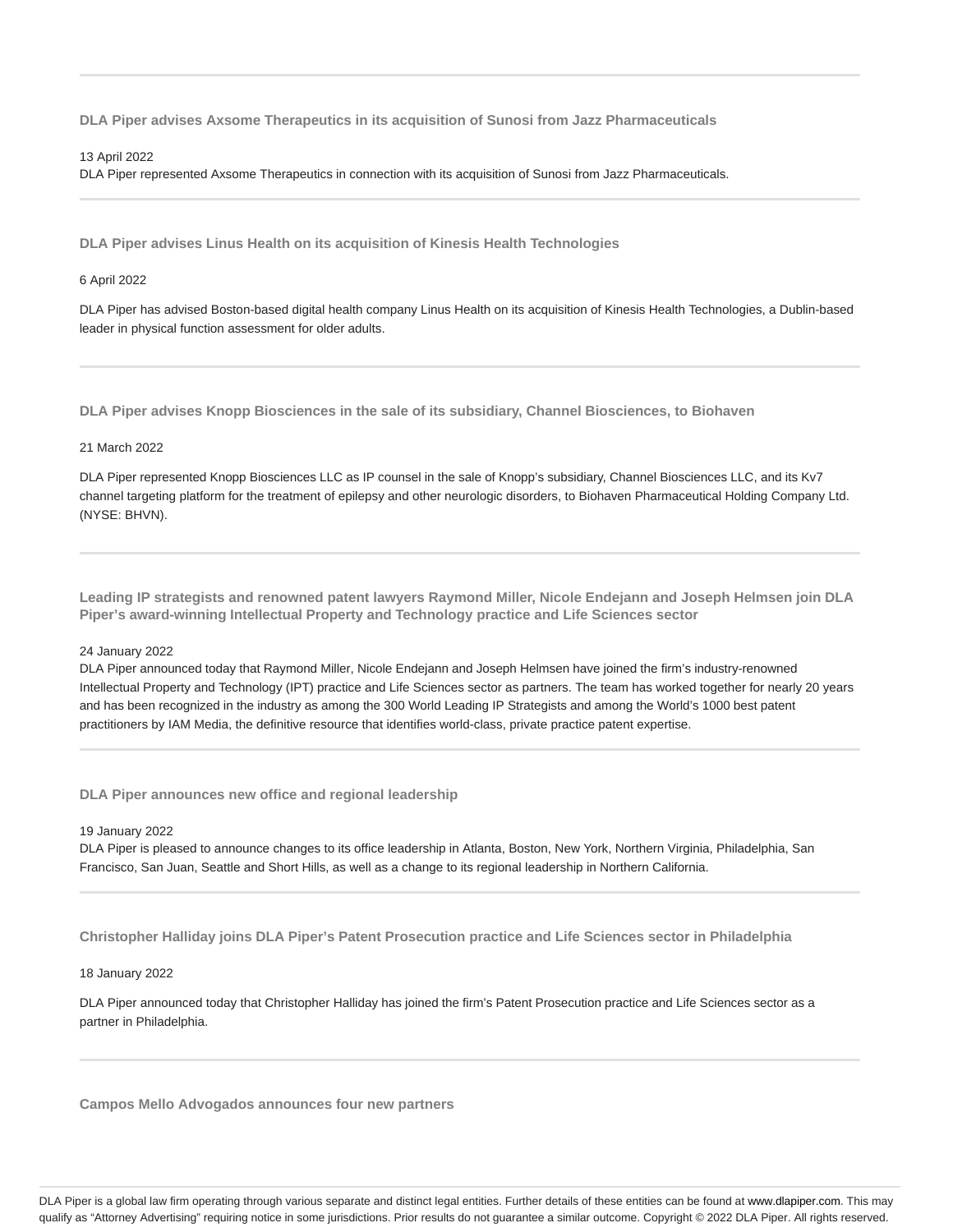### DLA Piper advises Axsome Therapeutics in its acquisition of Sunosi from Jazz Pharmaceuticals

13 April 2022

DLA Piper represented Axsome Therapeutics in connection with its acquisition of Sunosi from Jazz Pharmaceuticals.

---

### DLA Piper advises Linus Health on its acquisition of Kinesis Health Technologies

6 April 2022

DLA Piper has advised Boston-based digital health company Linus Health on its acquisition of Kinesis Health Technologies, a Dublin-based leader in physical function assessment for older adults.

---

### DLA Piper advises Knopp Biosciences in the sale of its subsidiary, Channel Biosciences, to Biohaven

21 March 2022

DLA Piper represented Knopp Biosciences LLC as IP counsel in the sale of Knopp's subsidiary, Channel Biosciences LLC, and its Kv7 channel targeting platform for the treatment of epilepsy and other neurologic disorders, to Biohaven Pharmaceutical Holding Company Ltd. (NYSE: BHVN).

---

### Leading IP strategists and renowned patent lawyers Raymond Miller, Nicole Endejann and Joseph Helmsen join DLA Piper's award-winning Intellectual Property and Technology practice and Life Sciences sector

24 January 2022

DLA Piper announced today that Raymond Miller, Nicole Endejann and Joseph Helmsen have joined the firm's industry-renowned Intellectual Property and Technology (IPT) practice and Life Sciences sector as partners. The team has worked together for nearly 20 years and has been recognized in the industry as among the 300 World Leading IP Strategists and among the World's 1000 best patent practitioners by IAM Media, the definitive resource that identifies world-class, private practice patent expertise.

---

### DLA Piper announces new office and regional leadership

19 January 2022

DLA Piper is pleased to announce changes to its office leadership in Atlanta, Boston, New York, Northern Virginia, Philadelphia, San Francisco, San Juan, Seattle and Short Hills, as well as a change to its regional leadership in Northern California.

---

### Christopher Halliday joins DLA Piper's Patent Prosecution practice and Life Sciences sector in Philadelphia

18 January 2022

DLA Piper announced today that Christopher Halliday has joined the firm's Patent Prosecution practice and Life Sciences sector as a partner in Philadelphia.

---

### Campos Mello Advogados announces four new partners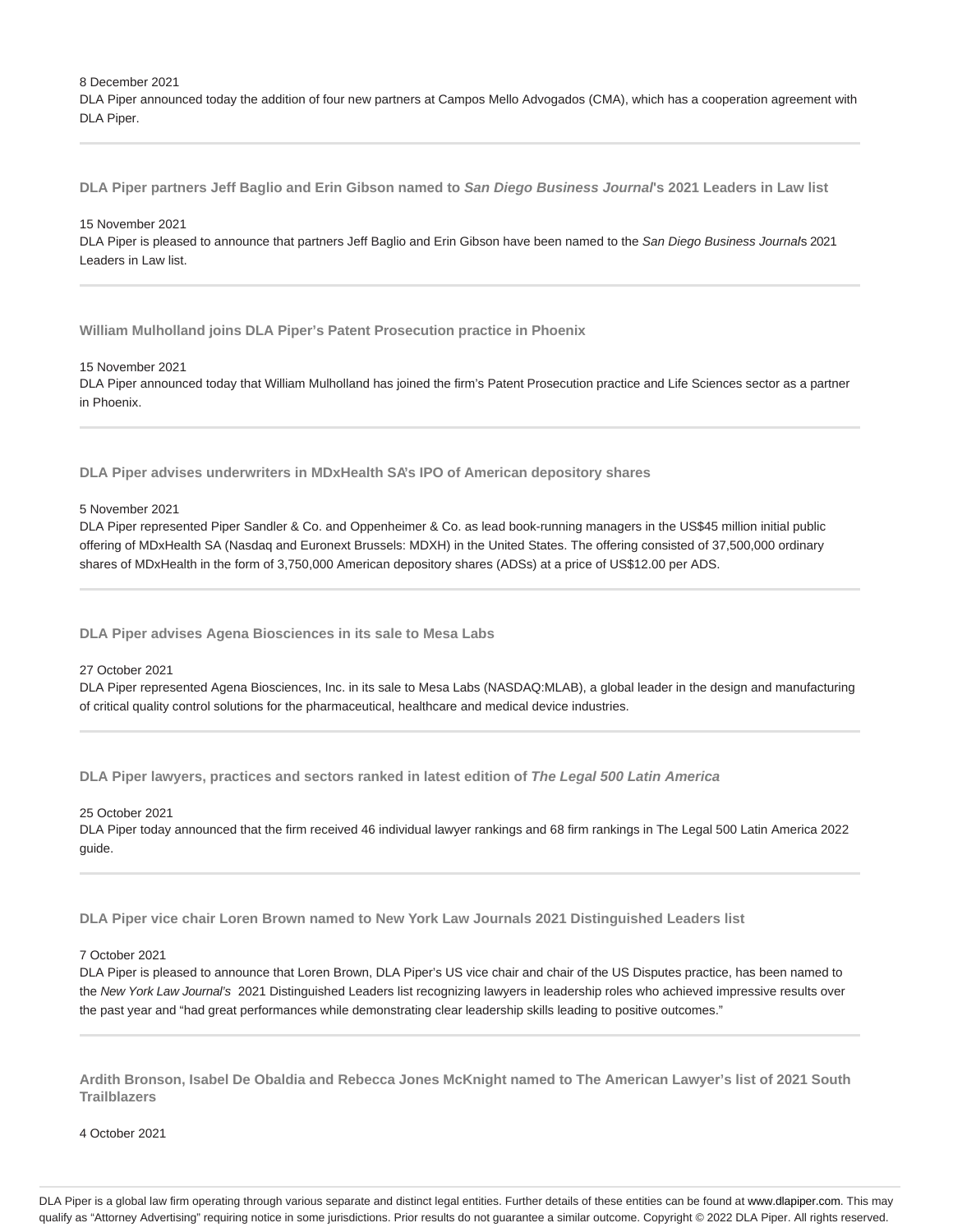8 December 2021

DLA Piper announced today the addition of four new partners at Campos Mello Advogados (CMA), which has a cooperation agreement with DLA Piper.

---

### DLA Piper partners Jeff Baglio and Erin Gibson named to *San Diego Business Journal*'s 2021 Leaders in Law list

15 November 2021

DLA Piper is pleased to announce that partners Jeff Baglio and Erin Gibson have been named to the *San Diego Business Journal*s 2021 Leaders in Law list.

---

### William Mulholland joins DLA Piper's Patent Prosecution practice in Phoenix

15 November 2021

DLA Piper announced today that William Mulholland has joined the firm's Patent Prosecution practice and Life Sciences sector as a partner in Phoenix.

---

### DLA Piper advises underwriters in MDxHealth SA's IPO of American depository shares

5 November 2021

DLA Piper represented Piper Sandler & Co. and Oppenheimer & Co. as lead book-running managers in the US$45 million initial public offering of MDxHealth SA (Nasdaq and Euronext Brussels: MDXH) in the United States. The offering consisted of 37,500,000 ordinary shares of MDxHealth in the form of 3,750,000 American depository shares (ADSs) at a price of US$12.00 per ADS.

---

### DLA Piper advises Agena Biosciences in its sale to Mesa Labs

27 October 2021

DLA Piper represented Agena Biosciences, Inc. in its sale to Mesa Labs (NASDAQ:MLAB), a global leader in the design and manufacturing of critical quality control solutions for the pharmaceutical, healthcare and medical device industries.

---

### DLA Piper lawyers, practices and sectors ranked in latest edition of *The Legal 500 Latin America*

25 October 2021

DLA Piper today announced that the firm received 46 individual lawyer rankings and 68 firm rankings in The Legal 500 Latin America 2022 guide.

---

### DLA Piper vice chair Loren Brown named to New York Law Journals 2021 Distinguished Leaders list

7 October 2021

DLA Piper is pleased to announce that Loren Brown, DLA Piper's US vice chair and chair of the US Disputes practice, has been named to the *New York Law Journal's* 2021 Distinguished Leaders list recognizing lawyers in leadership roles who achieved impressive results over the past year and "had great performances while demonstrating clear leadership skills leading to positive outcomes."

---

### Ardith Bronson, Isabel De Obaldia and Rebecca Jones McKnight named to The American Lawyer's list of 2021 South Trailblazers

4 October 2021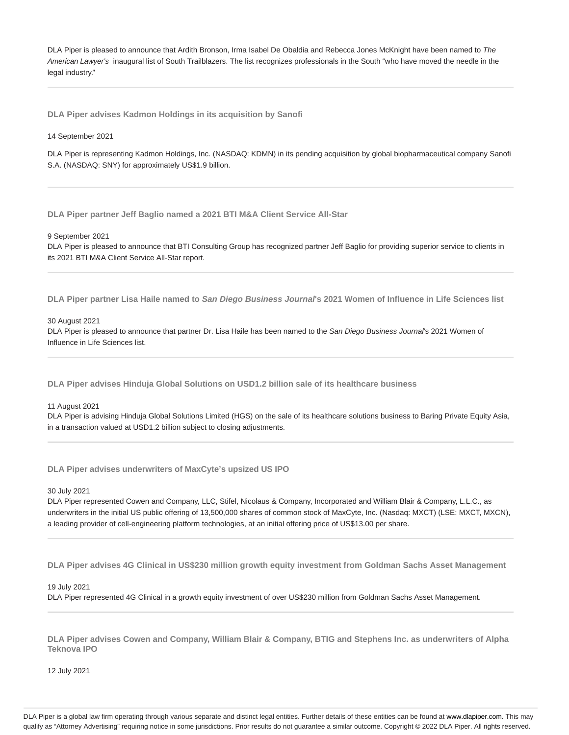DLA Piper is pleased to announce that Ardith Bronson, Irma Isabel De Obaldia and Rebecca Jones McKnight have been named to *The American Lawyer's* inaugural list of South Trailblazers. The list recognizes professionals in the South "who have moved the needle in the legal industry."

---

### DLA Piper advises Kadmon Holdings in its acquisition by Sanofi

14 September 2021

DLA Piper is representing Kadmon Holdings, Inc. (NASDAQ: KDMN) in its pending acquisition by global biopharmaceutical company Sanofi S.A. (NASDAQ: SNY) for approximately US$1.9 billion.

---

### DLA Piper partner Jeff Baglio named a 2021 BTI M&A Client Service All-Star

9 September 2021

DLA Piper is pleased to announce that BTI Consulting Group has recognized partner Jeff Baglio for providing superior service to clients in its 2021 BTI M&A Client Service All-Star report.

---

### DLA Piper partner Lisa Haile named to *San Diego Business Journal*'s 2021 Women of Influence in Life Sciences list

30 August 2021

DLA Piper is pleased to announce that partner Dr. Lisa Haile has been named to the *San Diego Business Journal*'s 2021 Women of Influence in Life Sciences list.

---

### DLA Piper advises Hinduja Global Solutions on USD1.2 billion sale of its healthcare business

11 August 2021

DLA Piper is advising Hinduja Global Solutions Limited (HGS) on the sale of its healthcare solutions business to Baring Private Equity Asia, in a transaction valued at USD1.2 billion subject to closing adjustments.

---

### DLA Piper advises underwriters of MaxCyte's upsized US IPO

30 July 2021

DLA Piper represented Cowen and Company, LLC, Stifel, Nicolaus & Company, Incorporated and William Blair & Company, L.L.C., as underwriters in the initial US public offering of 13,500,000 shares of common stock of MaxCyte, Inc. (Nasdaq: MXCT) (LSE: MXCT, MXCN), a leading provider of cell-engineering platform technologies, at an initial offering price of US$13.00 per share.

---

### DLA Piper advises 4G Clinical in US$230 million growth equity investment from Goldman Sachs Asset Management

19 July 2021

DLA Piper represented 4G Clinical in a growth equity investment of over US$230 million from Goldman Sachs Asset Management.

---

### DLA Piper advises Cowen and Company, William Blair & Company, BTIG and Stephens Inc. as underwriters of Alpha Teknova IPO

12 July 2021

DLA Piper is a global law firm operating through various separate and distinct legal entities. Further details of these entities can be found at www.dlapiper.com. This may qualify as "Attorney Advertising" requiring notice in some jurisdictions. Prior results do not guarantee a similar outcome. Copyright © 2022 DLA Piper. All rights reserved.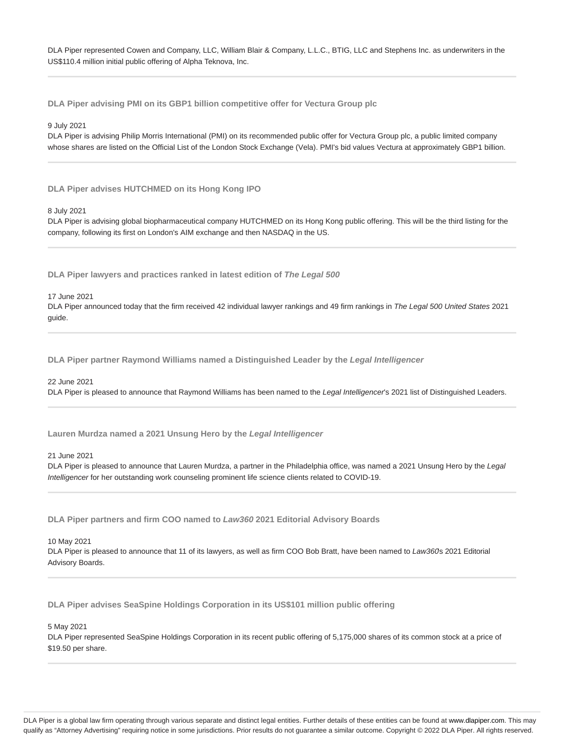DLA Piper represented Cowen and Company, LLC, William Blair & Company, L.L.C., BTIG, LLC and Stephens Inc. as underwriters in the US$110.4 million initial public offering of Alpha Teknova, Inc.

---

### DLA Piper advising PMI on its GBP1 billion competitive offer for Vectura Group plc

9 July 2021

DLA Piper is advising Philip Morris International (PMI) on its recommended public offer for Vectura Group plc, a public limited company whose shares are listed on the Official List of the London Stock Exchange (Vela). PMI's bid values Vectura at approximately GBP1 billion.

---

### DLA Piper advises HUTCHMED on its Hong Kong IPO

8 July 2021

DLA Piper is advising global biopharmaceutical company HUTCHMED on its Hong Kong public offering. This will be the third listing for the company, following its first on London's AIM exchange and then NASDAQ in the US.

---

### DLA Piper lawyers and practices ranked in latest edition of *The Legal 500*

17 June 2021

DLA Piper announced today that the firm received 42 individual lawyer rankings and 49 firm rankings in *The Legal 500 United States* 2021 guide.

---

### DLA Piper partner Raymond Williams named a Distinguished Leader by the *Legal Intelligencer*

22 June 2021

DLA Piper is pleased to announce that Raymond Williams has been named to the *Legal Intelligencer*'s 2021 list of Distinguished Leaders.

---

### Lauren Murdza named a 2021 Unsung Hero by the *Legal Intelligencer*

21 June 2021

DLA Piper is pleased to announce that Lauren Murdza, a partner in the Philadelphia office, was named a 2021 Unsung Hero by the *Legal Intelligencer* for her outstanding work counseling prominent life science clients related to COVID-19.

---

### DLA Piper partners and firm COO named to *Law360* 2021 Editorial Advisory Boards

10 May 2021

DLA Piper is pleased to announce that 11 of its lawyers, as well as firm COO Bob Bratt, have been named to *Law360*s 2021 Editorial Advisory Boards.

---

### DLA Piper advises SeaSpine Holdings Corporation in its US$101 million public offering

5 May 2021

DLA Piper represented SeaSpine Holdings Corporation in its recent public offering of 5,175,000 shares of its common stock at a price of $19.50 per share.

---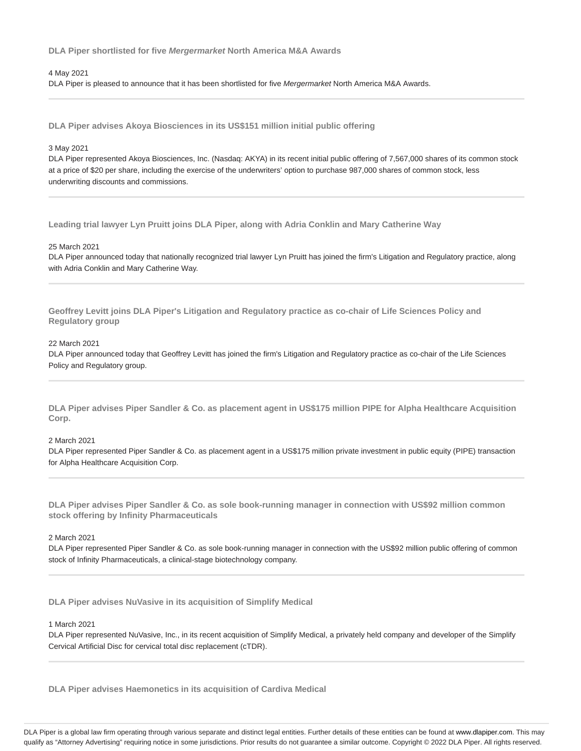### DLA Piper shortlisted for five *Mergermarket* North America M&A Awards

4 May 2021

DLA Piper is pleased to announce that it has been shortlisted for five *Mergermarket* North America M&A Awards.

---

### DLA Piper advises Akoya Biosciences in its US$151 million initial public offering

3 May 2021

DLA Piper represented Akoya Biosciences, Inc. (Nasdaq: AKYA) in its recent initial public offering of 7,567,000 shares of its common stock at a price of $20 per share, including the exercise of the underwriters' option to purchase 987,000 shares of common stock, less underwriting discounts and commissions.

---

### Leading trial lawyer Lyn Pruitt joins DLA Piper, along with Adria Conklin and Mary Catherine Way

25 March 2021

DLA Piper announced today that nationally recognized trial lawyer Lyn Pruitt has joined the firm's Litigation and Regulatory practice, along with Adria Conklin and Mary Catherine Way.

---

### Geoffrey Levitt joins DLA Piper's Litigation and Regulatory practice as co-chair of Life Sciences Policy and Regulatory group

22 March 2021

DLA Piper announced today that Geoffrey Levitt has joined the firm's Litigation and Regulatory practice as co-chair of the Life Sciences Policy and Regulatory group.

---

### DLA Piper advises Piper Sandler & Co. as placement agent in US$175 million PIPE for Alpha Healthcare Acquisition Corp.

2 March 2021

DLA Piper represented Piper Sandler & Co. as placement agent in a US$175 million private investment in public equity (PIPE) transaction for Alpha Healthcare Acquisition Corp.

---

### DLA Piper advises Piper Sandler & Co. as sole book-running manager in connection with US$92 million common stock offering by Infinity Pharmaceuticals

2 March 2021

DLA Piper represented Piper Sandler & Co. as sole book-running manager in connection with the US$92 million public offering of common stock of Infinity Pharmaceuticals, a clinical-stage biotechnology company.

---

### DLA Piper advises NuVasive in its acquisition of Simplify Medical

1 March 2021

DLA Piper represented NuVasive, Inc., in its recent acquisition of Simplify Medical, a privately held company and developer of the Simplify Cervical Artificial Disc for cervical total disc replacement (cTDR).

---

### DLA Piper advises Haemonetics in its acquisition of Cardiva Medical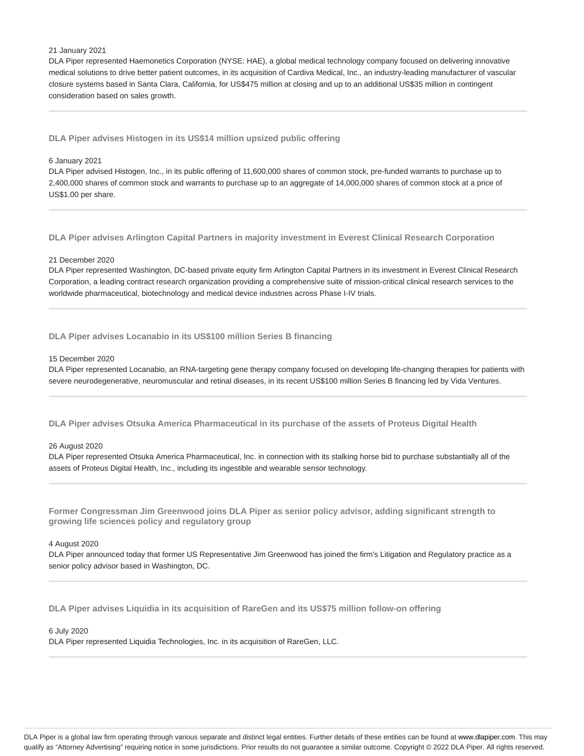21 January 2021

DLA Piper represented Haemonetics Corporation (NYSE: HAE), a global medical technology company focused on delivering innovative medical solutions to drive better patient outcomes, in its acquisition of Cardiva Medical, Inc., an industry-leading manufacturer of vascular closure systems based in Santa Clara, California, for US$475 million at closing and up to an additional US$35 million in contingent consideration based on sales growth.

---

### DLA Piper advises Histogen in its US$14 million upsized public offering

6 January 2021

DLA Piper advised Histogen, Inc., in its public offering of 11,600,000 shares of common stock, pre-funded warrants to purchase up to 2,400,000 shares of common stock and warrants to purchase up to an aggregate of 14,000,000 shares of common stock at a price of US$1.00 per share.

---

### DLA Piper advises Arlington Capital Partners in majority investment in Everest Clinical Research Corporation

21 December 2020

DLA Piper represented Washington, DC-based private equity firm Arlington Capital Partners in its investment in Everest Clinical Research Corporation, a leading contract research organization providing a comprehensive suite of mission-critical clinical research services to the worldwide pharmaceutical, biotechnology and medical device industries across Phase I-IV trials.

---

### DLA Piper advises Locanabio in its US$100 million Series B financing

15 December 2020

DLA Piper represented Locanabio, an RNA-targeting gene therapy company focused on developing life-changing therapies for patients with severe neurodegenerative, neuromuscular and retinal diseases, in its recent US$100 million Series B financing led by Vida Ventures.

---

### DLA Piper advises Otsuka America Pharmaceutical in its purchase of the assets of Proteus Digital Health

26 August 2020

DLA Piper represented Otsuka America Pharmaceutical, Inc. in connection with its stalking horse bid to purchase substantially all of the assets of Proteus Digital Health, Inc., including its ingestible and wearable sensor technology.

---

### Former Congressman Jim Greenwood joins DLA Piper as senior policy advisor, adding significant strength to growing life sciences policy and regulatory group

4 August 2020

DLA Piper announced today that former US Representative Jim Greenwood has joined the firm's Litigation and Regulatory practice as a senior policy advisor based in Washington, DC.

---

### DLA Piper advises Liquidia in its acquisition of RareGen and its US$75 million follow-on offering

6 July 2020

DLA Piper represented Liquidia Technologies, Inc. in its acquisition of RareGen, LLC.

---

DLA Piper is a global law firm operating through various separate and distinct legal entities. Further details of these entities can be found at www.dlapiper.com. This may qualify as "Attorney Advertising" requiring notice in some jurisdictions. Prior results do not guarantee a similar outcome. Copyright © 2022 DLA Piper. All rights reserved.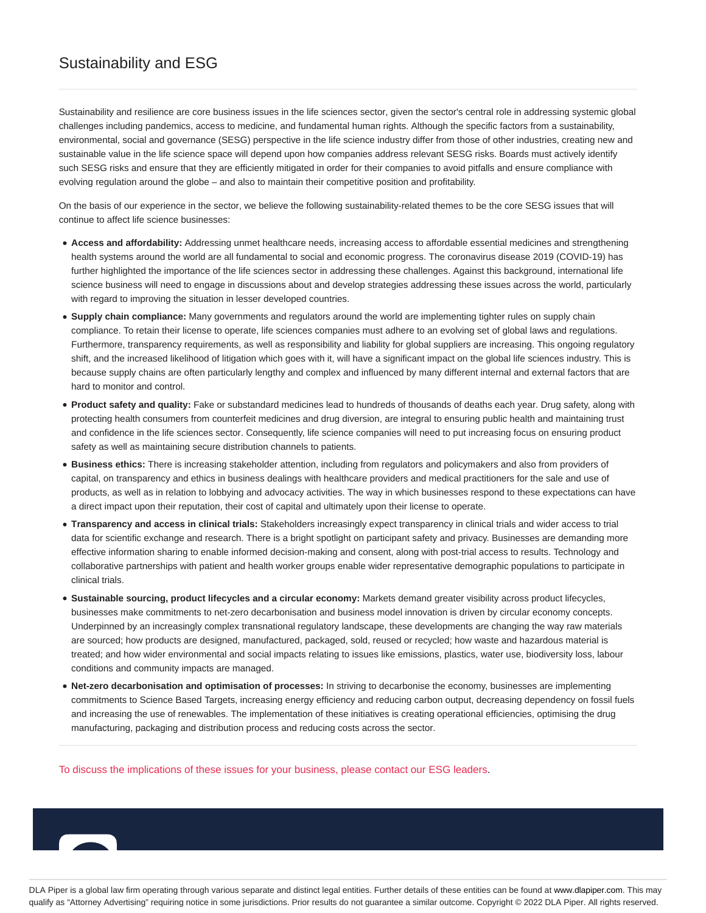## Sustainability and ESG

Sustainability and resilience are core business issues in the life sciences sector, given the sector's central role in addressing systemic global challenges including pandemics, access to medicine, and fundamental human rights. Although the specific factors from a sustainability, environmental, social and governance (SESG) perspective in the life science industry differ from those of other industries, creating new and sustainable value in the life science space will depend upon how companies address relevant SESG risks. Boards must actively identify such SESG risks and ensure that they are efficiently mitigated in order for their companies to avoid pitfalls and ensure compliance with evolving regulation around the globe – and also to maintain their competitive position and profitability.

On the basis of our experience in the sector, we believe the following sustainability-related themes to be the core SESG issues that will continue to affect life science businesses:

- **Access and affordability:** Addressing unmet healthcare needs, increasing access to affordable essential medicines and strengthening health systems around the world are all fundamental to social and economic progress. The coronavirus disease 2019 (COVID-19) has further highlighted the importance of the life sciences sector in addressing these challenges. Against this background, international life science business will need to engage in discussions about and develop strategies addressing these issues across the world, particularly with regard to improving the situation in lesser developed countries.
- **Supply chain compliance:** Many governments and regulators around the world are implementing tighter rules on supply chain compliance. To retain their license to operate, life sciences companies must adhere to an evolving set of global laws and regulations. Furthermore, transparency requirements, as well as responsibility and liability for global suppliers are increasing. This ongoing regulatory shift, and the increased likelihood of litigation which goes with it, will have a significant impact on the global life sciences industry. This is because supply chains are often particularly lengthy and complex and influenced by many different internal and external factors that are hard to monitor and control.
- **Product safety and quality:** Fake or substandard medicines lead to hundreds of thousands of deaths each year. Drug safety, along with protecting health consumers from counterfeit medicines and drug diversion, are integral to ensuring public health and maintaining trust and confidence in the life sciences sector. Consequently, life science companies will need to put increasing focus on ensuring product safety as well as maintaining secure distribution channels to patients.
- **Business ethics:** There is increasing stakeholder attention, including from regulators and policymakers and also from providers of capital, on transparency and ethics in business dealings with healthcare providers and medical practitioners for the sale and use of products, as well as in relation to lobbying and advocacy activities. The way in which businesses respond to these expectations can have a direct impact upon their reputation, their cost of capital and ultimately upon their license to operate.
- **Transparency and access in clinical trials:** Stakeholders increasingly expect transparency in clinical trials and wider access to trial data for scientific exchange and research. There is a bright spotlight on participant safety and privacy. Businesses are demanding more effective information sharing to enable informed decision-making and consent, along with post-trial access to results. Technology and collaborative partnerships with patient and health worker groups enable wider representative demographic populations to participate in clinical trials.
- **Sustainable sourcing, product lifecycles and a circular economy:** Markets demand greater visibility across product lifecycles, businesses make commitments to net-zero decarbonisation and business model innovation is driven by circular economy concepts. Underpinned by an increasingly complex transnational regulatory landscape, these developments are changing the way raw materials are sourced; how products are designed, manufactured, packaged, sold, reused or recycled; how waste and hazardous material is treated; and how wider environmental and social impacts relating to issues like emissions, plastics, water use, biodiversity loss, labour conditions and community impacts are managed.
- **Net-zero decarbonisation and optimisation of processes:** In striving to decarbonise the economy, businesses are implementing commitments to Science Based Targets, increasing energy efficiency and reducing carbon output, decreasing dependency on fossil fuels and increasing the use of renewables. The implementation of these initiatives is creating operational efficiencies, optimising the drug manufacturing, packaging and distribution process and reducing costs across the sector.

To discuss the implications of these issues for your business, please contact our ESG leaders.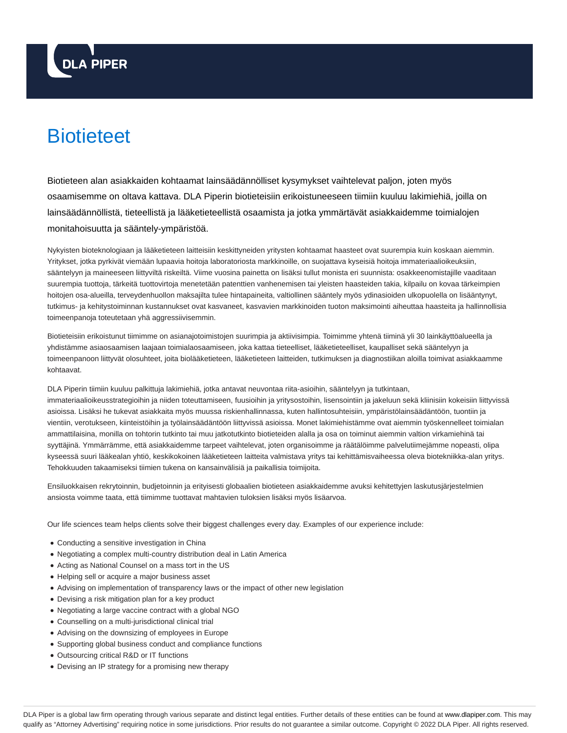# Biotieteet

Biotieteen alan asiakkaiden kohtaamat lainsäädännölliset kysymykset vaihtelevat paljon, joten myös osaamisemme on oltava kattava. DLA Piperin biotieteisiin erikoistuneeseen tiimiin kuuluu lakimiehiä, joilla on lainsäädännöllistä, tieteellistä ja lääketieteellistä osaamista ja jotka ymmärtävät asiakkaidemme toimialojen monitahoisuutta ja sääntely-ympäristöä.

Nykyisten bioteknologiaan ja lääketieteen laitteisiin keskittyneiden yritysten kohtaamat haasteet ovat suurempia kuin koskaan aiemmin. Yritykset, jotka pyrkivät viemään lupaavia hoitoja laboratoriosta markkinoille, on suojattava kyseisiä hoitoja immateriaalioikeuksiin, sääntelyyn ja maineeseen liittyviltä riskeiltä. Viime vuosina painetta on lisäksi tullut monista eri suunnista: osakkeenomistajille vaaditaan suurempia tuottoja, tärkeitä tuottovirtoja menetetään patenttien vanhenemisen tai yleisten haasteiden takia, kilpailu on kovaa tärkeimpien hoitojen osa-alueilla, terveydenhuollon maksajilta tulee hintapaineita, valtiollinen sääntely myös ydinasioiden ulkopuolella on lisääntynyt, tutkimus- ja kehitystoiminnan kustannukset ovat kasvaneet, kasvavien markkinoiden tuoton maksimointi aiheuttaa haasteita ja hallinnollisia toimeenpanoja toteutetaan yhä aggressiivisemmin.

Biotieteisiin erikoistunut tiimimme on asianajotoimistojen suurimpia ja aktiivisimpia. Toimimme yhtenä tiiminä yli 30 lainkäyttöalueella ja yhdistämme asiaosaamisen laajaan toimialaosaamiseen, joka kattaa tieteelliset, lääketieteelliset, kaupalliset sekä sääntelyyn ja toimeenpanoon liittyvät olosuhteet, joita biolääketieteen, lääketieteen laitteiden, tutkimuksen ja diagnostiikan aloilla toimivat asiakkaamme kohtaavat.

DLA Piperin tiimiin kuuluu palkittuja lakimiehiä, jotka antavat neuvontaa riita-asioihin, sääntelyyn ja tutkintaan, immateriaalioikeusstrategioihin ja niiden toteuttamiseen, fuusioihin ja yritysostoihin, lisensointiin ja jakeluun sekä kliinisiin kokeisiin liittyvissä asioissa. Lisäksi he tukevat asiakkaita myös muussa riskienhallinnassa, kuten hallintosuhteisiin, ympäristölainsäädäntöön, tuontiin ja vientiin, verotukseen, kiinteistöihin ja työlainsäädäntöön liittyvissä asioissa. Monet lakimiehistämme ovat aiemmin työskennelleet toimialan ammattilaisina, monilla on tohtorin tutkinto tai muu jatkotutkinto biotieteiden alalla ja osa on toiminut aiemmin valtion virkamiehinä tai syyttäjinä. Ymmärrämme, että asiakkaidemme tarpeet vaihtelevat, joten organisoimme ja räätälöimme palvelutiimejämme nopeasti, olipa kyseessä suuri lääkealan yhtiö, keskikokoinen lääketieteen laitteita valmistava yritys tai kehittämisvaiheessa oleva biotekniikka-alan yritys. Tehokkuuden takaamiseksi tiimien tukena on kansainvälisiä ja paikallisia toimijoita.

Ensiluokkaisen rekrytoinnin, budjetoinnin ja erityisesti globaalien biotieteen asiakkaidemme avuksi kehitettyjen laskutusjärjestelmien ansiosta voimme taata, että tiimimme tuottavat mahtavien tuloksien lisäksi myös lisäarvoa.

Our life sciences team helps clients solve their biggest challenges every day. Examples of our experience include:

- Conducting a sensitive investigation in China
- Negotiating a complex multi-country distribution deal in Latin America
- Acting as National Counsel on a mass tort in the US
- Helping sell or acquire a major business asset
- Advising on implementation of transparency laws or the impact of other new legislation
- Devising a risk mitigation plan for a key product
- Negotiating a large vaccine contract with a global NGO
- Counselling on a multi-jurisdictional clinical trial
- Advising on the downsizing of employees in Europe
- Supporting global business conduct and compliance functions
- Outsourcing critical R&D or IT functions
- Devising an IP strategy for a promising new therapy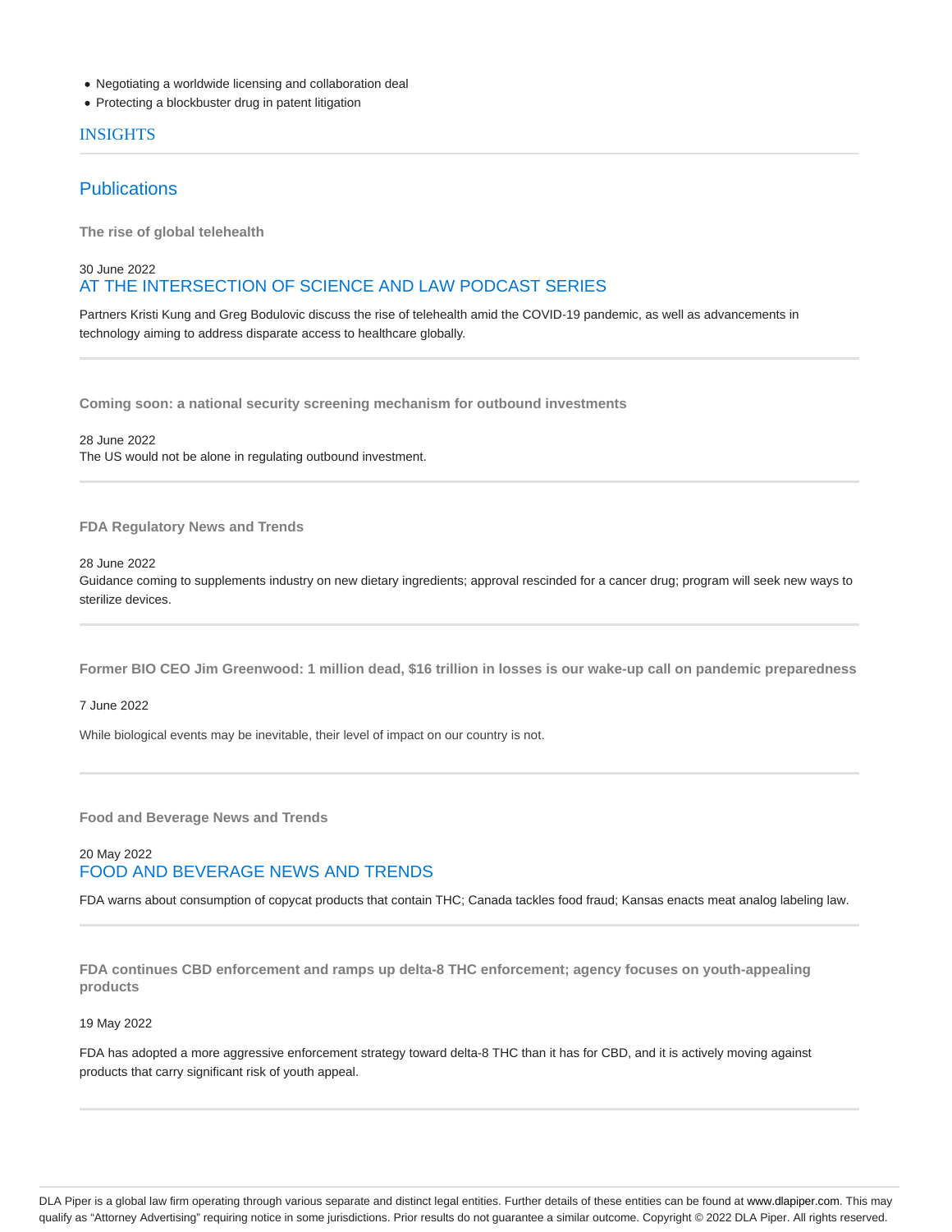- Negotiating a worldwide licensing and collaboration deal
- Protecting a blockbuster drug in patent litigation

## INSIGHTS

### Publications

**The rise of global telehealth**

30 June 2022

AT THE INTERSECTION OF SCIENCE AND LAW PODCAST SERIES

Partners Kristi Kung and Greg Bodulovic discuss the rise of telehealth amid the COVID-19 pandemic, as well as advancements in technology aiming to address disparate access to healthcare globally.

---

**Coming soon: a national security screening mechanism for outbound investments**

28 June 2022

The US would not be alone in regulating outbound investment.

---

**FDA Regulatory News and Trends**

28 June 2022

Guidance coming to supplements industry on new dietary ingredients; approval rescinded for a cancer drug; program will seek new ways to sterilize devices.

---

**Former BIO CEO Jim Greenwood: 1 million dead, $16 trillion in losses is our wake-up call on pandemic preparedness**

7 June 2022

While biological events may be inevitable, their level of impact on our country is not.

---

**Food and Beverage News and Trends**

20 May 2022

FOOD AND BEVERAGE NEWS AND TRENDS

FDA warns about consumption of copycat products that contain THC; Canada tackles food fraud; Kansas enacts meat analog labeling law.

---

**FDA continues CBD enforcement and ramps up delta-8 THC enforcement; agency focuses on youth-appealing products**

19 May 2022

FDA has adopted a more aggressive enforcement strategy toward delta-8 THC than it has for CBD, and it is actively moving against products that carry significant risk of youth appeal.

---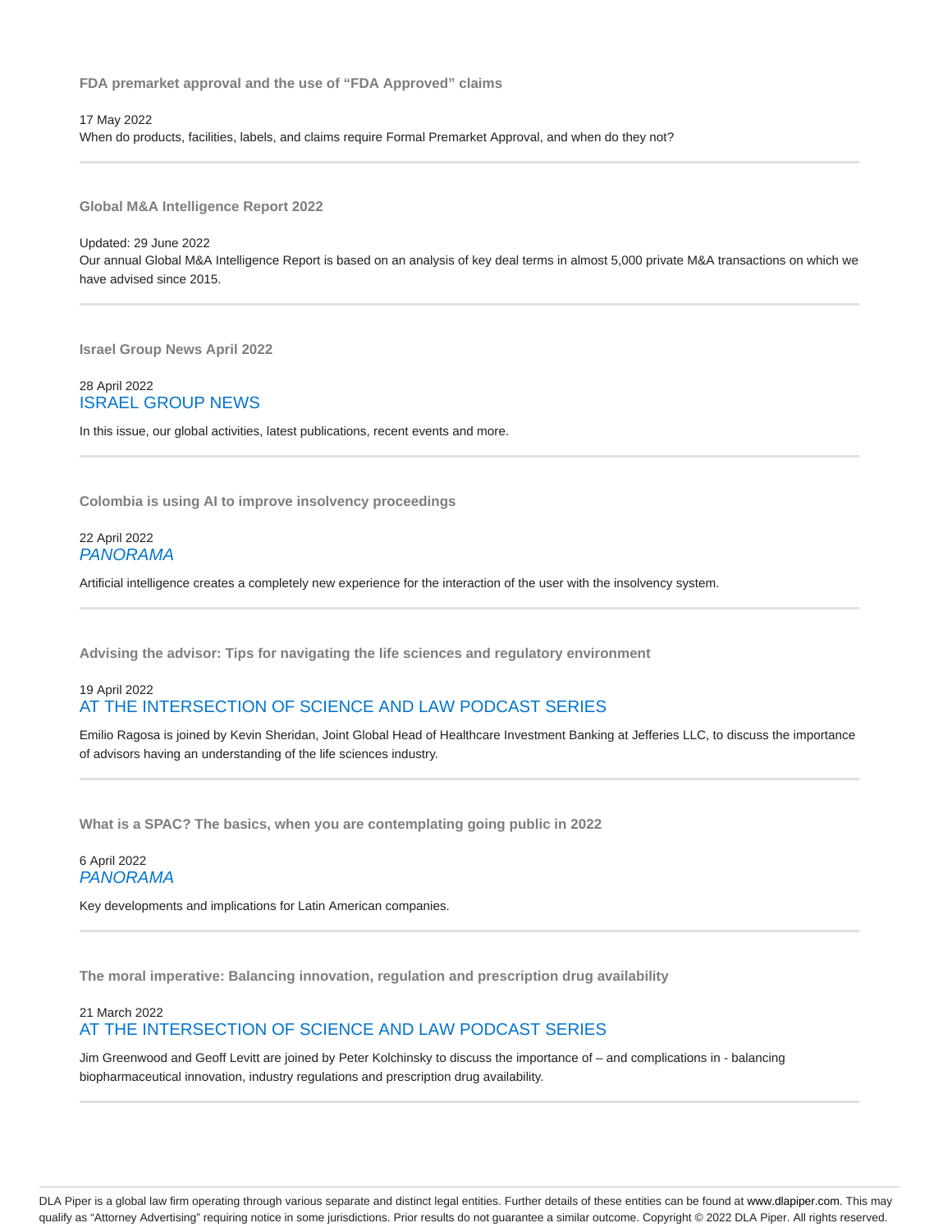### FDA premarket approval and the use of “FDA Approved” claims

17 May 2022

When do products, facilities, labels, and claims require Formal Premarket Approval, and when do they not?

---

### Global M&A Intelligence Report 2022

Updated: 29 June 2022

Our annual Global M&A Intelligence Report is based on an analysis of key deal terms in almost 5,000 private M&A transactions on which we have advised since 2015.

---

### Israel Group News April 2022

28 April 2022

ISRAEL GROUP NEWS

In this issue, our global activities, latest publications, recent events and more.

---

### Colombia is using AI to improve insolvency proceedings

22 April 2022

*PANORAMA*

Artificial intelligence creates a completely new experience for the interaction of the user with the insolvency system.

---

### Advising the advisor: Tips for navigating the life sciences and regulatory environment

19 April 2022

AT THE INTERSECTION OF SCIENCE AND LAW PODCAST SERIES

Emilio Ragosa is joined by Kevin Sheridan, Joint Global Head of Healthcare Investment Banking at Jefferies LLC, to discuss the importance of advisors having an understanding of the life sciences industry.

---

### What is a SPAC? The basics, when you are contemplating going public in 2022

6 April 2022

*PANORAMA*

Key developments and implications for Latin American companies.

---

### The moral imperative: Balancing innovation, regulation and prescription drug availability

21 March 2022

AT THE INTERSECTION OF SCIENCE AND LAW PODCAST SERIES

Jim Greenwood and Geoff Levitt are joined by Peter Kolchinsky to discuss the importance of – and complications in - balancing biopharmaceutical innovation, industry regulations and prescription drug availability.

---

DLA Piper is a global law firm operating through various separate and distinct legal entities. Further details of these entities can be found at www.dlapiper.com. This may qualify as “Attorney Advertising” requiring notice in some jurisdictions. Prior results do not guarantee a similar outcome. Copyright © 2022 DLA Piper. All rights reserved.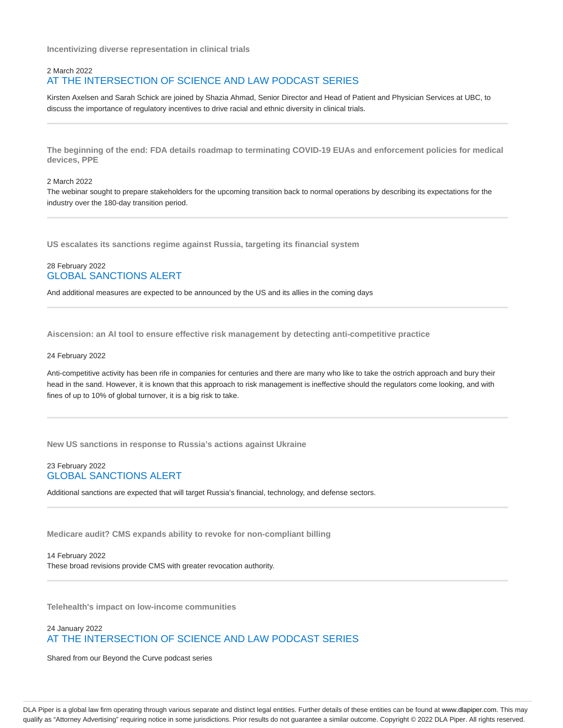### Incentivizing diverse representation in clinical trials

2 March 2022

AT THE INTERSECTION OF SCIENCE AND LAW PODCAST SERIES

Kirsten Axelsen and Sarah Schick are joined by Shazia Ahmad, Senior Director and Head of Patient and Physician Services at UBC, to discuss the importance of regulatory incentives to drive racial and ethnic diversity in clinical trials.

---

### The beginning of the end: FDA details roadmap to terminating COVID-19 EUAs and enforcement policies for medical devices, PPE

2 March 2022

The webinar sought to prepare stakeholders for the upcoming transition back to normal operations by describing its expectations for the industry over the 180-day transition period.

---

### US escalates its sanctions regime against Russia, targeting its financial system

28 February 2022

GLOBAL SANCTIONS ALERT

And additional measures are expected to be announced by the US and its allies in the coming days

---

### Aiscension: an AI tool to ensure effective risk management by detecting anti-competitive practice

24 February 2022

Anti-competitive activity has been rife in companies for centuries and there are many who like to take the ostrich approach and bury their head in the sand. However, it is known that this approach to risk management is ineffective should the regulators come looking, and with fines of up to 10% of global turnover, it is a big risk to take.

---

### New US sanctions in response to Russia's actions against Ukraine

23 February 2022

GLOBAL SANCTIONS ALERT

Additional sanctions are expected that will target Russia's financial, technology, and defense sectors.

---

### Medicare audit? CMS expands ability to revoke for non-compliant billing

14 February 2022

These broad revisions provide CMS with greater revocation authority.

---

### Telehealth's impact on low-income communities

24 January 2022

AT THE INTERSECTION OF SCIENCE AND LAW PODCAST SERIES

Shared from our Beyond the Curve podcast series

DLA Piper is a global law firm operating through various separate and distinct legal entities. Further details of these entities can be found at www.dlapiper.com. This may qualify as "Attorney Advertising" requiring notice in some jurisdictions. Prior results do not guarantee a similar outcome. Copyright © 2022 DLA Piper. All rights reserved.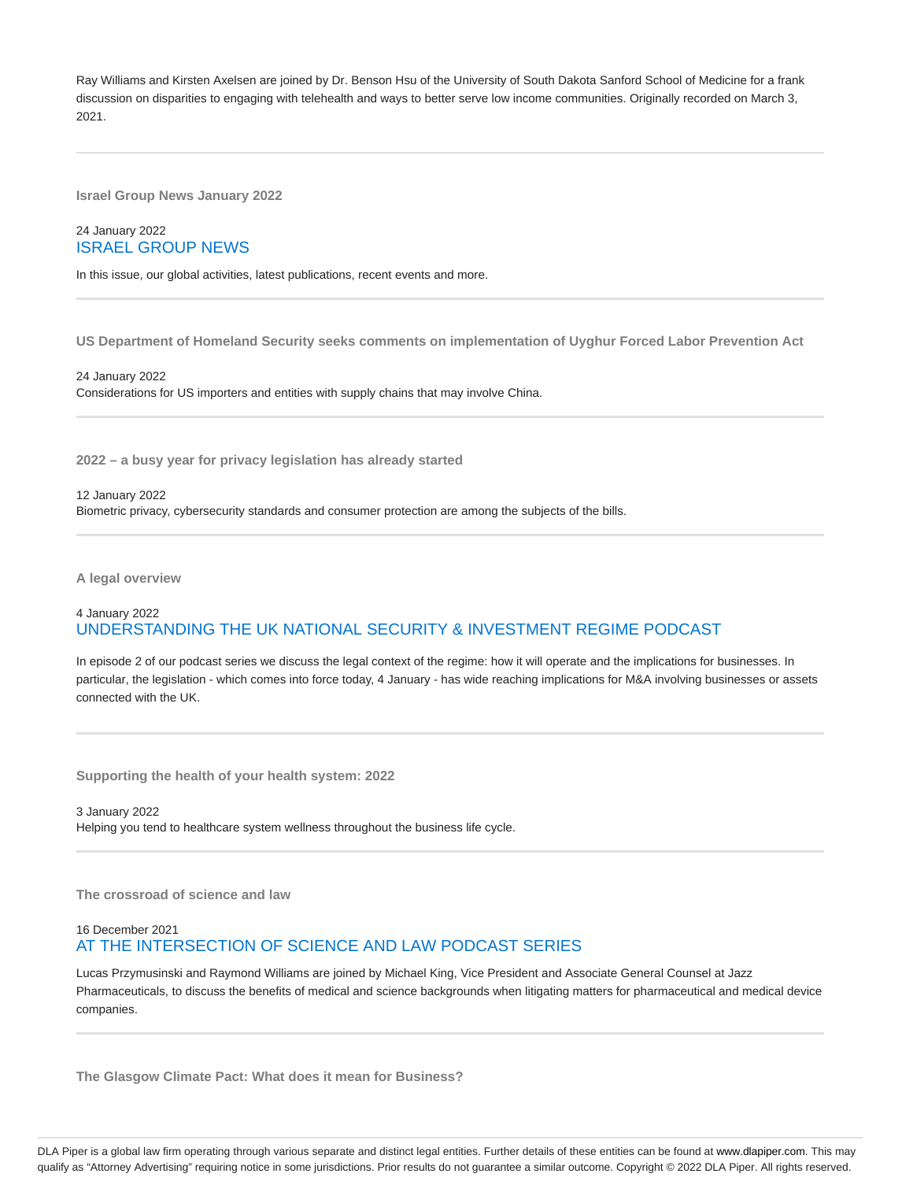Ray Williams and Kirsten Axelsen are joined by Dr. Benson Hsu of the University of South Dakota Sanford School of Medicine for a frank discussion on disparities to engaging with telehealth and ways to better serve low income communities. Originally recorded on March 3, 2021.

---

**Israel Group News January 2022**

24 January 2022
ISRAEL GROUP NEWS

In this issue, our global activities, latest publications, recent events and more.

---

**US Department of Homeland Security seeks comments on implementation of Uyghur Forced Labor Prevention Act**

24 January 2022
Considerations for US importers and entities with supply chains that may involve China.

---

**2022 – a busy year for privacy legislation has already started**

12 January 2022
Biometric privacy, cybersecurity standards and consumer protection are among the subjects of the bills.

---

**A legal overview**

4 January 2022
UNDERSTANDING THE UK NATIONAL SECURITY & INVESTMENT REGIME PODCAST

In episode 2 of our podcast series we discuss the legal context of the regime: how it will operate and the implications for businesses. In particular, the legislation - which comes into force today, 4 January - has wide reaching implications for M&A involving businesses or assets connected with the UK.

---

**Supporting the health of your health system: 2022**

3 January 2022
Helping you tend to healthcare system wellness throughout the business life cycle.

---

**The crossroad of science and law**

16 December 2021
AT THE INTERSECTION OF SCIENCE AND LAW PODCAST SERIES

Lucas Przymusinski and Raymond Williams are joined by Michael King, Vice President and Associate General Counsel at Jazz Pharmaceuticals, to discuss the benefits of medical and science backgrounds when litigating matters for pharmaceutical and medical device companies.

---

**The Glasgow Climate Pact: What does it mean for Business?**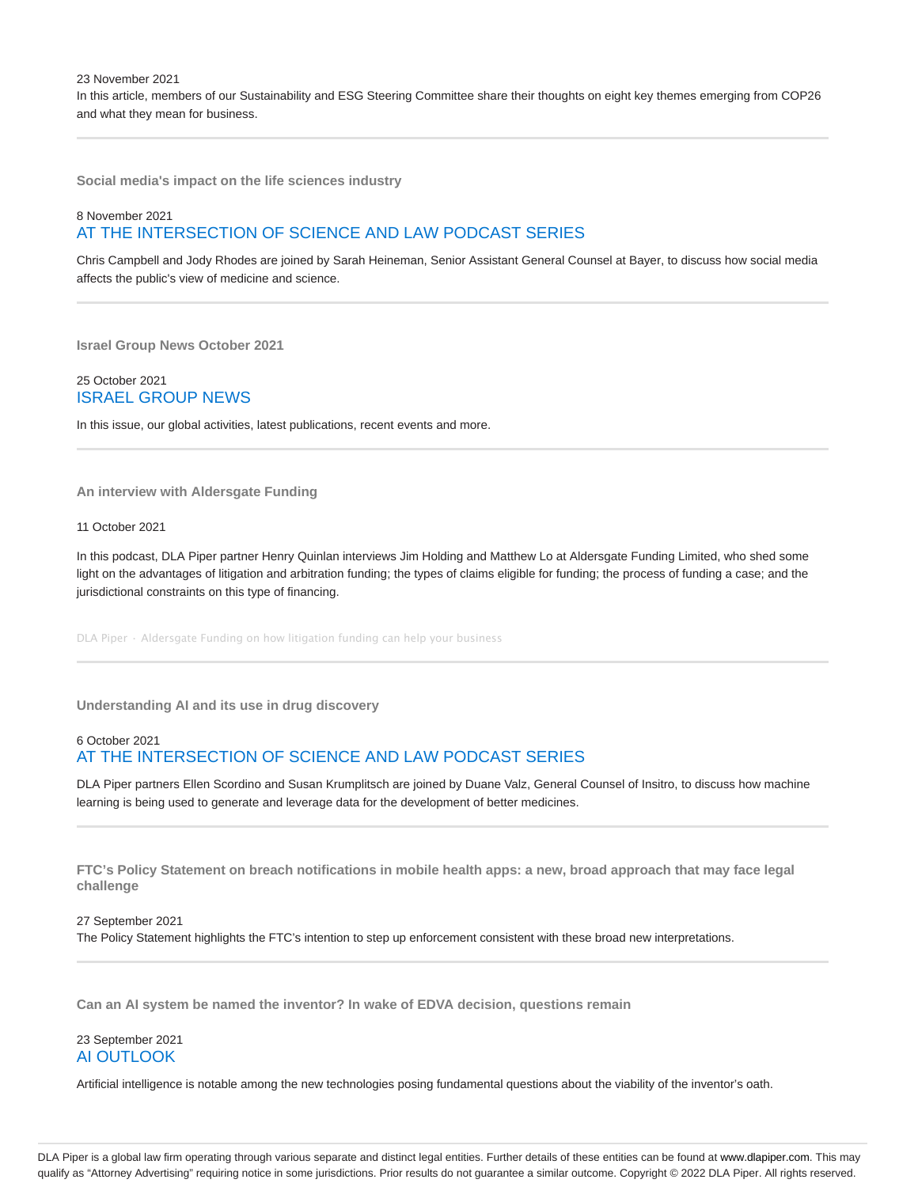23 November 2021

In this article, members of our Sustainability and ESG Steering Committee share their thoughts on eight key themes emerging from COP26 and what they mean for business.

---

**Social media's impact on the life sciences industry**

8 November 2021

AT THE INTERSECTION OF SCIENCE AND LAW PODCAST SERIES

Chris Campbell and Jody Rhodes are joined by Sarah Heineman, Senior Assistant General Counsel at Bayer, to discuss how social media affects the public's view of medicine and science.

---

**Israel Group News October 2021**

25 October 2021

ISRAEL GROUP NEWS

In this issue, our global activities, latest publications, recent events and more.

---

**An interview with Aldersgate Funding**

11 October 2021

In this podcast, DLA Piper partner Henry Quinlan interviews Jim Holding and Matthew Lo at Aldersgate Funding Limited, who shed some light on the advantages of litigation and arbitration funding; the types of claims eligible for funding; the process of funding a case; and the jurisdictional constraints on this type of financing.

DLA Piper · Aldersgate Funding on how litigation funding can help your business

---

**Understanding AI and its use in drug discovery**

6 October 2021

AT THE INTERSECTION OF SCIENCE AND LAW PODCAST SERIES

DLA Piper partners Ellen Scordino and Susan Krumplitsch are joined by Duane Valz, General Counsel of Insitro, to discuss how machine learning is being used to generate and leverage data for the development of better medicines.

---

**FTC's Policy Statement on breach notifications in mobile health apps: a new, broad approach that may face legal challenge**

27 September 2021

The Policy Statement highlights the FTC's intention to step up enforcement consistent with these broad new interpretations.

---

**Can an AI system be named the inventor? In wake of EDVA decision, questions remain**

23 September 2021

AI OUTLOOK

Artificial intelligence is notable among the new technologies posing fundamental questions about the viability of the inventor's oath.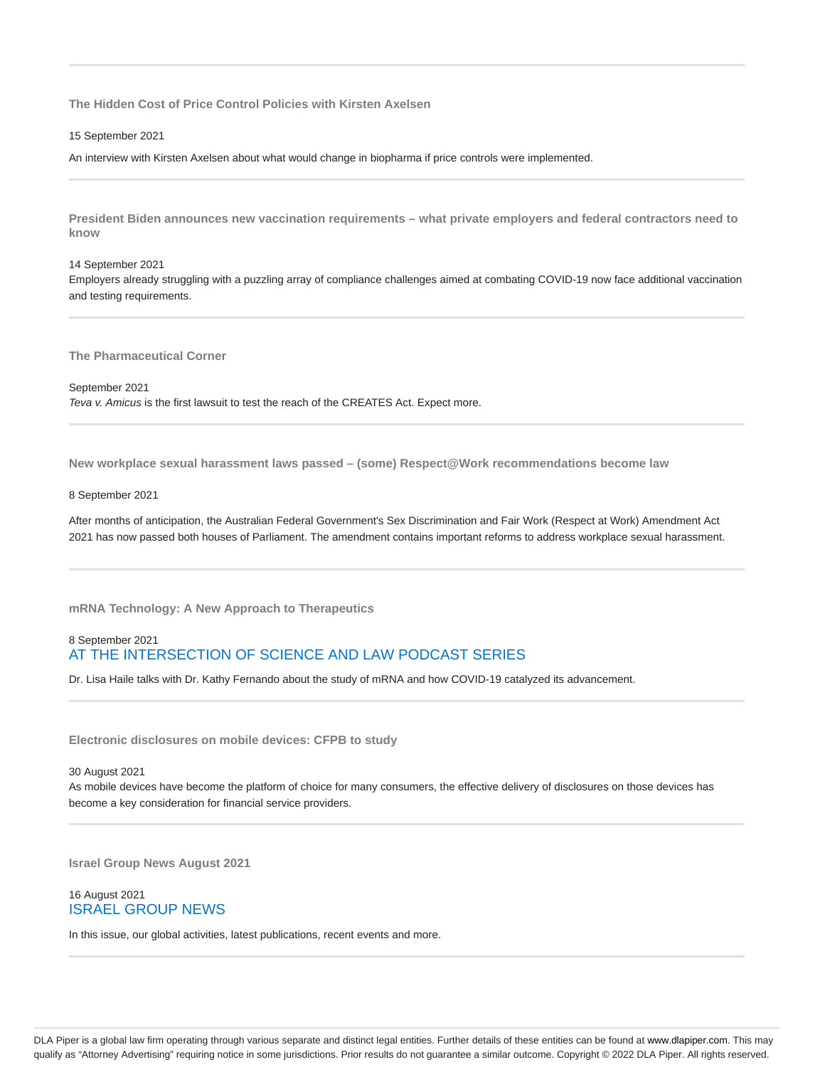### The Hidden Cost of Price Control Policies with Kirsten Axelsen

15 September 2021

An interview with Kirsten Axelsen about what would change in biopharma if price controls were implemented.

### President Biden announces new vaccination requirements – what private employers and federal contractors need to know

14 September 2021

Employers already struggling with a puzzling array of compliance challenges aimed at combating COVID-19 now face additional vaccination and testing requirements.

### The Pharmaceutical Corner

September 2021

*Teva v. Amicus* is the first lawsuit to test the reach of the CREATES Act. Expect more.

### New workplace sexual harassment laws passed – (some) Respect@Work recommendations become law

8 September 2021

After months of anticipation, the Australian Federal Government's Sex Discrimination and Fair Work (Respect at Work) Amendment Act 2021 has now passed both houses of Parliament. The amendment contains important reforms to address workplace sexual harassment.

### mRNA Technology: A New Approach to Therapeutics

8 September 2021

AT THE INTERSECTION OF SCIENCE AND LAW PODCAST SERIES

Dr. Lisa Haile talks with Dr. Kathy Fernando about the study of mRNA and how COVID-19 catalyzed its advancement.

### Electronic disclosures on mobile devices: CFPB to study

30 August 2021

As mobile devices have become the platform of choice for many consumers, the effective delivery of disclosures on those devices has become a key consideration for financial service providers.

### Israel Group News August 2021

16 August 2021

ISRAEL GROUP NEWS

In this issue, our global activities, latest publications, recent events and more.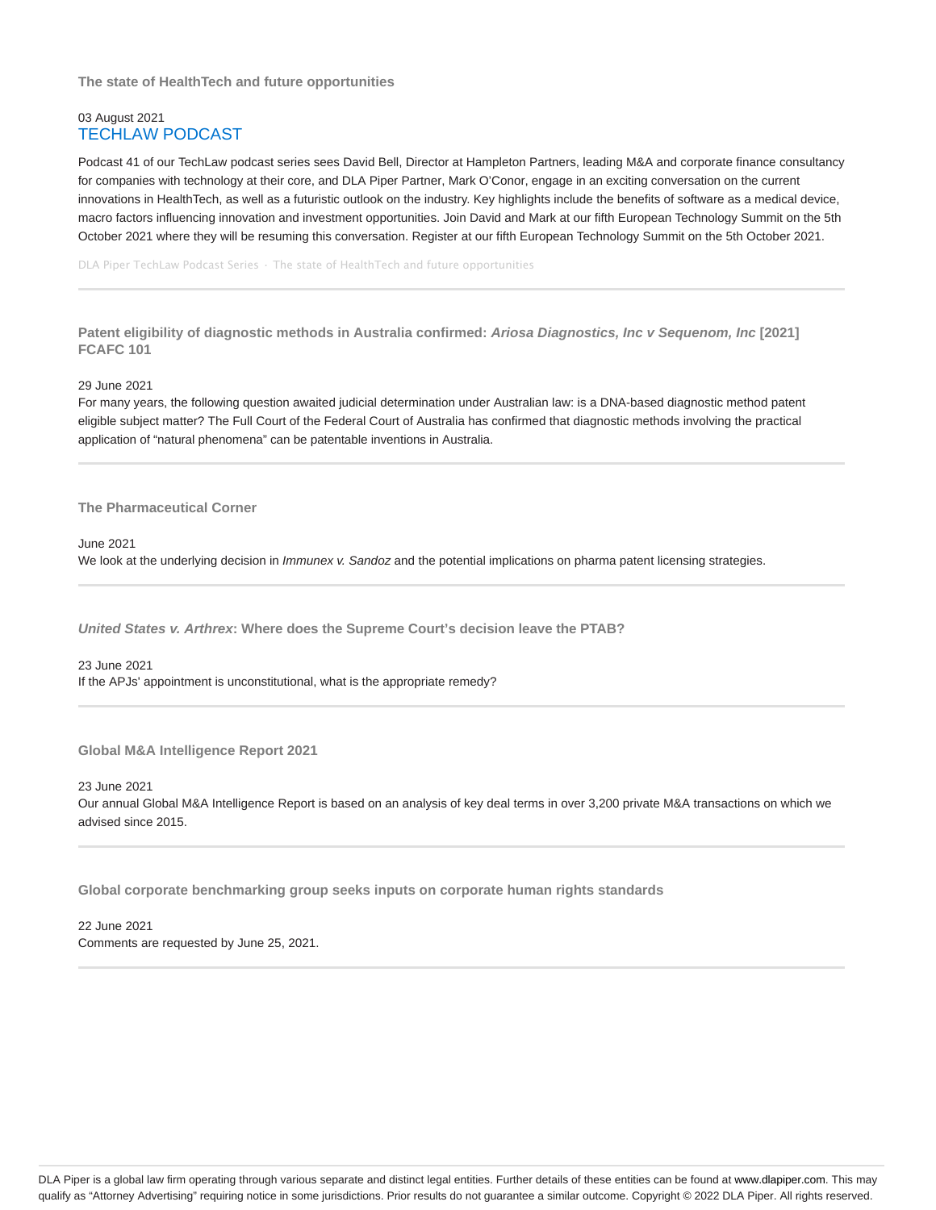### The state of HealthTech and future opportunities

03 August 2021

TECHLAW PODCAST

Podcast 41 of our TechLaw podcast series sees David Bell, Director at Hampleton Partners, leading M&A and corporate finance consultancy for companies with technology at their core, and DLA Piper Partner, Mark O'Conor, engage in an exciting conversation on the current innovations in HealthTech, as well as a futuristic outlook on the industry. Key highlights include the benefits of software as a medical device, macro factors influencing innovation and investment opportunities. Join David and Mark at our fifth European Technology Summit on the 5th October 2021 where they will be resuming this conversation. Register at our fifth European Technology Summit on the 5th October 2021.

DLA Piper TechLaw Podcast Series · The state of HealthTech and future opportunities

---

### Patent eligibility of diagnostic methods in Australia confirmed: *Ariosa Diagnostics, Inc v Sequenom, Inc* [2021] FCAFC 101

29 June 2021

For many years, the following question awaited judicial determination under Australian law: is a DNA-based diagnostic method patent eligible subject matter? The Full Court of the Federal Court of Australia has confirmed that diagnostic methods involving the practical application of "natural phenomena" can be patentable inventions in Australia.

---

### The Pharmaceutical Corner

June 2021

We look at the underlying decision in *Immunex v. Sandoz* and the potential implications on pharma patent licensing strategies.

---

### *United States v. Arthrex*: Where does the Supreme Court's decision leave the PTAB?

23 June 2021

If the APJs' appointment is unconstitutional, what is the appropriate remedy?

---

### Global M&A Intelligence Report 2021

23 June 2021

Our annual Global M&A Intelligence Report is based on an analysis of key deal terms in over 3,200 private M&A transactions on which we advised since 2015.

---

### Global corporate benchmarking group seeks inputs on corporate human rights standards

22 June 2021

Comments are requested by June 25, 2021.

---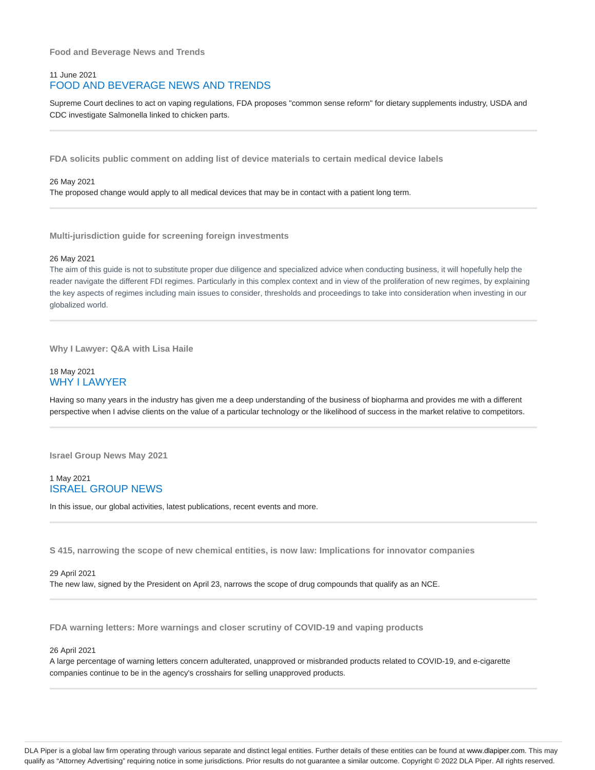### Food and Beverage News and Trends

11 June 2021

**FOOD AND BEVERAGE NEWS AND TRENDS**

Supreme Court declines to act on vaping regulations, FDA proposes "common sense reform" for dietary supplements industry, USDA and CDC investigate Salmonella linked to chicken parts.

---

### FDA solicits public comment on adding list of device materials to certain medical device labels

26 May 2021

The proposed change would apply to all medical devices that may be in contact with a patient long term.

---

### Multi-jurisdiction guide for screening foreign investments

26 May 2021

The aim of this guide is not to substitute proper due diligence and specialized advice when conducting business, it will hopefully help the reader navigate the different FDI regimes. Particularly in this complex context and in view of the proliferation of new regimes, by explaining the key aspects of regimes including main issues to consider, thresholds and proceedings to take into consideration when investing in our globalized world.

---

### Why I Lawyer: Q&A with Lisa Haile

18 May 2021

**WHY I LAWYER**

Having so many years in the industry has given me a deep understanding of the business of biopharma and provides me with a different perspective when I advise clients on the value of a particular technology or the likelihood of success in the market relative to competitors.

---

### Israel Group News May 2021

1 May 2021

**ISRAEL GROUP NEWS**

In this issue, our global activities, latest publications, recent events and more.

---

### S 415, narrowing the scope of new chemical entities, is now law: Implications for innovator companies

29 April 2021

The new law, signed by the President on April 23, narrows the scope of drug compounds that qualify as an NCE.

---

### FDA warning letters: More warnings and closer scrutiny of COVID-19 and vaping products

26 April 2021

A large percentage of warning letters concern adulterated, unapproved or misbranded products related to COVID-19, and e-cigarette companies continue to be in the agency's crosshairs for selling unapproved products.

---

DLA Piper is a global law firm operating through various separate and distinct legal entities. Further details of these entities can be found at www.dlapiper.com. This may qualify as "Attorney Advertising" requiring notice in some jurisdictions. Prior results do not guarantee a similar outcome. Copyright © 2022 DLA Piper. All rights reserved.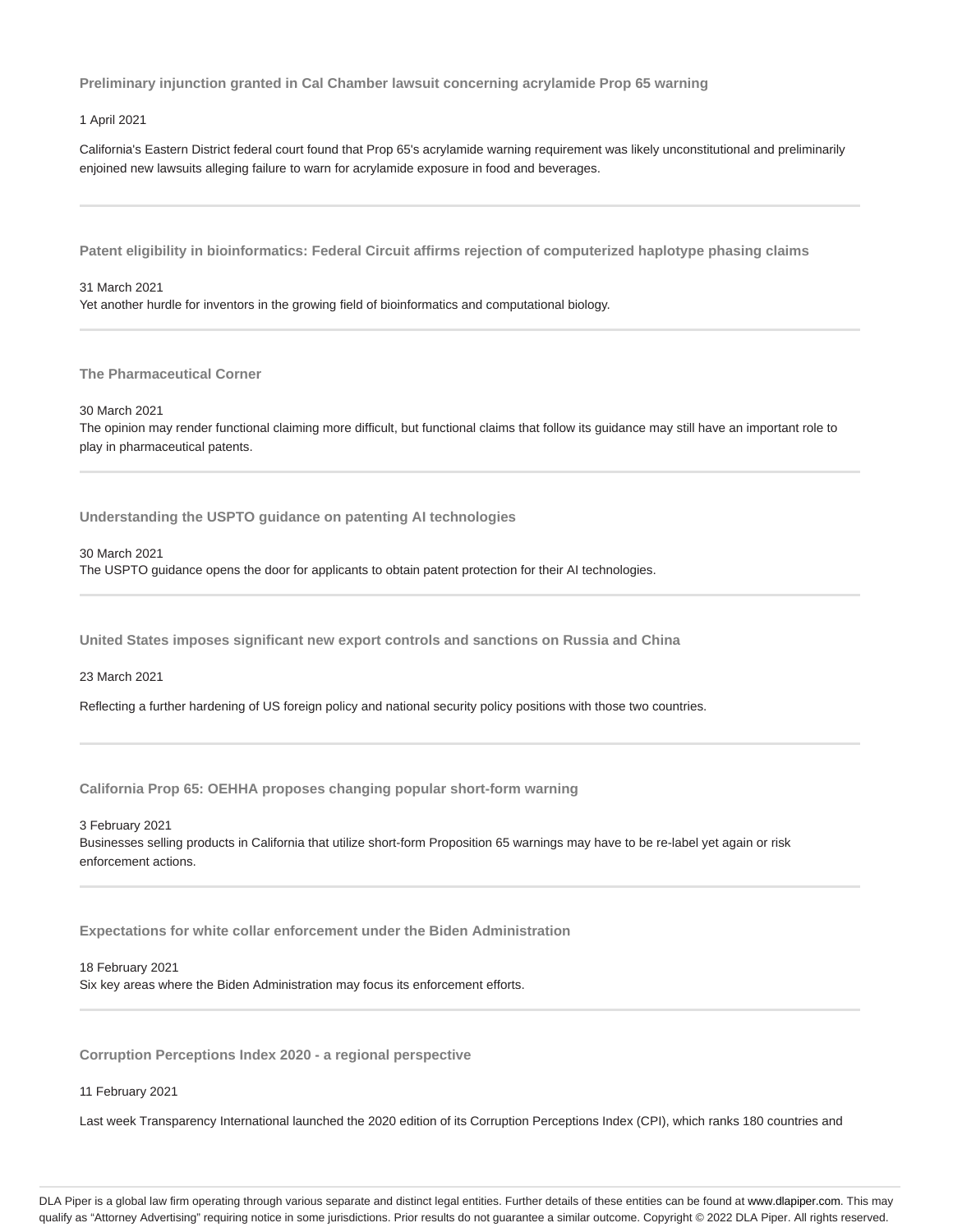### Preliminary injunction granted in Cal Chamber lawsuit concerning acrylamide Prop 65 warning

1 April 2021

California's Eastern District federal court found that Prop 65's acrylamide warning requirement was likely unconstitutional and preliminarily enjoined new lawsuits alleging failure to warn for acrylamide exposure in food and beverages.

---

### Patent eligibility in bioinformatics: Federal Circuit affirms rejection of computerized haplotype phasing claims

31 March 2021

Yet another hurdle for inventors in the growing field of bioinformatics and computational biology.

---

### The Pharmaceutical Corner

30 March 2021

The opinion may render functional claiming more difficult, but functional claims that follow its guidance may still have an important role to play in pharmaceutical patents.

---

### Understanding the USPTO guidance on patenting AI technologies

30 March 2021

The USPTO guidance opens the door for applicants to obtain patent protection for their AI technologies.

---

### United States imposes significant new export controls and sanctions on Russia and China

23 March 2021

Reflecting a further hardening of US foreign policy and national security policy positions with those two countries.

---

### California Prop 65: OEHHA proposes changing popular short-form warning

3 February 2021

Businesses selling products in California that utilize short-form Proposition 65 warnings may have to be re-label yet again or risk enforcement actions.

---

### Expectations for white collar enforcement under the Biden Administration

18 February 2021

Six key areas where the Biden Administration may focus its enforcement efforts.

---

### Corruption Perceptions Index 2020 - a regional perspective

11 February 2021

Last week Transparency International launched the 2020 edition of its Corruption Perceptions Index (CPI), which ranks 180 countries and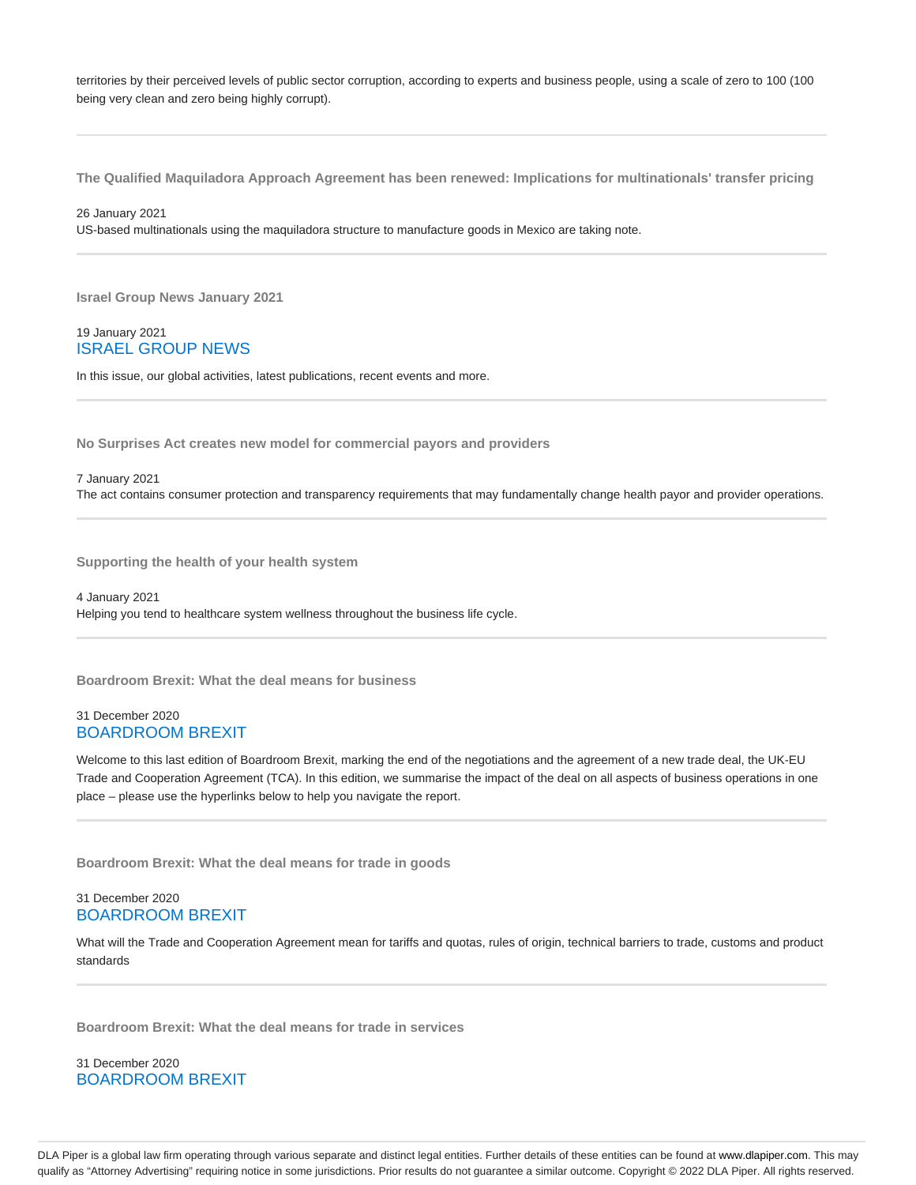territories by their perceived levels of public sector corruption, according to experts and business people, using a scale of zero to 100 (100 being very clean and zero being highly corrupt).

---

### The Qualified Maquiladora Approach Agreement has been renewed: Implications for multinationals' transfer pricing

26 January 2021

US-based multinationals using the maquiladora structure to manufacture goods in Mexico are taking note.

---

### Israel Group News January 2021

19 January 2021

ISRAEL GROUP NEWS

In this issue, our global activities, latest publications, recent events and more.

---

### No Surprises Act creates new model for commercial payors and providers

7 January 2021

The act contains consumer protection and transparency requirements that may fundamentally change health payor and provider operations.

---

### Supporting the health of your health system

4 January 2021

Helping you tend to healthcare system wellness throughout the business life cycle.

---

### Boardroom Brexit: What the deal means for business

31 December 2020

BOARDROOM BREXIT

Welcome to this last edition of Boardroom Brexit, marking the end of the negotiations and the agreement of a new trade deal, the UK-EU Trade and Cooperation Agreement (TCA). In this edition, we summarise the impact of the deal on all aspects of business operations in one place – please use the hyperlinks below to help you navigate the report.

---

### Boardroom Brexit: What the deal means for trade in goods

31 December 2020

BOARDROOM BREXIT

What will the Trade and Cooperation Agreement mean for tariffs and quotas, rules of origin, technical barriers to trade, customs and product standards

---

### Boardroom Brexit: What the deal means for trade in services

31 December 2020

BOARDROOM BREXIT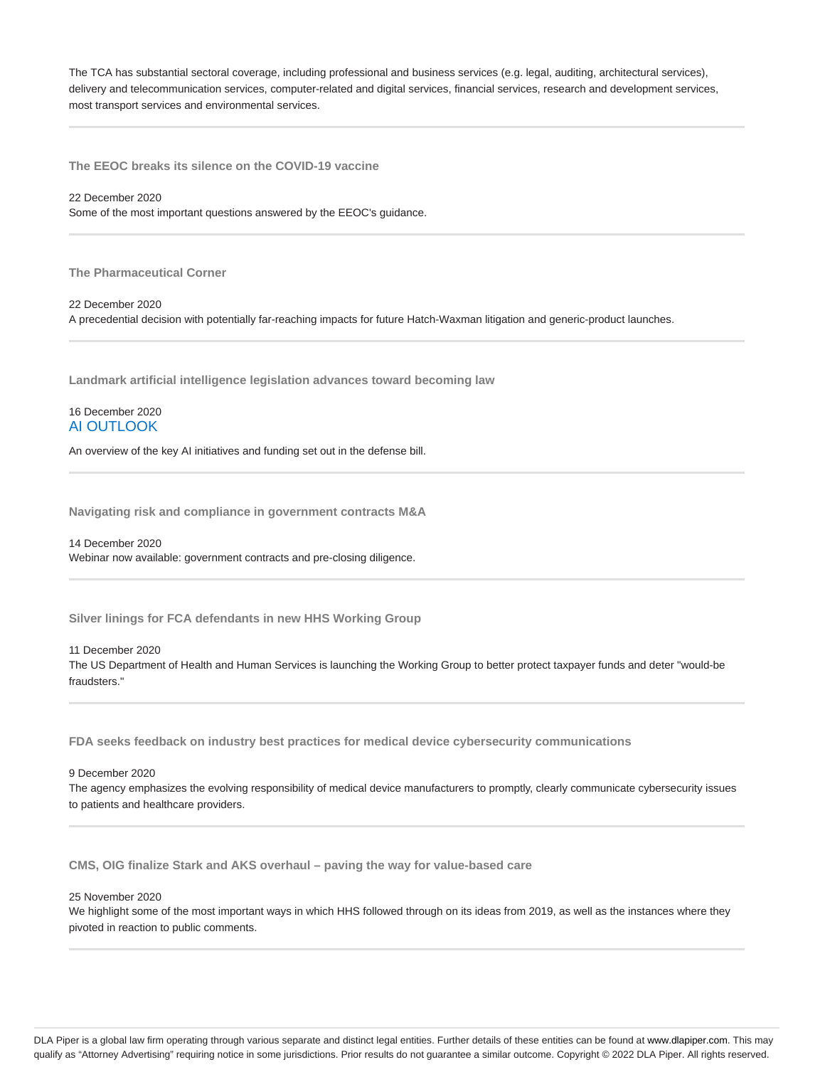The TCA has substantial sectoral coverage, including professional and business services (e.g. legal, auditing, architectural services), delivery and telecommunication services, computer-related and digital services, financial services, research and development services, most transport services and environmental services.

---

**The EEOC breaks its silence on the COVID-19 vaccine**

22 December 2020

Some of the most important questions answered by the EEOC's guidance.

---

**The Pharmaceutical Corner**

22 December 2020

A precedential decision with potentially far-reaching impacts for future Hatch-Waxman litigation and generic-product launches.

---

**Landmark artificial intelligence legislation advances toward becoming law**

16 December 2020

AI OUTLOOK

An overview of the key AI initiatives and funding set out in the defense bill.

---

**Navigating risk and compliance in government contracts M&A**

14 December 2020

Webinar now available: government contracts and pre-closing diligence.

---

**Silver linings for FCA defendants in new HHS Working Group**

11 December 2020

The US Department of Health and Human Services is launching the Working Group to better protect taxpayer funds and deter "would-be fraudsters."

---

**FDA seeks feedback on industry best practices for medical device cybersecurity communications**

9 December 2020

The agency emphasizes the evolving responsibility of medical device manufacturers to promptly, clearly communicate cybersecurity issues to patients and healthcare providers.

---

**CMS, OIG finalize Stark and AKS overhaul – paving the way for value-based care**

25 November 2020

We highlight some of the most important ways in which HHS followed through on its ideas from 2019, as well as the instances where they pivoted in reaction to public comments.

---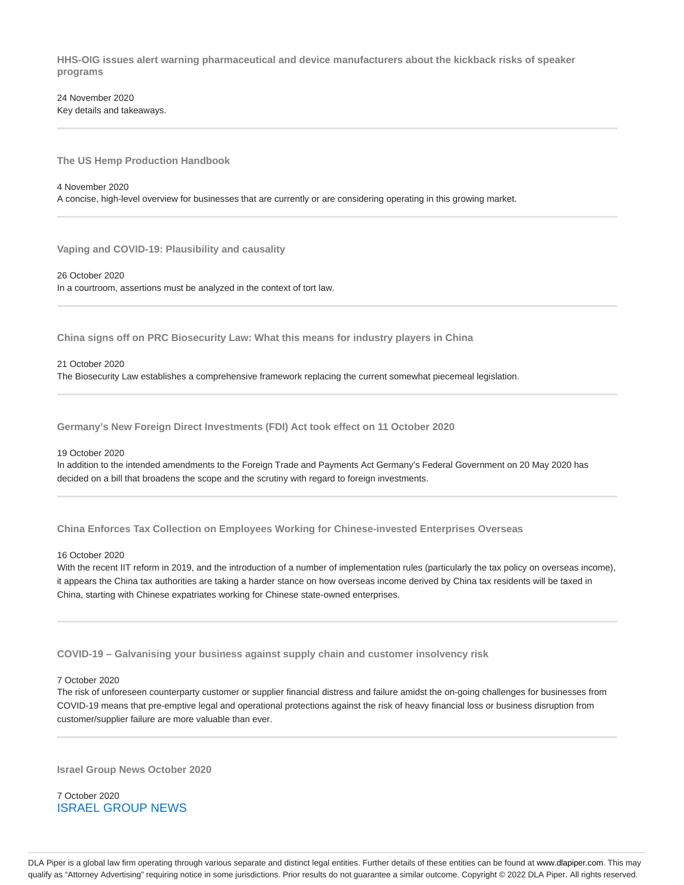### HHS-OIG issues alert warning pharmaceutical and device manufacturers about the kickback risks of speaker programs

24 November 2020
Key details and takeaways.

---

### The US Hemp Production Handbook

4 November 2020
A concise, high-level overview for businesses that are currently or are considering operating in this growing market.

---

### Vaping and COVID-19: Plausibility and causality

26 October 2020
In a courtroom, assertions must be analyzed in the context of tort law.

---

### China signs off on PRC Biosecurity Law: What this means for industry players in China

21 October 2020
The Biosecurity Law establishes a comprehensive framework replacing the current somewhat piecemeal legislation.

---

### Germany's New Foreign Direct Investments (FDI) Act took effect on 11 October 2020

19 October 2020
In addition to the intended amendments to the Foreign Trade and Payments Act Germany's Federal Government on 20 May 2020 has decided on a bill that broadens the scope and the scrutiny with regard to foreign investments.

---

### China Enforces Tax Collection on Employees Working for Chinese-invested Enterprises Overseas

16 October 2020
With the recent IIT reform in 2019, and the introduction of a number of implementation rules (particularly the tax policy on overseas income), it appears the China tax authorities are taking a harder stance on how overseas income derived by China tax residents will be taxed in China, starting with Chinese expatriates working for Chinese state-owned enterprises.

---

### COVID-19 – Galvanising your business against supply chain and customer insolvency risk

7 October 2020
The risk of unforeseen counterparty customer or supplier financial distress and failure amidst the on-going challenges for businesses from COVID-19 means that pre-emptive legal and operational protections against the risk of heavy financial loss or business disruption from customer/supplier failure are more valuable than ever.

---

### Israel Group News October 2020

7 October 2020
ISRAEL GROUP NEWS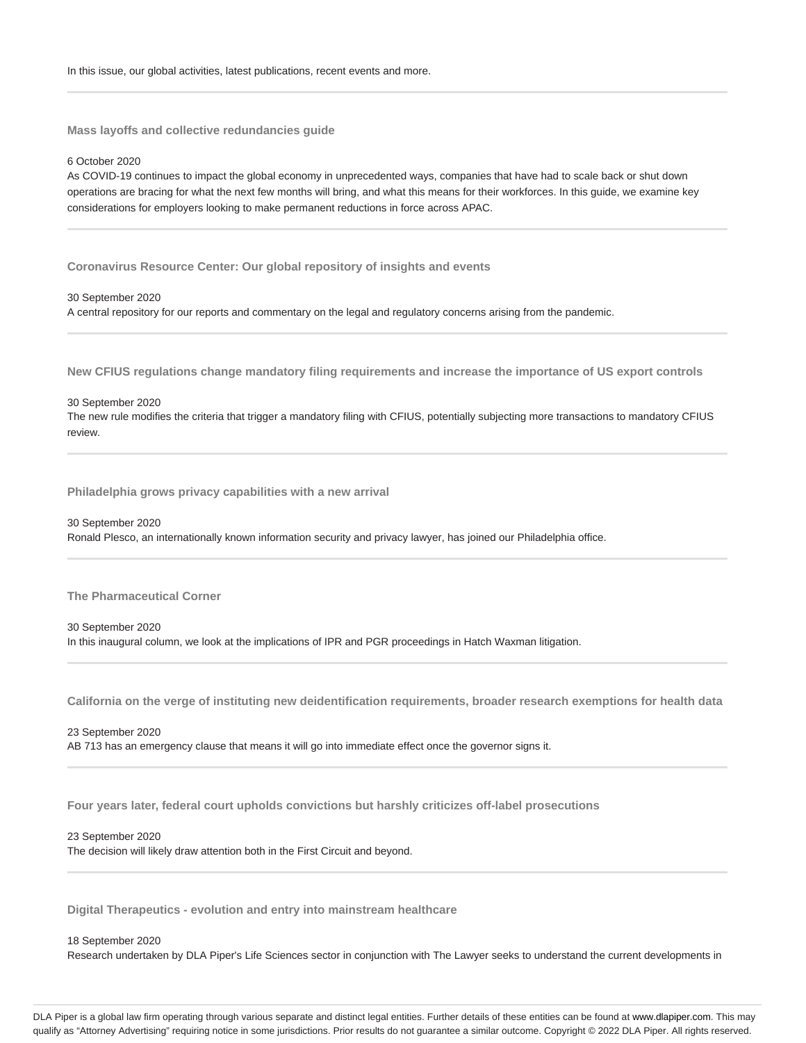In this issue, our global activities, latest publications, recent events and more.

---

### Mass layoffs and collective redundancies guide

6 October 2020

As COVID-19 continues to impact the global economy in unprecedented ways, companies that have had to scale back or shut down operations are bracing for what the next few months will bring, and what this means for their workforces. In this guide, we examine key considerations for employers looking to make permanent reductions in force across APAC.

---

### Coronavirus Resource Center: Our global repository of insights and events

30 September 2020

A central repository for our reports and commentary on the legal and regulatory concerns arising from the pandemic.

---

### New CFIUS regulations change mandatory filing requirements and increase the importance of US export controls

30 September 2020

The new rule modifies the criteria that trigger a mandatory filing with CFIUS, potentially subjecting more transactions to mandatory CFIUS review.

---

### Philadelphia grows privacy capabilities with a new arrival

30 September 2020

Ronald Plesco, an internationally known information security and privacy lawyer, has joined our Philadelphia office.

---

### The Pharmaceutical Corner

30 September 2020

In this inaugural column, we look at the implications of IPR and PGR proceedings in Hatch Waxman litigation.

---

### California on the verge of instituting new deidentification requirements, broader research exemptions for health data

23 September 2020

AB 713 has an emergency clause that means it will go into immediate effect once the governor signs it.

---

### Four years later, federal court upholds convictions but harshly criticizes off-label prosecutions

23 September 2020

The decision will likely draw attention both in the First Circuit and beyond.

---

### Digital Therapeutics - evolution and entry into mainstream healthcare

18 September 2020

Research undertaken by DLA Piper's Life Sciences sector in conjunction with The Lawyer seeks to understand the current developments in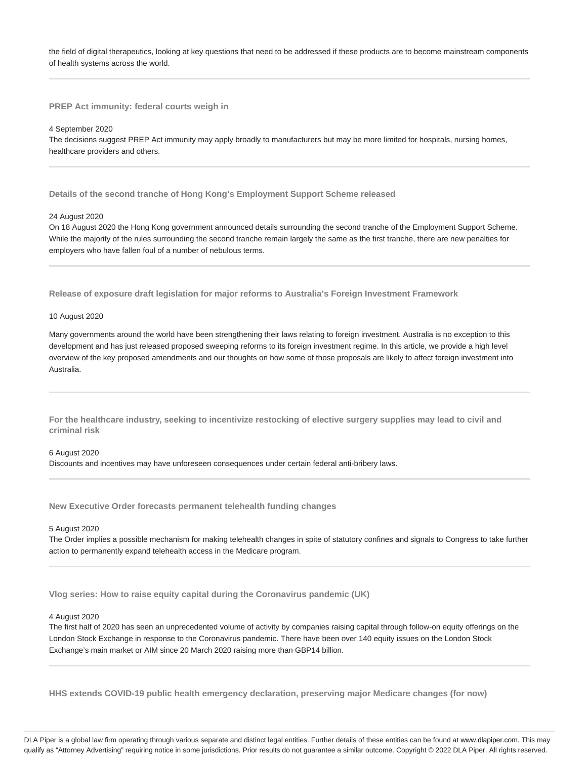the field of digital therapeutics, looking at key questions that need to be addressed if these products are to become mainstream components of health systems across the world.

---

### PREP Act immunity: federal courts weigh in

4 September 2020

The decisions suggest PREP Act immunity may apply broadly to manufacturers but may be more limited for hospitals, nursing homes, healthcare providers and others.

---

### Details of the second tranche of Hong Kong's Employment Support Scheme released

24 August 2020

On 18 August 2020 the Hong Kong government announced details surrounding the second tranche of the Employment Support Scheme. While the majority of the rules surrounding the second tranche remain largely the same as the first tranche, there are new penalties for employers who have fallen foul of a number of nebulous terms.

---

### Release of exposure draft legislation for major reforms to Australia's Foreign Investment Framework

10 August 2020

Many governments around the world have been strengthening their laws relating to foreign investment. Australia is no exception to this development and has just released proposed sweeping reforms to its foreign investment regime. In this article, we provide a high level overview of the key proposed amendments and our thoughts on how some of those proposals are likely to affect foreign investment into Australia.

---

### For the healthcare industry, seeking to incentivize restocking of elective surgery supplies may lead to civil and criminal risk

6 August 2020

Discounts and incentives may have unforeseen consequences under certain federal anti-bribery laws.

---

### New Executive Order forecasts permanent telehealth funding changes

5 August 2020

The Order implies a possible mechanism for making telehealth changes in spite of statutory confines and signals to Congress to take further action to permanently expand telehealth access in the Medicare program.

---

### Vlog series: How to raise equity capital during the Coronavirus pandemic (UK)

4 August 2020

The first half of 2020 has seen an unprecedented volume of activity by companies raising capital through follow-on equity offerings on the London Stock Exchange in response to the Coronavirus pandemic. There have been over 140 equity issues on the London Stock Exchange's main market or AIM since 20 March 2020 raising more than GBP14 billion.

---

### HHS extends COVID-19 public health emergency declaration, preserving major Medicare changes (for now)

DLA Piper is a global law firm operating through various separate and distinct legal entities. Further details of these entities can be found at www.dlapiper.com. This may qualify as "Attorney Advertising" requiring notice in some jurisdictions. Prior results do not guarantee a similar outcome. Copyright © 2022 DLA Piper. All rights reserved.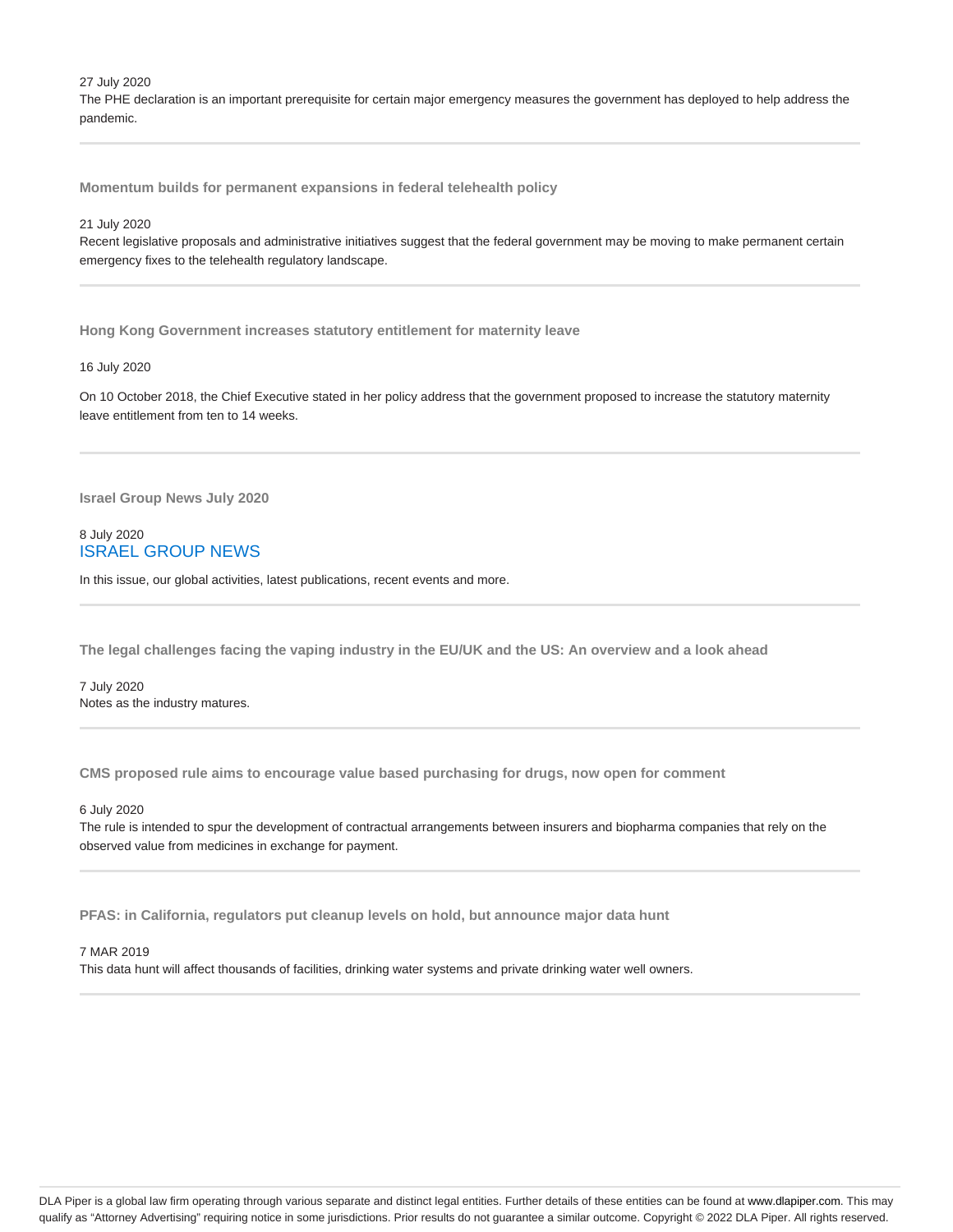27 July 2020
The PHE declaration is an important prerequisite for certain major emergency measures the government has deployed to help address the pandemic.

---

### Momentum builds for permanent expansions in federal telehealth policy

21 July 2020
Recent legislative proposals and administrative initiatives suggest that the federal government may be moving to make permanent certain emergency fixes to the telehealth regulatory landscape.

---

### Hong Kong Government increases statutory entitlement for maternity leave

16 July 2020

On 10 October 2018, the Chief Executive stated in her policy address that the government proposed to increase the statutory maternity leave entitlement from ten to 14 weeks.

---

### Israel Group News July 2020

8 July 2020
ISRAEL GROUP NEWS

In this issue, our global activities, latest publications, recent events and more.

---

### The legal challenges facing the vaping industry in the EU/UK and the US: An overview and a look ahead

7 July 2020
Notes as the industry matures.

---

### CMS proposed rule aims to encourage value based purchasing for drugs, now open for comment

6 July 2020
The rule is intended to spur the development of contractual arrangements between insurers and biopharma companies that rely on the observed value from medicines in exchange for payment.

---

### PFAS: in California, regulators put cleanup levels on hold, but announce major data hunt

7 MAR 2019
This data hunt will affect thousands of facilities, drinking water systems and private drinking water well owners.

---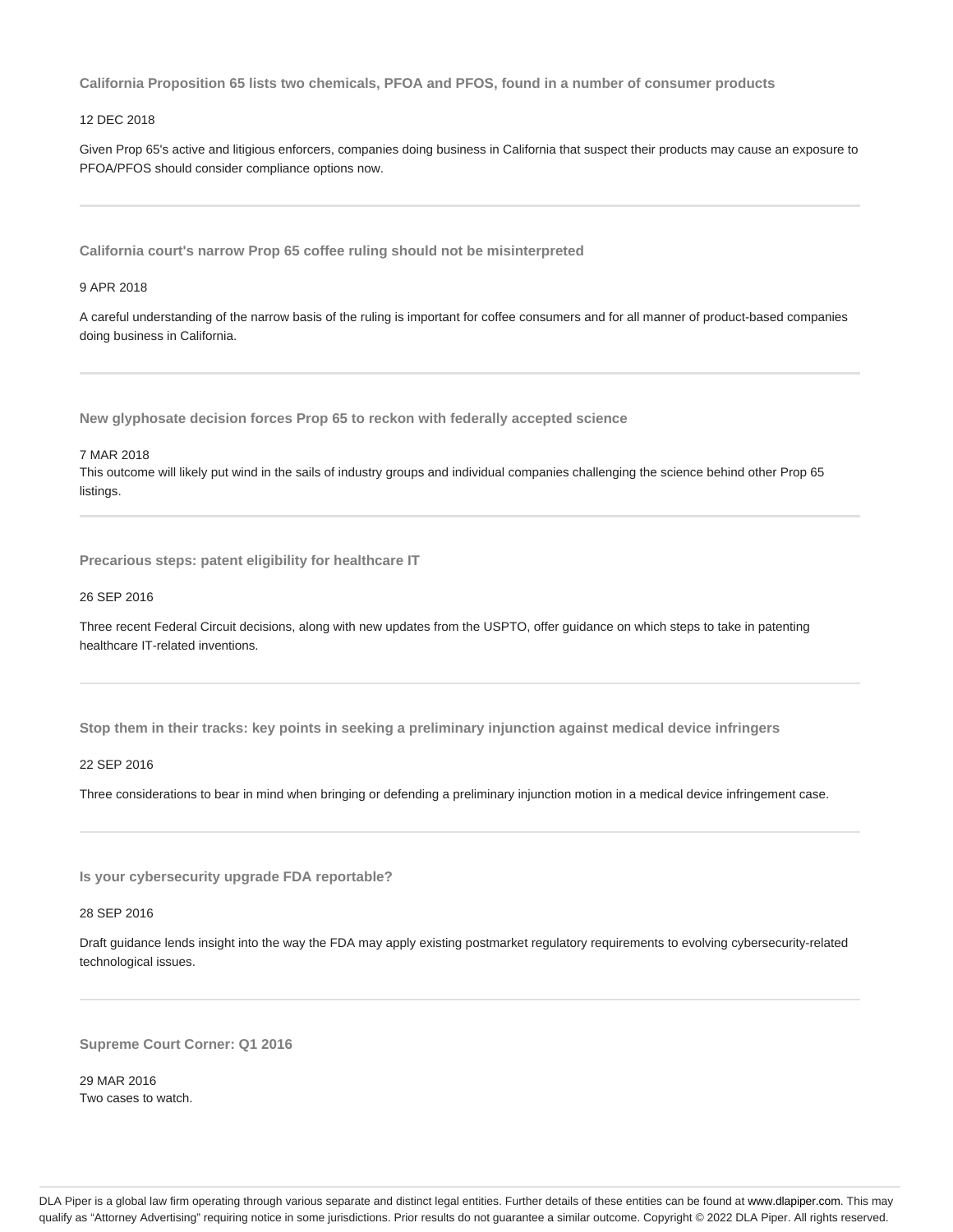### California Proposition 65 lists two chemicals, PFOA and PFOS, found in a number of consumer products

12 DEC 2018

Given Prop 65's active and litigious enforcers, companies doing business in California that suspect their products may cause an exposure to PFOA/PFOS should consider compliance options now.

---

### California court's narrow Prop 65 coffee ruling should not be misinterpreted

9 APR 2018

A careful understanding of the narrow basis of the ruling is important for coffee consumers and for all manner of product-based companies doing business in California.

---

### New glyphosate decision forces Prop 65 to reckon with federally accepted science

7 MAR 2018

This outcome will likely put wind in the sails of industry groups and individual companies challenging the science behind other Prop 65 listings.

---

### Precarious steps: patent eligibility for healthcare IT

26 SEP 2016

Three recent Federal Circuit decisions, along with new updates from the USPTO, offer guidance on which steps to take in patenting healthcare IT-related inventions.

---

### Stop them in their tracks: key points in seeking a preliminary injunction against medical device infringers

22 SEP 2016

Three considerations to bear in mind when bringing or defending a preliminary injunction motion in a medical device infringement case.

---

### Is your cybersecurity upgrade FDA reportable?

28 SEP 2016

Draft guidance lends insight into the way the FDA may apply existing postmarket regulatory requirements to evolving cybersecurity-related technological issues.

---

### Supreme Court Corner: Q1 2016

29 MAR 2016

Two cases to watch.

---

DLA Piper is a global law firm operating through various separate and distinct legal entities. Further details of these entities can be found at www.dlapiper.com. This may qualify as "Attorney Advertising" requiring notice in some jurisdictions. Prior results do not guarantee a similar outcome. Copyright © 2022 DLA Piper. All rights reserved.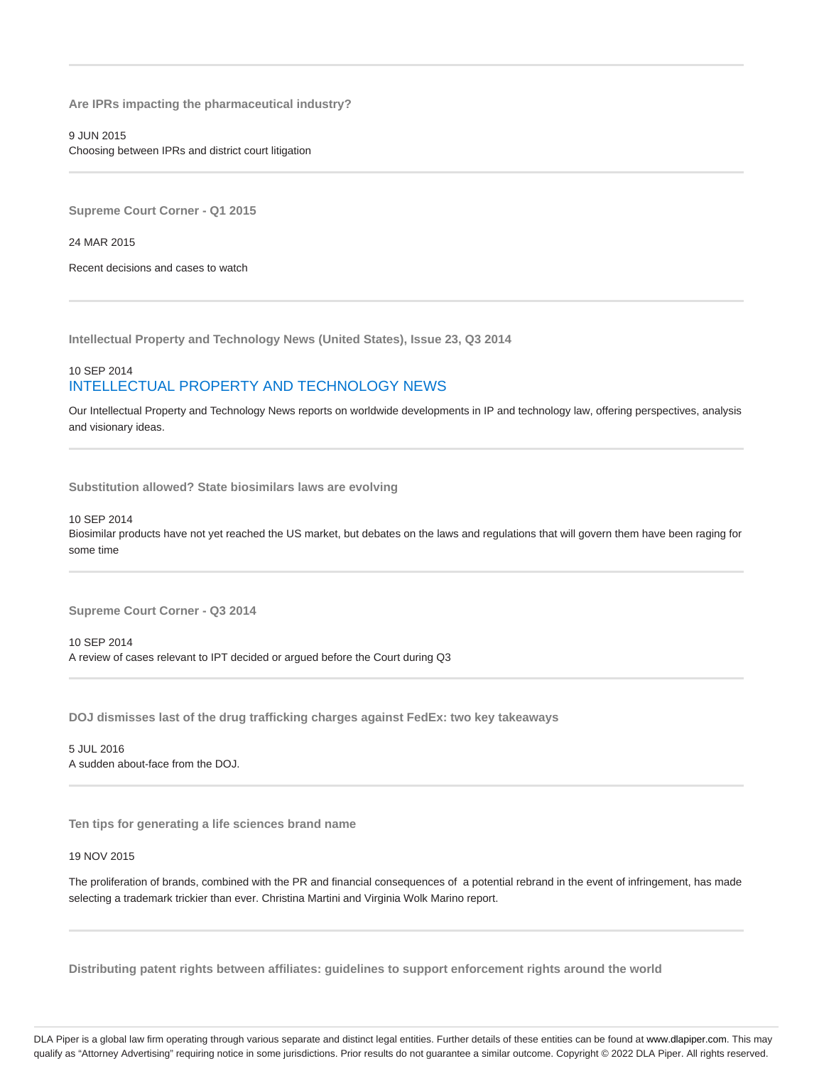### Are IPRs impacting the pharmaceutical industry?

9 JUN 2015

Choosing between IPRs and district court litigation

### Supreme Court Corner - Q1 2015

24 MAR 2015

Recent decisions and cases to watch

### Intellectual Property and Technology News (United States), Issue 23, Q3 2014

10 SEP 2014

INTELLECTUAL PROPERTY AND TECHNOLOGY NEWS

Our Intellectual Property and Technology News reports on worldwide developments in IP and technology law, offering perspectives, analysis and visionary ideas.

### Substitution allowed? State biosimilars laws are evolving

10 SEP 2014

Biosimilar products have not yet reached the US market, but debates on the laws and regulations that will govern them have been raging for some time

### Supreme Court Corner - Q3 2014

10 SEP 2014

A review of cases relevant to IPT decided or argued before the Court during Q3

### DOJ dismisses last of the drug trafficking charges against FedEx: two key takeaways

5 JUL 2016

A sudden about-face from the DOJ.

### Ten tips for generating a life sciences brand name

19 NOV 2015

The proliferation of brands, combined with the PR and financial consequences of a potential rebrand in the event of infringement, has made selecting a trademark trickier than ever. Christina Martini and Virginia Wolk Marino report.

### Distributing patent rights between affiliates: guidelines to support enforcement rights around the world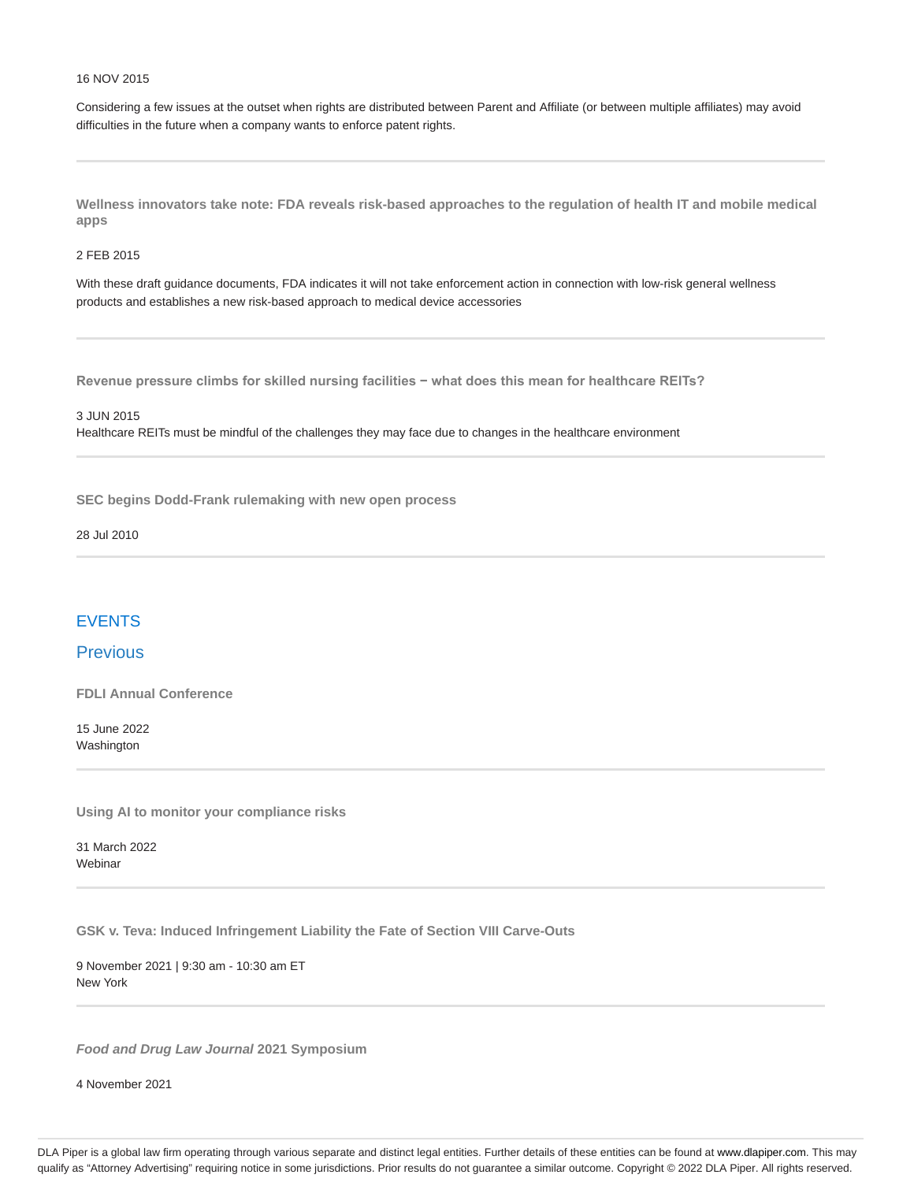16 NOV 2015

Considering a few issues at the outset when rights are distributed between Parent and Affiliate (or between multiple affiliates) may avoid difficulties in the future when a company wants to enforce patent rights.

---

**Wellness innovators take note: FDA reveals risk-based approaches to the regulation of health IT and mobile medical apps**

2 FEB 2015

With these draft guidance documents, FDA indicates it will not take enforcement action in connection with low-risk general wellness products and establishes a new risk-based approach to medical device accessories

---

**Revenue pressure climbs for skilled nursing facilities − what does this mean for healthcare REITs?**

3 JUN 2015

Healthcare REITs must be mindful of the challenges they may face due to changes in the healthcare environment

---

**SEC begins Dodd-Frank rulemaking with new open process**

28 Jul 2010

---

## EVENTS

### Previous

**FDLI Annual Conference**

15 June 2022
Washington

---

**Using AI to monitor your compliance risks**

31 March 2022
Webinar

---

**GSK v. Teva: Induced Infringement Liability the Fate of Section VIII Carve-Outs**

9 November 2021 | 9:30 am - 10:30 am ET
New York

---

***Food and Drug Law Journal* 2021 Symposium**

4 November 2021

DLA Piper is a global law firm operating through various separate and distinct legal entities. Further details of these entities can be found at www.dlapiper.com. This may qualify as "Attorney Advertising" requiring notice in some jurisdictions. Prior results do not guarantee a similar outcome. Copyright © 2022 DLA Piper. All rights reserved.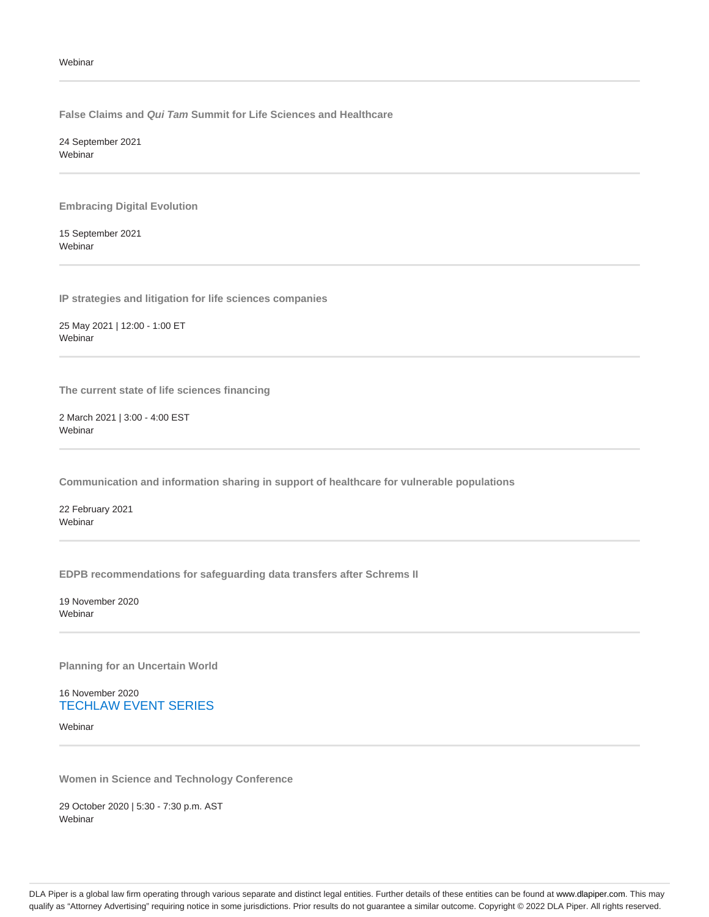Webinar

---

**False Claims and *Qui Tam* Summit for Life Sciences and Healthcare**

24 September 2021
Webinar

---

**Embracing Digital Evolution**

15 September 2021
Webinar

---

**IP strategies and litigation for life sciences companies**

25 May 2021 | 12:00 - 1:00 ET
Webinar

---

**The current state of life sciences financing**

2 March 2021 | 3:00 - 4:00 EST
Webinar

---

**Communication and information sharing in support of healthcare for vulnerable populations**

22 February 2021
Webinar

---

**EDPB recommendations for safeguarding data transfers after Schrems II**

19 November 2020
Webinar

---

**Planning for an Uncertain World**

16 November 2020
TECHLAW EVENT SERIES

Webinar

---

**Women in Science and Technology Conference**

29 October 2020 | 5:30 - 7:30 p.m. AST
Webinar

DLA Piper is a global law firm operating through various separate and distinct legal entities. Further details of these entities can be found at www.dlapiper.com. This may qualify as "Attorney Advertising" requiring notice in some jurisdictions. Prior results do not guarantee a similar outcome. Copyright © 2022 DLA Piper. All rights reserved.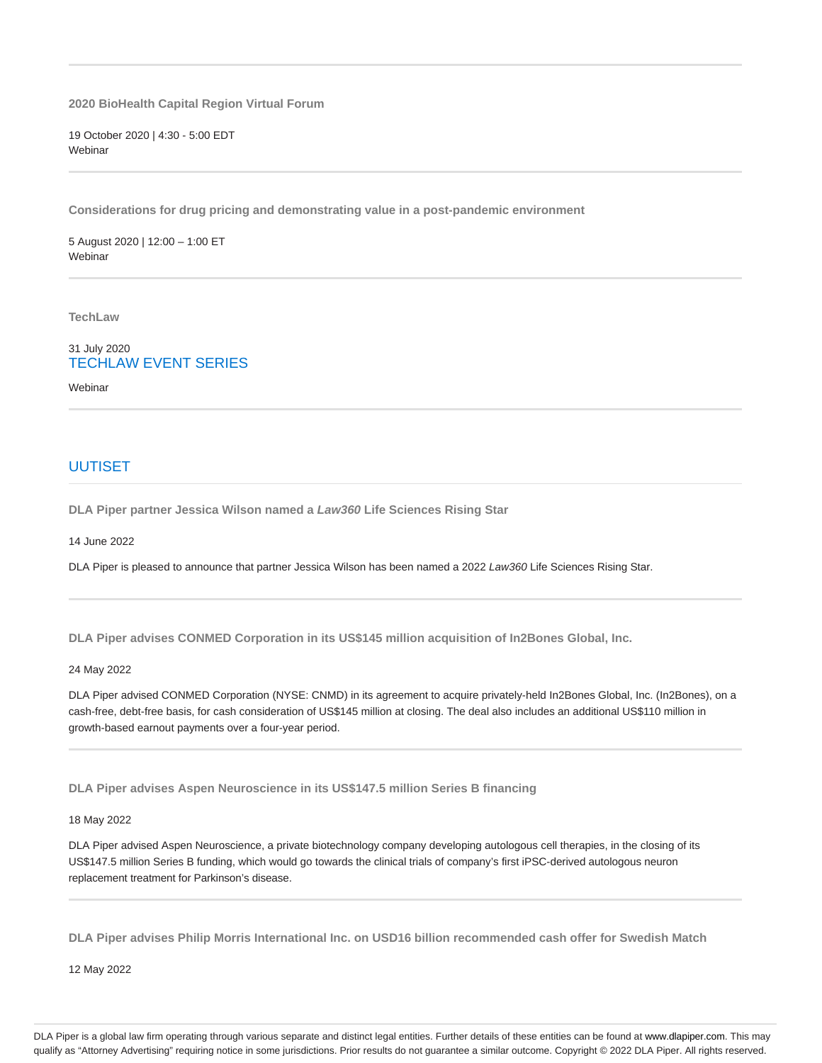**2020 BioHealth Capital Region Virtual Forum**

19 October 2020 | 4:30 - 5:00 EDT
Webinar

---

**Considerations for drug pricing and demonstrating value in a post-pandemic environment**

5 August 2020 | 12:00 – 1:00 ET
Webinar

---

**TechLaw**

31 July 2020
TECHLAW EVENT SERIES

Webinar

---

## UUTISET

**DLA Piper partner Jessica Wilson named a *Law360* Life Sciences Rising Star**

14 June 2022

DLA Piper is pleased to announce that partner Jessica Wilson has been named a 2022 *Law360* Life Sciences Rising Star.

---

**DLA Piper advises CONMED Corporation in its US$145 million acquisition of In2Bones Global, Inc.**

24 May 2022

DLA Piper advised CONMED Corporation (NYSE: CNMD) in its agreement to acquire privately-held In2Bones Global, Inc. (In2Bones), on a cash-free, debt-free basis, for cash consideration of US$145 million at closing. The deal also includes an additional US$110 million in growth-based earnout payments over a four-year period.

---

**DLA Piper advises Aspen Neuroscience in its US$147.5 million Series B financing**

18 May 2022

DLA Piper advised Aspen Neuroscience, a private biotechnology company developing autologous cell therapies, in the closing of its US$147.5 million Series B funding, which would go towards the clinical trials of company's first iPSC-derived autologous neuron replacement treatment for Parkinson's disease.

---

**DLA Piper advises Philip Morris International Inc. on USD16 billion recommended cash offer for Swedish Match**

12 May 2022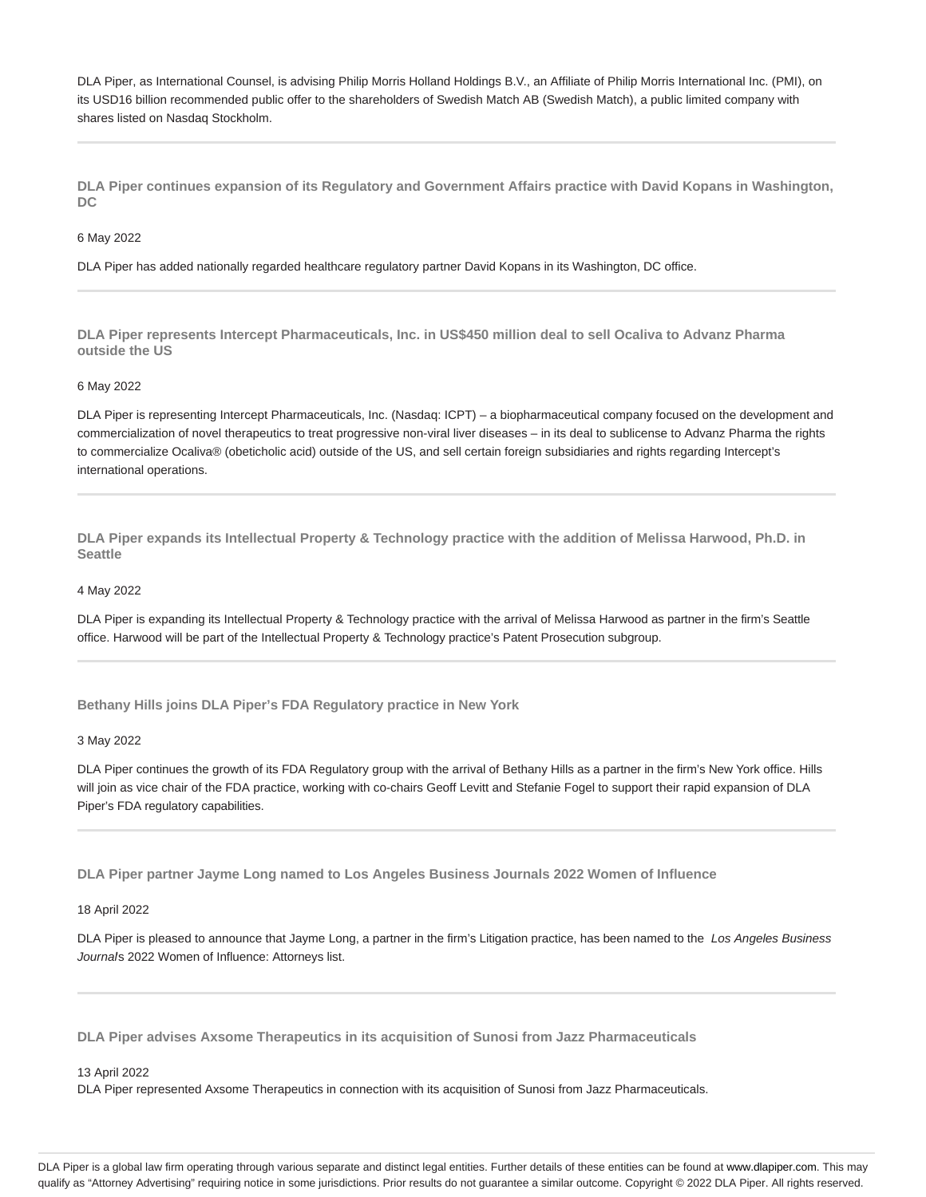DLA Piper, as International Counsel, is advising Philip Morris Holland Holdings B.V., an Affiliate of Philip Morris International Inc. (PMI), on its USD16 billion recommended public offer to the shareholders of Swedish Match AB (Swedish Match), a public limited company with shares listed on Nasdaq Stockholm.

---

**DLA Piper continues expansion of its Regulatory and Government Affairs practice with David Kopans in Washington, DC**

6 May 2022

DLA Piper has added nationally regarded healthcare regulatory partner David Kopans in its Washington, DC office.

---

**DLA Piper represents Intercept Pharmaceuticals, Inc. in US$450 million deal to sell Ocaliva to Advanz Pharma outside the US**

6 May 2022

DLA Piper is representing Intercept Pharmaceuticals, Inc. (Nasdaq: ICPT) – a biopharmaceutical company focused on the development and commercialization of novel therapeutics to treat progressive non-viral liver diseases – in its deal to sublicense to Advanz Pharma the rights to commercialize Ocaliva® (obeticholic acid) outside of the US, and sell certain foreign subsidiaries and rights regarding Intercept's international operations.

---

**DLA Piper expands its Intellectual Property & Technology practice with the addition of Melissa Harwood, Ph.D. in Seattle**

4 May 2022

DLA Piper is expanding its Intellectual Property & Technology practice with the arrival of Melissa Harwood as partner in the firm's Seattle office. Harwood will be part of the Intellectual Property & Technology practice's Patent Prosecution subgroup.

---

**Bethany Hills joins DLA Piper's FDA Regulatory practice in New York**

3 May 2022

DLA Piper continues the growth of its FDA Regulatory group with the arrival of Bethany Hills as a partner in the firm's New York office. Hills will join as vice chair of the FDA practice, working with co-chairs Geoff Levitt and Stefanie Fogel to support their rapid expansion of DLA Piper's FDA regulatory capabilities.

---

**DLA Piper partner Jayme Long named to Los Angeles Business Journals 2022 Women of Influence**

18 April 2022

DLA Piper is pleased to announce that Jayme Long, a partner in the firm's Litigation practice, has been named to the *Los Angeles Business Journal*'s 2022 Women of Influence: Attorneys list.

---

**DLA Piper advises Axsome Therapeutics in its acquisition of Sunosi from Jazz Pharmaceuticals**

13 April 2022

DLA Piper represented Axsome Therapeutics in connection with its acquisition of Sunosi from Jazz Pharmaceuticals.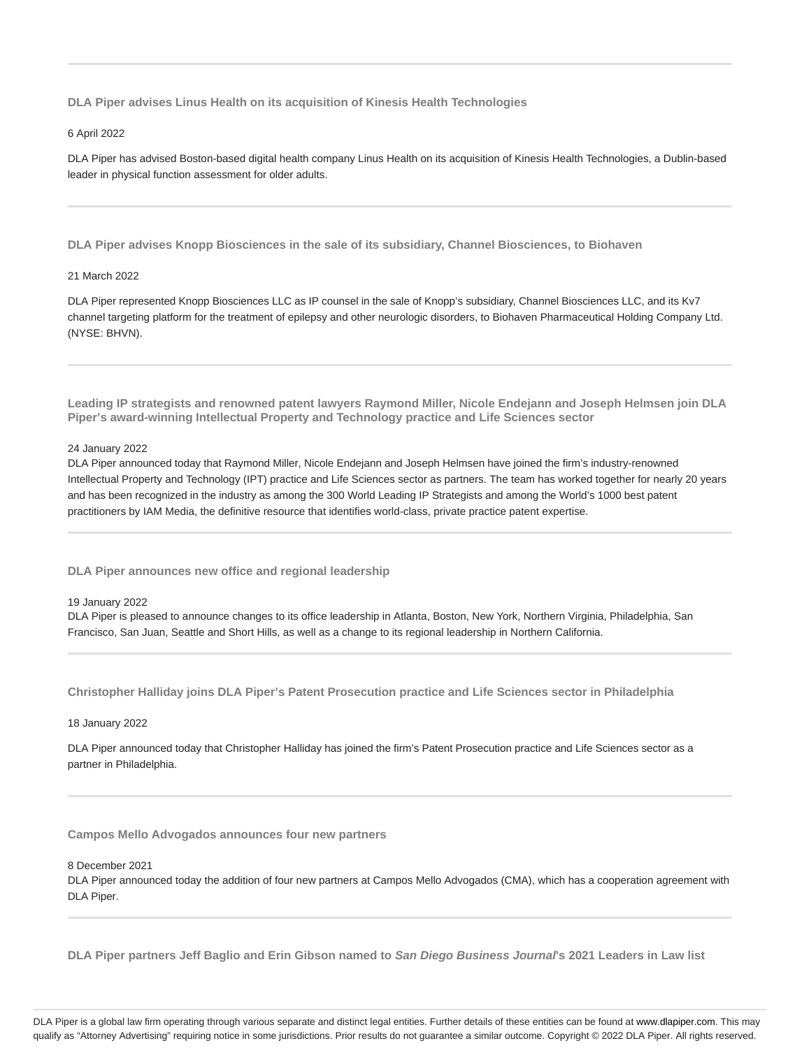---

### DLA Piper advises Linus Health on its acquisition of Kinesis Health Technologies

6 April 2022

DLA Piper has advised Boston-based digital health company Linus Health on its acquisition of Kinesis Health Technologies, a Dublin-based leader in physical function assessment for older adults.

---

### DLA Piper advises Knopp Biosciences in the sale of its subsidiary, Channel Biosciences, to Biohaven

21 March 2022

DLA Piper represented Knopp Biosciences LLC as IP counsel in the sale of Knopp's subsidiary, Channel Biosciences LLC, and its Kv7 channel targeting platform for the treatment of epilepsy and other neurologic disorders, to Biohaven Pharmaceutical Holding Company Ltd. (NYSE: BHVN).

---

### Leading IP strategists and renowned patent lawyers Raymond Miller, Nicole Endejann and Joseph Helmsen join DLA Piper's award-winning Intellectual Property and Technology practice and Life Sciences sector

24 January 2022

DLA Piper announced today that Raymond Miller, Nicole Endejann and Joseph Helmsen have joined the firm's industry-renowned Intellectual Property and Technology (IPT) practice and Life Sciences sector as partners. The team has worked together for nearly 20 years and has been recognized in the industry as among the 300 World Leading IP Strategists and among the World's 1000 best patent practitioners by IAM Media, the definitive resource that identifies world-class, private practice patent expertise.

---

### DLA Piper announces new office and regional leadership

19 January 2022

DLA Piper is pleased to announce changes to its office leadership in Atlanta, Boston, New York, Northern Virginia, Philadelphia, San Francisco, San Juan, Seattle and Short Hills, as well as a change to its regional leadership in Northern California.

---

### Christopher Halliday joins DLA Piper's Patent Prosecution practice and Life Sciences sector in Philadelphia

18 January 2022

DLA Piper announced today that Christopher Halliday has joined the firm's Patent Prosecution practice and Life Sciences sector as a partner in Philadelphia.

---

### Campos Mello Advogados announces four new partners

8 December 2021

DLA Piper announced today the addition of four new partners at Campos Mello Advogados (CMA), which has a cooperation agreement with DLA Piper.

---

### DLA Piper partners Jeff Baglio and Erin Gibson named to *San Diego Business Journal*'s 2021 Leaders in Law list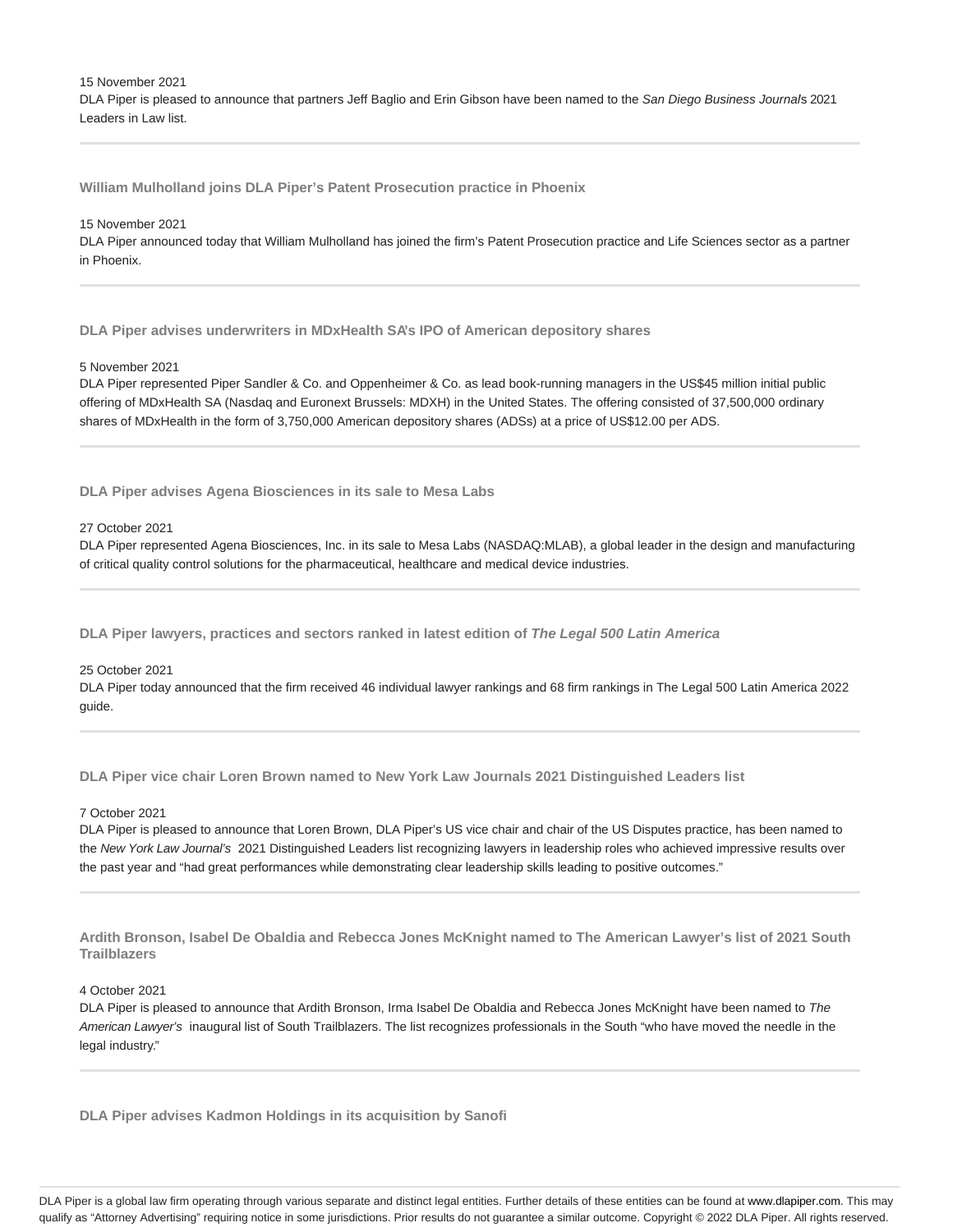15 November 2021
DLA Piper is pleased to announce that partners Jeff Baglio and Erin Gibson have been named to the *San Diego Business Journal*s 2021 Leaders in Law list.

---

### William Mulholland joins DLA Piper's Patent Prosecution practice in Phoenix

15 November 2021
DLA Piper announced today that William Mulholland has joined the firm's Patent Prosecution practice and Life Sciences sector as a partner in Phoenix.

---

### DLA Piper advises underwriters in MDxHealth SA's IPO of American depository shares

5 November 2021
DLA Piper represented Piper Sandler & Co. and Oppenheimer & Co. as lead book-running managers in the US$45 million initial public offering of MDxHealth SA (Nasdaq and Euronext Brussels: MDXH) in the United States. The offering consisted of 37,500,000 ordinary shares of MDxHealth in the form of 3,750,000 American depository shares (ADSs) at a price of US$12.00 per ADS.

---

### DLA Piper advises Agena Biosciences in its sale to Mesa Labs

27 October 2021
DLA Piper represented Agena Biosciences, Inc. in its sale to Mesa Labs (NASDAQ:MLAB), a global leader in the design and manufacturing of critical quality control solutions for the pharmaceutical, healthcare and medical device industries.

---

### DLA Piper lawyers, practices and sectors ranked in latest edition of *The Legal 500 Latin America*

25 October 2021
DLA Piper today announced that the firm received 46 individual lawyer rankings and 68 firm rankings in The Legal 500 Latin America 2022 guide.

---

### DLA Piper vice chair Loren Brown named to New York Law Journals 2021 Distinguished Leaders list

7 October 2021
DLA Piper is pleased to announce that Loren Brown, DLA Piper's US vice chair and chair of the US Disputes practice, has been named to the *New York Law Journal's* 2021 Distinguished Leaders list recognizing lawyers in leadership roles who achieved impressive results over the past year and "had great performances while demonstrating clear leadership skills leading to positive outcomes."

---

### Ardith Bronson, Isabel De Obaldia and Rebecca Jones McKnight named to The American Lawyer's list of 2021 South Trailblazers

4 October 2021
DLA Piper is pleased to announce that Ardith Bronson, Irma Isabel De Obaldia and Rebecca Jones McKnight have been named to *The American Lawyer's* inaugural list of South Trailblazers. The list recognizes professionals in the South "who have moved the needle in the legal industry."

---

### DLA Piper advises Kadmon Holdings in its acquisition by Sanofi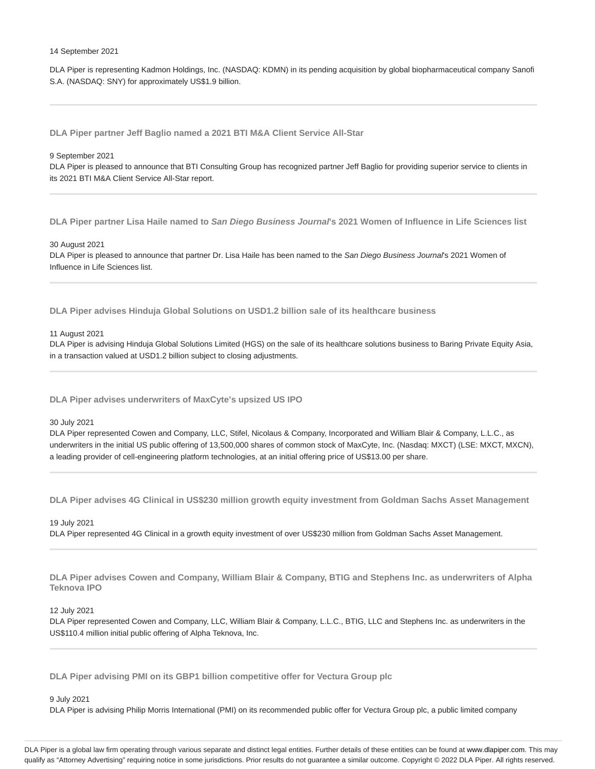14 September 2021

DLA Piper is representing Kadmon Holdings, Inc. (NASDAQ: KDMN) in its pending acquisition by global biopharmaceutical company Sanofi S.A. (NASDAQ: SNY) for approximately US$1.9 billion.

---

### DLA Piper partner Jeff Baglio named a 2021 BTI M&A Client Service All-Star

9 September 2021

DLA Piper is pleased to announce that BTI Consulting Group has recognized partner Jeff Baglio for providing superior service to clients in its 2021 BTI M&A Client Service All-Star report.

---

### DLA Piper partner Lisa Haile named to *San Diego Business Journal*'s 2021 Women of Influence in Life Sciences list

30 August 2021

DLA Piper is pleased to announce that partner Dr. Lisa Haile has been named to the *San Diego Business Journal*'s 2021 Women of Influence in Life Sciences list.

---

### DLA Piper advises Hinduja Global Solutions on USD1.2 billion sale of its healthcare business

11 August 2021

DLA Piper is advising Hinduja Global Solutions Limited (HGS) on the sale of its healthcare solutions business to Baring Private Equity Asia, in a transaction valued at USD1.2 billion subject to closing adjustments.

---

### DLA Piper advises underwriters of MaxCyte's upsized US IPO

30 July 2021

DLA Piper represented Cowen and Company, LLC, Stifel, Nicolaus & Company, Incorporated and William Blair & Company, L.L.C., as underwriters in the initial US public offering of 13,500,000 shares of common stock of MaxCyte, Inc. (Nasdaq: MXCT) (LSE: MXCT, MXCN), a leading provider of cell-engineering platform technologies, at an initial offering price of US$13.00 per share.

---

### DLA Piper advises 4G Clinical in US$230 million growth equity investment from Goldman Sachs Asset Management

19 July 2021

DLA Piper represented 4G Clinical in a growth equity investment of over US$230 million from Goldman Sachs Asset Management.

---

### DLA Piper advises Cowen and Company, William Blair & Company, BTIG and Stephens Inc. as underwriters of Alpha Teknova IPO

12 July 2021

DLA Piper represented Cowen and Company, LLC, William Blair & Company, L.L.C., BTIG, LLC and Stephens Inc. as underwriters in the US$110.4 million initial public offering of Alpha Teknova, Inc.

---

### DLA Piper advising PMI on its GBP1 billion competitive offer for Vectura Group plc

9 July 2021

DLA Piper is advising Philip Morris International (PMI) on its recommended public offer for Vectura Group plc, a public limited company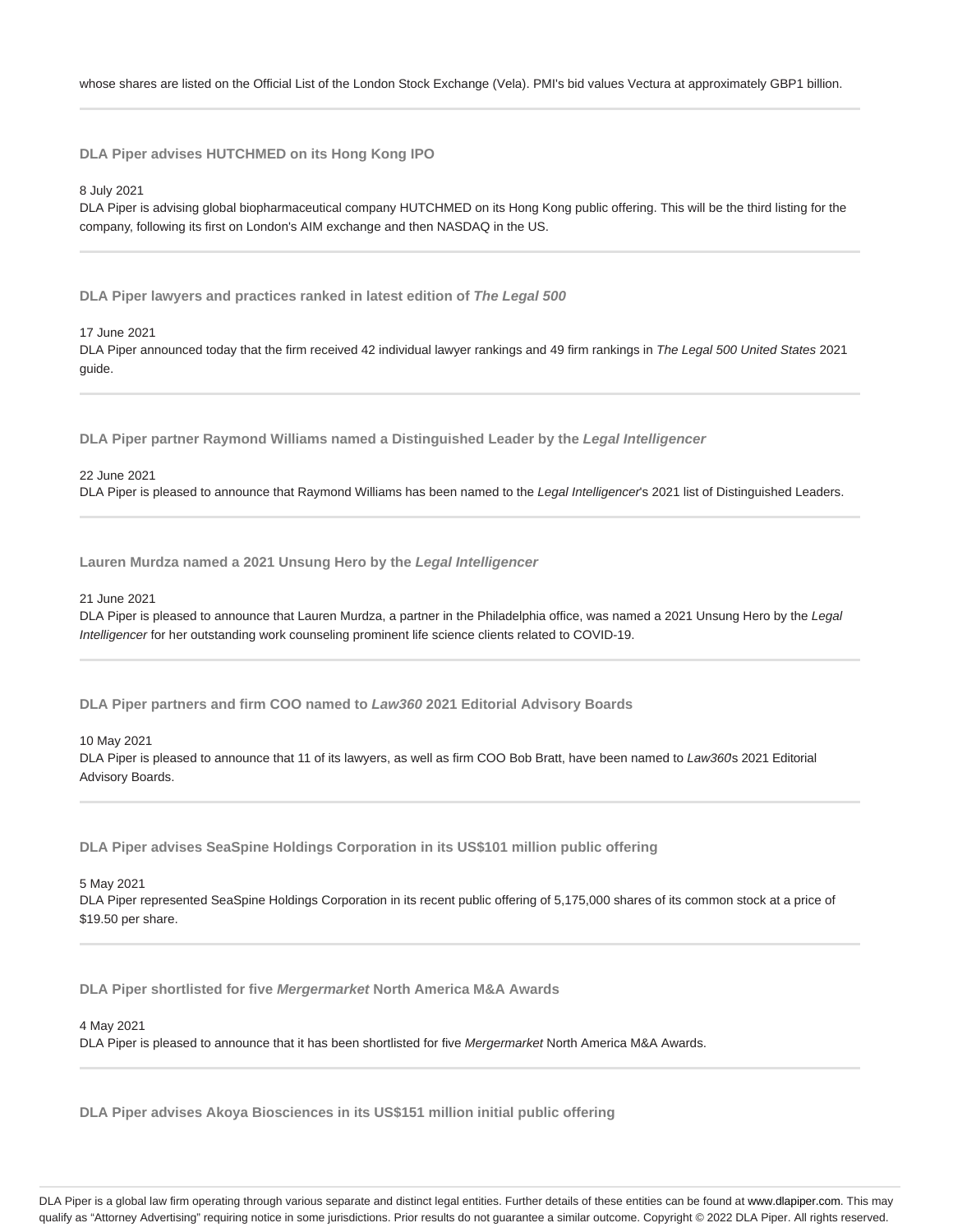whose shares are listed on the Official List of the London Stock Exchange (Vela). PMI's bid values Vectura at approximately GBP1 billion.

---

### DLA Piper advises HUTCHMED on its Hong Kong IPO

8 July 2021
DLA Piper is advising global biopharmaceutical company HUTCHMED on its Hong Kong public offering. This will be the third listing for the company, following its first on London's AIM exchange and then NASDAQ in the US.

---

### DLA Piper lawyers and practices ranked in latest edition of *The Legal 500*

17 June 2021
DLA Piper announced today that the firm received 42 individual lawyer rankings and 49 firm rankings in *The Legal 500 United States* 2021 guide.

---

### DLA Piper partner Raymond Williams named a Distinguished Leader by the *Legal Intelligencer*

22 June 2021
DLA Piper is pleased to announce that Raymond Williams has been named to the *Legal Intelligencer*'s 2021 list of Distinguished Leaders.

---

### Lauren Murdza named a 2021 Unsung Hero by the *Legal Intelligencer*

21 June 2021
DLA Piper is pleased to announce that Lauren Murdza, a partner in the Philadelphia office, was named a 2021 Unsung Hero by the *Legal Intelligencer* for her outstanding work counseling prominent life science clients related to COVID-19.

---

### DLA Piper partners and firm COO named to *Law360* 2021 Editorial Advisory Boards

10 May 2021
DLA Piper is pleased to announce that 11 of its lawyers, as well as firm COO Bob Bratt, have been named to *Law360*s 2021 Editorial Advisory Boards.

---

### DLA Piper advises SeaSpine Holdings Corporation in its US$101 million public offering

5 May 2021
DLA Piper represented SeaSpine Holdings Corporation in its recent public offering of 5,175,000 shares of its common stock at a price of $19.50 per share.

---

### DLA Piper shortlisted for five *Mergermarket* North America M&A Awards

4 May 2021
DLA Piper is pleased to announce that it has been shortlisted for five *Mergermarket* North America M&A Awards.

---

### DLA Piper advises Akoya Biosciences in its US$151 million initial public offering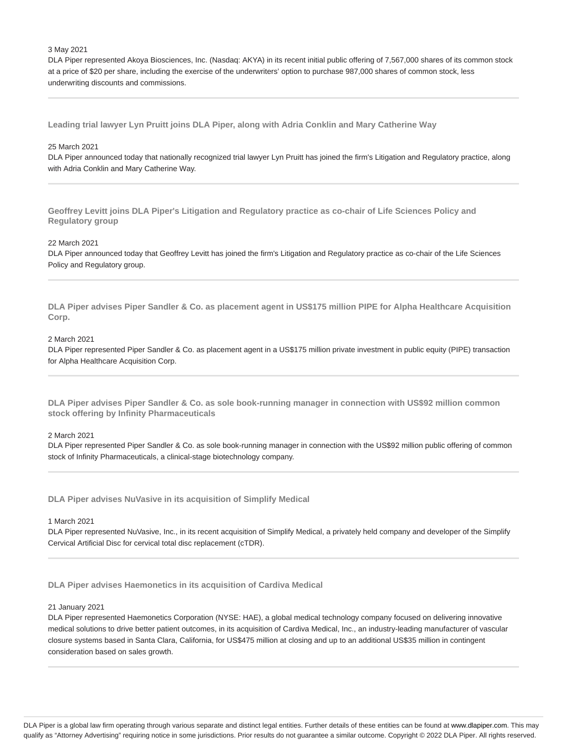3 May 2021
DLA Piper represented Akoya Biosciences, Inc. (Nasdaq: AKYA) in its recent initial public offering of 7,567,000 shares of its common stock at a price of $20 per share, including the exercise of the underwriters' option to purchase 987,000 shares of common stock, less underwriting discounts and commissions.

---

### Leading trial lawyer Lyn Pruitt joins DLA Piper, along with Adria Conklin and Mary Catherine Way

25 March 2021
DLA Piper announced today that nationally recognized trial lawyer Lyn Pruitt has joined the firm's Litigation and Regulatory practice, along with Adria Conklin and Mary Catherine Way.

---

### Geoffrey Levitt joins DLA Piper's Litigation and Regulatory practice as co-chair of Life Sciences Policy and Regulatory group

22 March 2021
DLA Piper announced today that Geoffrey Levitt has joined the firm's Litigation and Regulatory practice as co-chair of the Life Sciences Policy and Regulatory group.

---

### DLA Piper advises Piper Sandler & Co. as placement agent in US$175 million PIPE for Alpha Healthcare Acquisition Corp.

2 March 2021
DLA Piper represented Piper Sandler & Co. as placement agent in a US$175 million private investment in public equity (PIPE) transaction for Alpha Healthcare Acquisition Corp.

---

### DLA Piper advises Piper Sandler & Co. as sole book-running manager in connection with US$92 million common stock offering by Infinity Pharmaceuticals

2 March 2021
DLA Piper represented Piper Sandler & Co. as sole book-running manager in connection with the US$92 million public offering of common stock of Infinity Pharmaceuticals, a clinical-stage biotechnology company.

---

### DLA Piper advises NuVasive in its acquisition of Simplify Medical

1 March 2021
DLA Piper represented NuVasive, Inc., in its recent acquisition of Simplify Medical, a privately held company and developer of the Simplify Cervical Artificial Disc for cervical total disc replacement (cTDR).

---

### DLA Piper advises Haemonetics in its acquisition of Cardiva Medical

21 January 2021
DLA Piper represented Haemonetics Corporation (NYSE: HAE), a global medical technology company focused on delivering innovative medical solutions to drive better patient outcomes, in its acquisition of Cardiva Medical, Inc., an industry-leading manufacturer of vascular closure systems based in Santa Clara, California, for US$475 million at closing and up to an additional US$35 million in contingent consideration based on sales growth.

---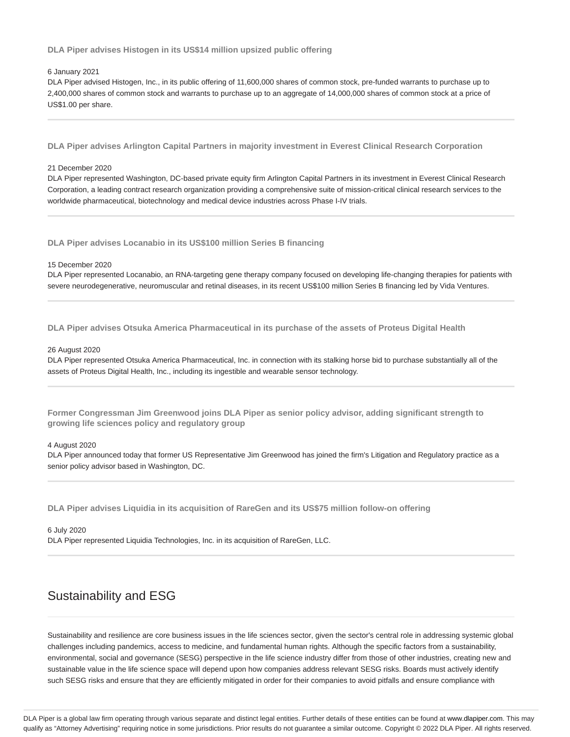### DLA Piper advises Histogen in its US$14 million upsized public offering

6 January 2021

DLA Piper advised Histogen, Inc., in its public offering of 11,600,000 shares of common stock, pre-funded warrants to purchase up to 2,400,000 shares of common stock and warrants to purchase up to an aggregate of 14,000,000 shares of common stock at a price of US$1.00 per share.

---

### DLA Piper advises Arlington Capital Partners in majority investment in Everest Clinical Research Corporation

21 December 2020

DLA Piper represented Washington, DC-based private equity firm Arlington Capital Partners in its investment in Everest Clinical Research Corporation, a leading contract research organization providing a comprehensive suite of mission-critical clinical research services to the worldwide pharmaceutical, biotechnology and medical device industries across Phase I-IV trials.

---

### DLA Piper advises Locanabio in its US$100 million Series B financing

15 December 2020

DLA Piper represented Locanabio, an RNA-targeting gene therapy company focused on developing life-changing therapies for patients with severe neurodegenerative, neuromuscular and retinal diseases, in its recent US$100 million Series B financing led by Vida Ventures.

---

### DLA Piper advises Otsuka America Pharmaceutical in its purchase of the assets of Proteus Digital Health

26 August 2020

DLA Piper represented Otsuka America Pharmaceutical, Inc. in connection with its stalking horse bid to purchase substantially all of the assets of Proteus Digital Health, Inc., including its ingestible and wearable sensor technology.

---

### Former Congressman Jim Greenwood joins DLA Piper as senior policy advisor, adding significant strength to growing life sciences policy and regulatory group

4 August 2020

DLA Piper announced today that former US Representative Jim Greenwood has joined the firm's Litigation and Regulatory practice as a senior policy advisor based in Washington, DC.

---

### DLA Piper advises Liquidia in its acquisition of RareGen and its US$75 million follow-on offering

6 July 2020

DLA Piper represented Liquidia Technologies, Inc. in its acquisition of RareGen, LLC.

---

## Sustainability and ESG

Sustainability and resilience are core business issues in the life sciences sector, given the sector's central role in addressing systemic global challenges including pandemics, access to medicine, and fundamental human rights. Although the specific factors from a sustainability, environmental, social and governance (SESG) perspective in the life science industry differ from those of other industries, creating new and sustainable value in the life science space will depend upon how companies address relevant SESG risks. Boards must actively identify such SESG risks and ensure that they are efficiently mitigated in order for their companies to avoid pitfalls and ensure compliance with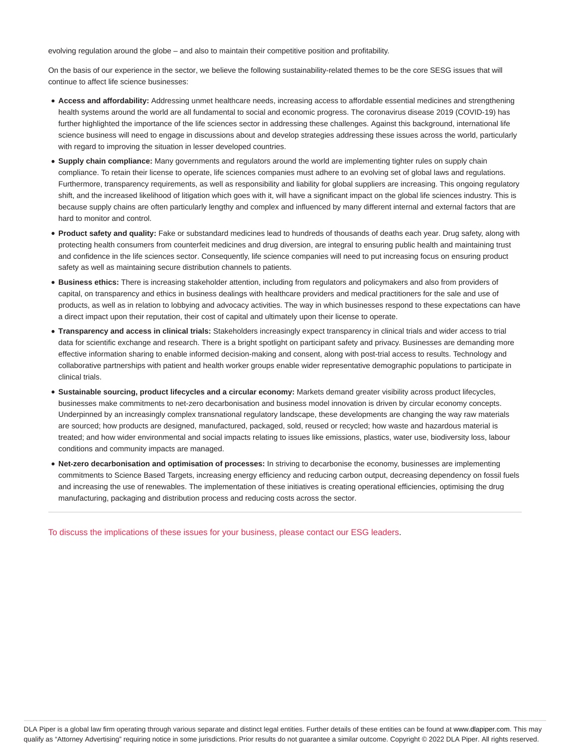evolving regulation around the globe – and also to maintain their competitive position and profitability.

On the basis of our experience in the sector, we believe the following sustainability-related themes to be the core SESG issues that will continue to affect life science businesses:

- **Access and affordability:** Addressing unmet healthcare needs, increasing access to affordable essential medicines and strengthening health systems around the world are all fundamental to social and economic progress. The coronavirus disease 2019 (COVID-19) has further highlighted the importance of the life sciences sector in addressing these challenges. Against this background, international life science business will need to engage in discussions about and develop strategies addressing these issues across the world, particularly with regard to improving the situation in lesser developed countries.
- **Supply chain compliance:** Many governments and regulators around the world are implementing tighter rules on supply chain compliance. To retain their license to operate, life sciences companies must adhere to an evolving set of global laws and regulations. Furthermore, transparency requirements, as well as responsibility and liability for global suppliers are increasing. This ongoing regulatory shift, and the increased likelihood of litigation which goes with it, will have a significant impact on the global life sciences industry. This is because supply chains are often particularly lengthy and complex and influenced by many different internal and external factors that are hard to monitor and control.
- **Product safety and quality:** Fake or substandard medicines lead to hundreds of thousands of deaths each year. Drug safety, along with protecting health consumers from counterfeit medicines and drug diversion, are integral to ensuring public health and maintaining trust and confidence in the life sciences sector. Consequently, life science companies will need to put increasing focus on ensuring product safety as well as maintaining secure distribution channels to patients.
- **Business ethics:** There is increasing stakeholder attention, including from regulators and policymakers and also from providers of capital, on transparency and ethics in business dealings with healthcare providers and medical practitioners for the sale and use of products, as well as in relation to lobbying and advocacy activities. The way in which businesses respond to these expectations can have a direct impact upon their reputation, their cost of capital and ultimately upon their license to operate.
- **Transparency and access in clinical trials:** Stakeholders increasingly expect transparency in clinical trials and wider access to trial data for scientific exchange and research. There is a bright spotlight on participant safety and privacy. Businesses are demanding more effective information sharing to enable informed decision-making and consent, along with post-trial access to results. Technology and collaborative partnerships with patient and health worker groups enable wider representative demographic populations to participate in clinical trials.
- **Sustainable sourcing, product lifecycles and a circular economy:** Markets demand greater visibility across product lifecycles, businesses make commitments to net-zero decarbonisation and business model innovation is driven by circular economy concepts. Underpinned by an increasingly complex transnational regulatory landscape, these developments are changing the way raw materials are sourced; how products are designed, manufactured, packaged, sold, reused or recycled; how waste and hazardous material is treated; and how wider environmental and social impacts relating to issues like emissions, plastics, water use, biodiversity loss, labour conditions and community impacts are managed.
- **Net-zero decarbonisation and optimisation of processes:** In striving to decarbonise the economy, businesses are implementing commitments to Science Based Targets, increasing energy efficiency and reducing carbon output, decreasing dependency on fossil fuels and increasing the use of renewables. The implementation of these initiatives is creating operational efficiencies, optimising the drug manufacturing, packaging and distribution process and reducing costs across the sector.

---

To discuss the implications of these issues for your business, please contact our ESG leaders.

DLA Piper is a global law firm operating through various separate and distinct legal entities. Further details of these entities can be found at www.dlapiper.com. This may qualify as “Attorney Advertising” requiring notice in some jurisdictions. Prior results do not guarantee a similar outcome. Copyright © 2022 DLA Piper. All rights reserved.